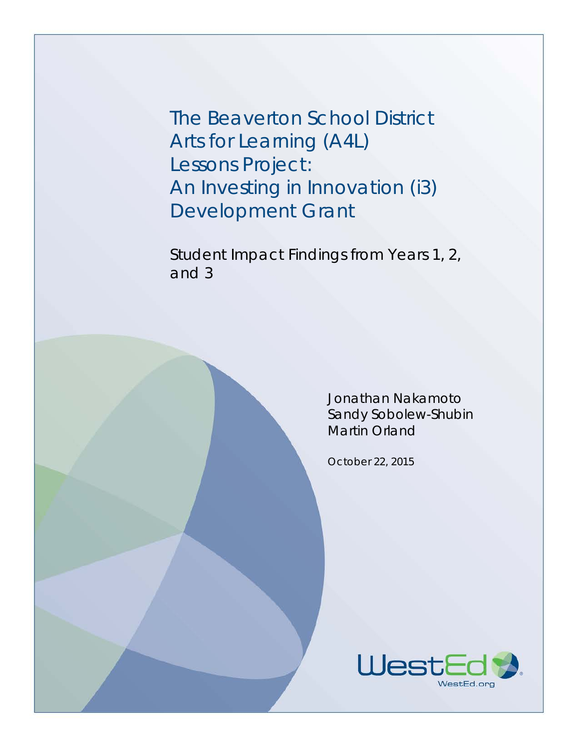# The Beaverton School District Arts for Learning (A4L) Lessons Project: An Investing in Innovation (i3) Development Grant

## Student Impact Findings from Years 1, 2, and 3

Jonathan Nakamoto
Sandy Sobolew-Shubin
Martin Orland

October 22, 2015

WestEd
WestEd.org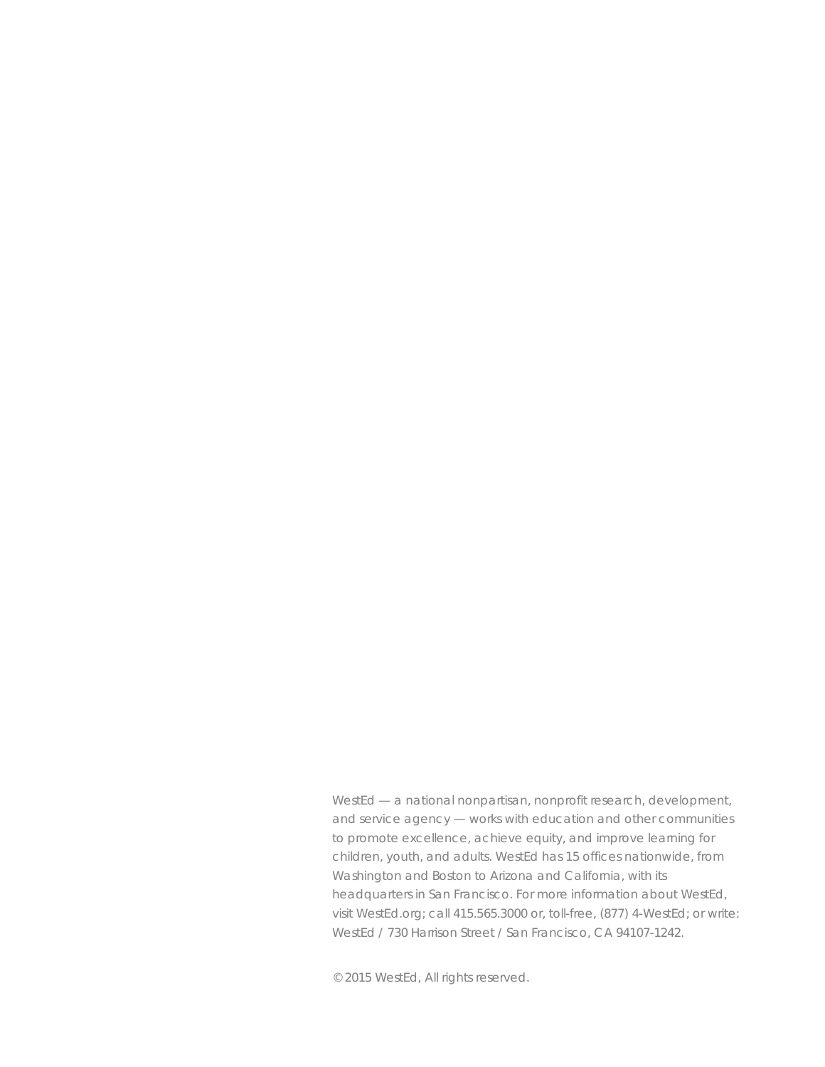WestEd — a national nonpartisan, nonprofit research, development, and service agency — works with education and other communities to promote excellence, achieve equity, and improve learning for children, youth, and adults. WestEd has 15 offices nationwide, from Washington and Boston to Arizona and California, with its headquarters in San Francisco. For more information about WestEd, visit WestEd.org; call 415.565.3000 or, toll-free, (877) 4-WestEd; or write: WestEd / 730 Harrison Street / San Francisco, CA 94107-1242.

© 2015 WestEd, All rights reserved.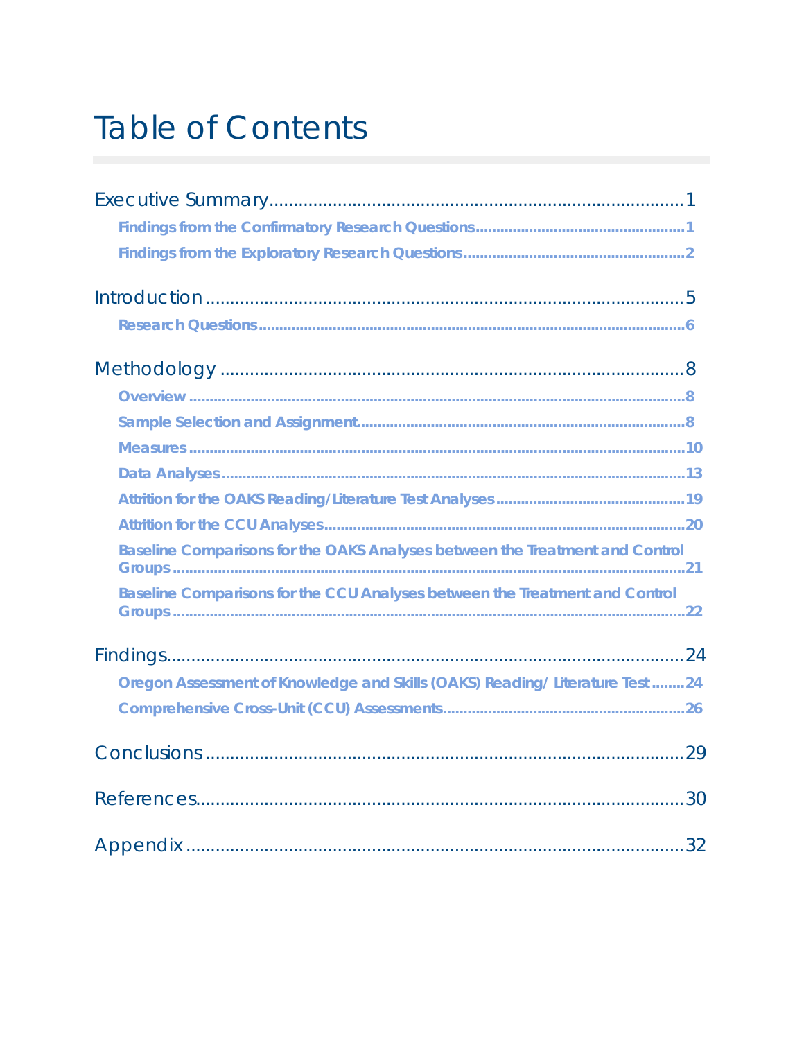# Table of Contents

Executive Summary ..... 1

- **Findings from the Confirmatory Research Questions** ..... 1
- **Findings from the Exploratory Research Questions** ..... 2

Introduction ..... 5

- **Research Questions** ..... 6

Methodology ..... 8

- **Overview** ..... 8
- **Sample Selection and Assignment** ..... 8
- **Measures** ..... 10
- **Data Analyses** ..... 13
- **Attrition for the OAKS Reading/Literature Test Analyses** ..... 19
- **Attrition for the CCU Analyses** ..... 20
- **Baseline Comparisons for the OAKS Analyses between the Treatment and Control Groups** ..... 21
- **Baseline Comparisons for the CCU Analyses between the Treatment and Control Groups** ..... 22

Findings ..... 24

- **Oregon Assessment of Knowledge and Skills (OAKS) Reading/ Literature Test** ..... 24
- **Comprehensive Cross-Unit (CCU) Assessments** ..... 26

Conclusions ..... 29

References ..... 30

Appendix ..... 32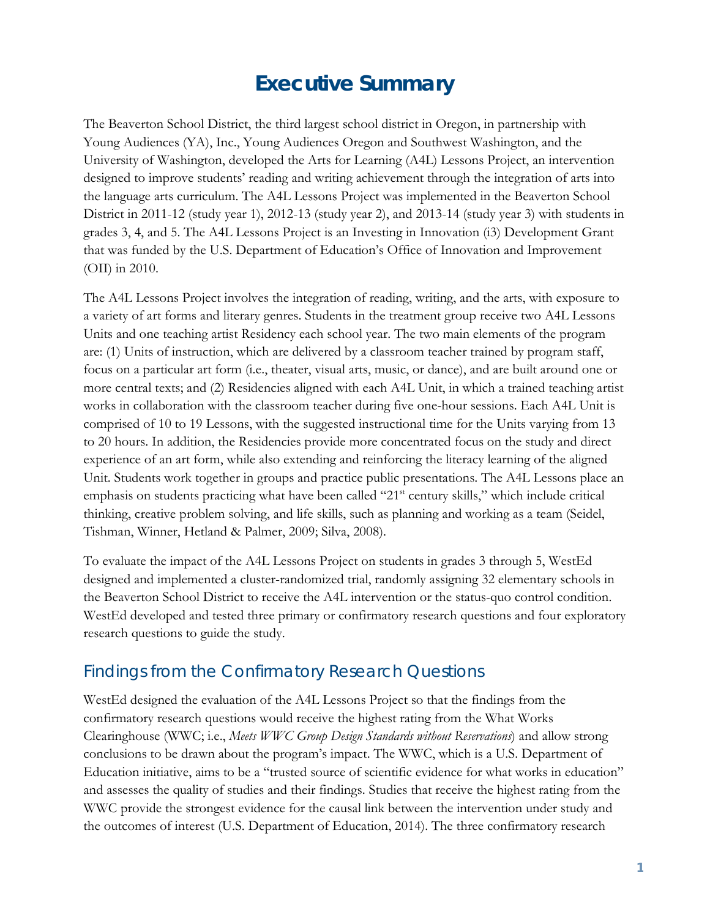# Executive Summary

The Beaverton School District, the third largest school district in Oregon, in partnership with Young Audiences (YA), Inc., Young Audiences Oregon and Southwest Washington, and the University of Washington, developed the Arts for Learning (A4L) Lessons Project, an intervention designed to improve students' reading and writing achievement through the integration of arts into the language arts curriculum. The A4L Lessons Project was implemented in the Beaverton School District in 2011-12 (study year 1), 2012-13 (study year 2), and 2013-14 (study year 3) with students in grades 3, 4, and 5. The A4L Lessons Project is an Investing in Innovation (i3) Development Grant that was funded by the U.S. Department of Education's Office of Innovation and Improvement (OII) in 2010.

The A4L Lessons Project involves the integration of reading, writing, and the arts, with exposure to a variety of art forms and literary genres. Students in the treatment group receive two A4L Lessons Units and one teaching artist Residency each school year. The two main elements of the program are: (1) Units of instruction, which are delivered by a classroom teacher trained by program staff, focus on a particular art form (i.e., theater, visual arts, music, or dance), and are built around one or more central texts; and (2) Residencies aligned with each A4L Unit, in which a trained teaching artist works in collaboration with the classroom teacher during five one-hour sessions. Each A4L Unit is comprised of 10 to 19 Lessons, with the suggested instructional time for the Units varying from 13 to 20 hours. In addition, the Residencies provide more concentrated focus on the study and direct experience of an art form, while also extending and reinforcing the literacy learning of the aligned Unit. Students work together in groups and practice public presentations. The A4L Lessons place an emphasis on students practicing what have been called "21st century skills," which include critical thinking, creative problem solving, and life skills, such as planning and working as a team (Seidel, Tishman, Winner, Hetland & Palmer, 2009; Silva, 2008).

To evaluate the impact of the A4L Lessons Project on students in grades 3 through 5, WestEd designed and implemented a cluster-randomized trial, randomly assigning 32 elementary schools in the Beaverton School District to receive the A4L intervention or the status-quo control condition. WestEd developed and tested three primary or confirmatory research questions and four exploratory research questions to guide the study.

## Findings from the Confirmatory Research Questions

WestEd designed the evaluation of the A4L Lessons Project so that the findings from the confirmatory research questions would receive the highest rating from the What Works Clearinghouse (WWC; i.e., *Meets WWC Group Design Standards without Reservations*) and allow strong conclusions to be drawn about the program's impact. The WWC, which is a U.S. Department of Education initiative, aims to be a "trusted source of scientific evidence for what works in education" and assesses the quality of studies and their findings. Studies that receive the highest rating from the WWC provide the strongest evidence for the causal link between the intervention under study and the outcomes of interest (U.S. Department of Education, 2014). The three confirmatory research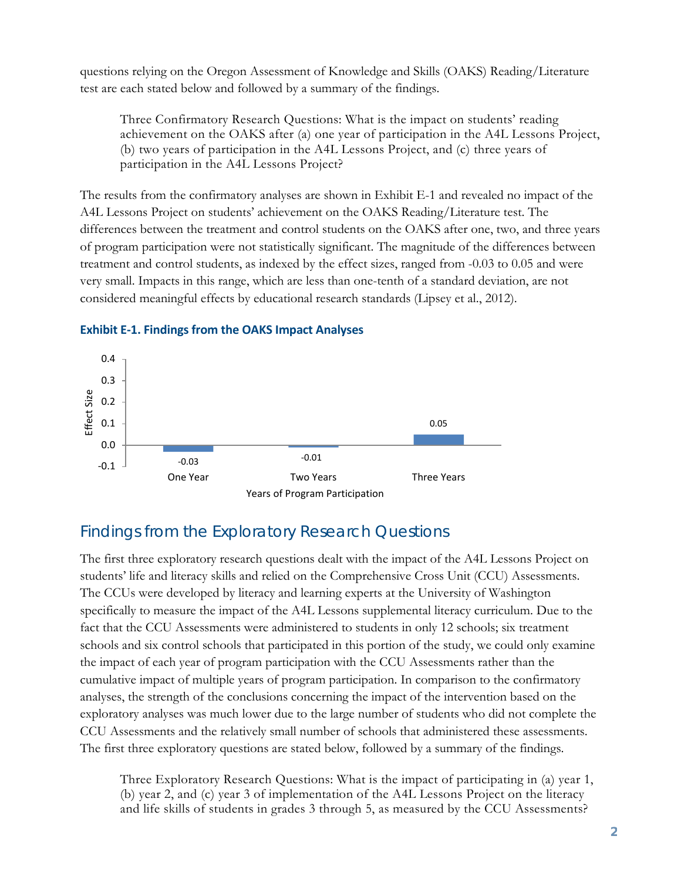questions relying on the Oregon Assessment of Knowledge and Skills (OAKS) Reading/Literature test are each stated below and followed by a summary of the findings.

> Three Confirmatory Research Questions: What is the impact on students' reading achievement on the OAKS after (a) one year of participation in the A4L Lessons Project, (b) two years of participation in the A4L Lessons Project, and (c) three years of participation in the A4L Lessons Project?

The results from the confirmatory analyses are shown in Exhibit E-1 and revealed no impact of the A4L Lessons Project on students' achievement on the OAKS Reading/Literature test. The differences between the treatment and control students on the OAKS after one, two, and three years of program participation were not statistically significant. The magnitude of the differences between treatment and control students, as indexed by the effect sizes, ranged from -0.03 to 0.05 and were very small. Impacts in this range, which are less than one-tenth of a standard deviation, are not considered meaningful effects by educational research standards (Lipsey et al., 2012).

**Exhibit E-1. Findings from the OAKS Impact Analyses**

| Years of Program Participation | Effect Size |
|---|---|
| One Year | -0.03 |
| Two Years | -0.01 |
| Three Years | 0.05 |

## Findings from the Exploratory Research Questions

The first three exploratory research questions dealt with the impact of the A4L Lessons Project on students' life and literacy skills and relied on the Comprehensive Cross Unit (CCU) Assessments. The CCUs were developed by literacy and learning experts at the University of Washington specifically to measure the impact of the A4L Lessons supplemental literacy curriculum. Due to the fact that the CCU Assessments were administered to students in only 12 schools; six treatment schools and six control schools that participated in this portion of the study, we could only examine the impact of each year of program participation with the CCU Assessments rather than the cumulative impact of multiple years of program participation. In comparison to the confirmatory analyses, the strength of the conclusions concerning the impact of the intervention based on the exploratory analyses was much lower due to the large number of students who did not complete the CCU Assessments and the relatively small number of schools that administered these assessments. The first three exploratory questions are stated below, followed by a summary of the findings.

> Three Exploratory Research Questions: What is the impact of participating in (a) year 1, (b) year 2, and (c) year 3 of implementation of the A4L Lessons Project on the literacy and life skills of students in grades 3 through 5, as measured by the CCU Assessments?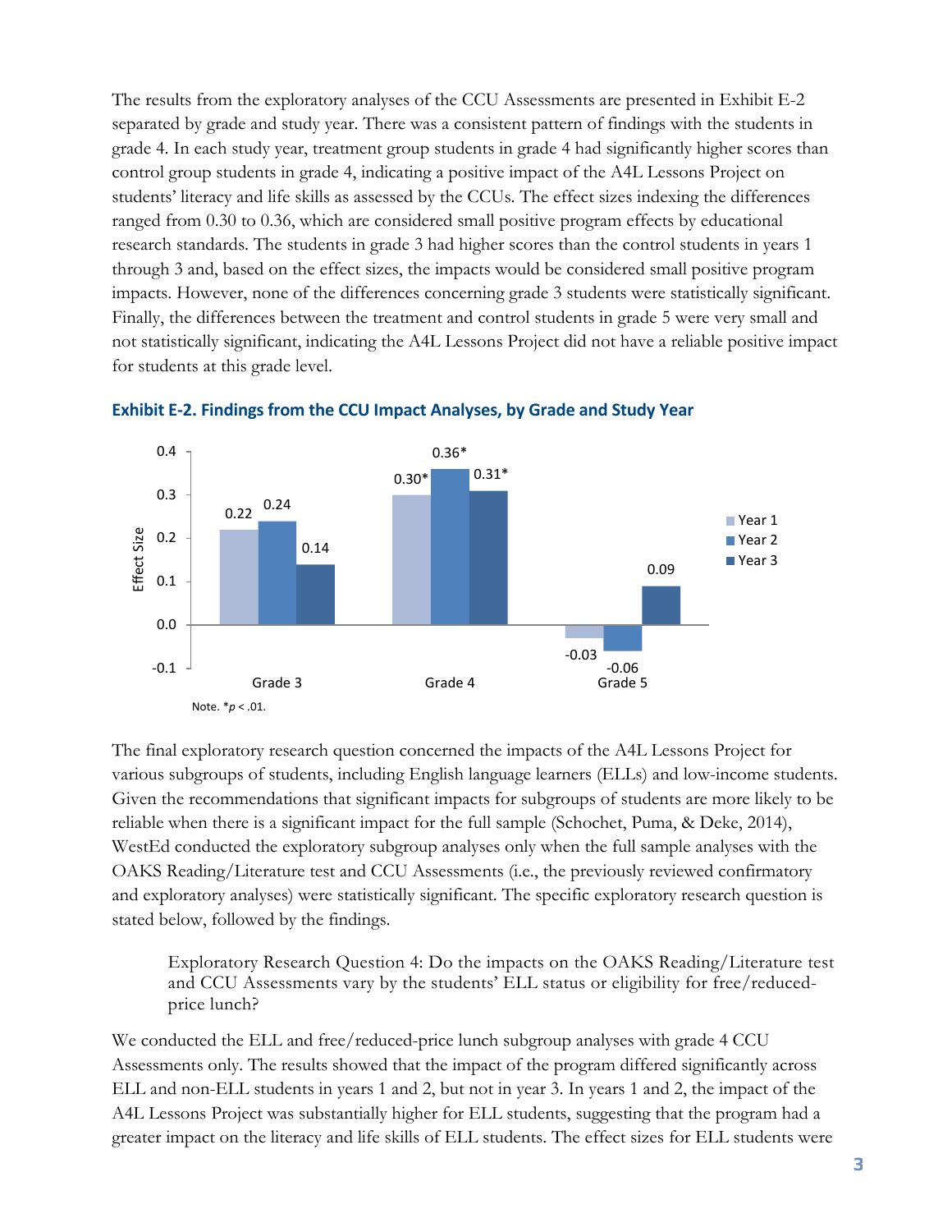The results from the exploratory analyses of the CCU Assessments are presented in Exhibit E-2 separated by grade and study year. There was a consistent pattern of findings with the students in grade 4. In each study year, treatment group students in grade 4 had significantly higher scores than control group students in grade 4, indicating a positive impact of the A4L Lessons Project on students' literacy and life skills as assessed by the CCUs. The effect sizes indexing the differences ranged from 0.30 to 0.36, which are considered small positive program effects by educational research standards. The students in grade 3 had higher scores than the control students in years 1 through 3 and, based on the effect sizes, the impacts would be considered small positive program impacts. However, none of the differences concerning grade 3 students were statistically significant. Finally, the differences between the treatment and control students in grade 5 were very small and not statistically significant, indicating the A4L Lessons Project did not have a reliable positive impact for students at this grade level.

**Exhibit E-2. Findings from the CCU Impact Analyses, by Grade and Study Year**

| Effect Size | Year 1 | Year 2 | Year 3 |
|---|---|---|---|
| Grade 3 | 0.22 | 0.24 | 0.14 |
| Grade 4 | 0.30* | 0.36* | 0.31* |
| Grade 5 | -0.03 | -0.06 | 0.09 |

Note. *$p < .01$.

The final exploratory research question concerned the impacts of the A4L Lessons Project for various subgroups of students, including English language learners (ELLs) and low-income students. Given the recommendations that significant impacts for subgroups of students are more likely to be reliable when there is a significant impact for the full sample (Schochet, Puma, & Deke, 2014), WestEd conducted the exploratory subgroup analyses only when the full sample analyses with the OAKS Reading/Literature test and CCU Assessments (i.e., the previously reviewed confirmatory and exploratory analyses) were statistically significant. The specific exploratory research question is stated below, followed by the findings.

> Exploratory Research Question 4: Do the impacts on the OAKS Reading/Literature test and CCU Assessments vary by the students' ELL status or eligibility for free/reduced-price lunch?

We conducted the ELL and free/reduced-price lunch subgroup analyses with grade 4 CCU Assessments only. The results showed that the impact of the program differed significantly across ELL and non-ELL students in years 1 and 2, but not in year 3. In years 1 and 2, the impact of the A4L Lessons Project was substantially higher for ELL students, suggesting that the program had a greater impact on the literacy and life skills of ELL students. The effect sizes for ELL students were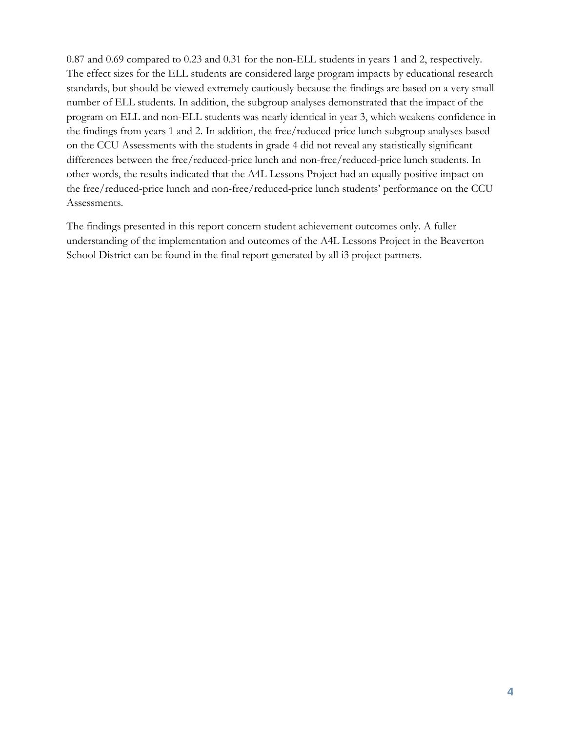0.87 and 0.69 compared to 0.23 and 0.31 for the non-ELL students in years 1 and 2, respectively. The effect sizes for the ELL students are considered large program impacts by educational research standards, but should be viewed extremely cautiously because the findings are based on a very small number of ELL students. In addition, the subgroup analyses demonstrated that the impact of the program on ELL and non-ELL students was nearly identical in year 3, which weakens confidence in the findings from years 1 and 2. In addition, the free/reduced-price lunch subgroup analyses based on the CCU Assessments with the students in grade 4 did not reveal any statistically significant differences between the free/reduced-price lunch and non-free/reduced-price lunch students. In other words, the results indicated that the A4L Lessons Project had an equally positive impact on the free/reduced-price lunch and non-free/reduced-price lunch students' performance on the CCU Assessments.

The findings presented in this report concern student achievement outcomes only. A fuller understanding of the implementation and outcomes of the A4L Lessons Project in the Beaverton School District can be found in the final report generated by all i3 project partners.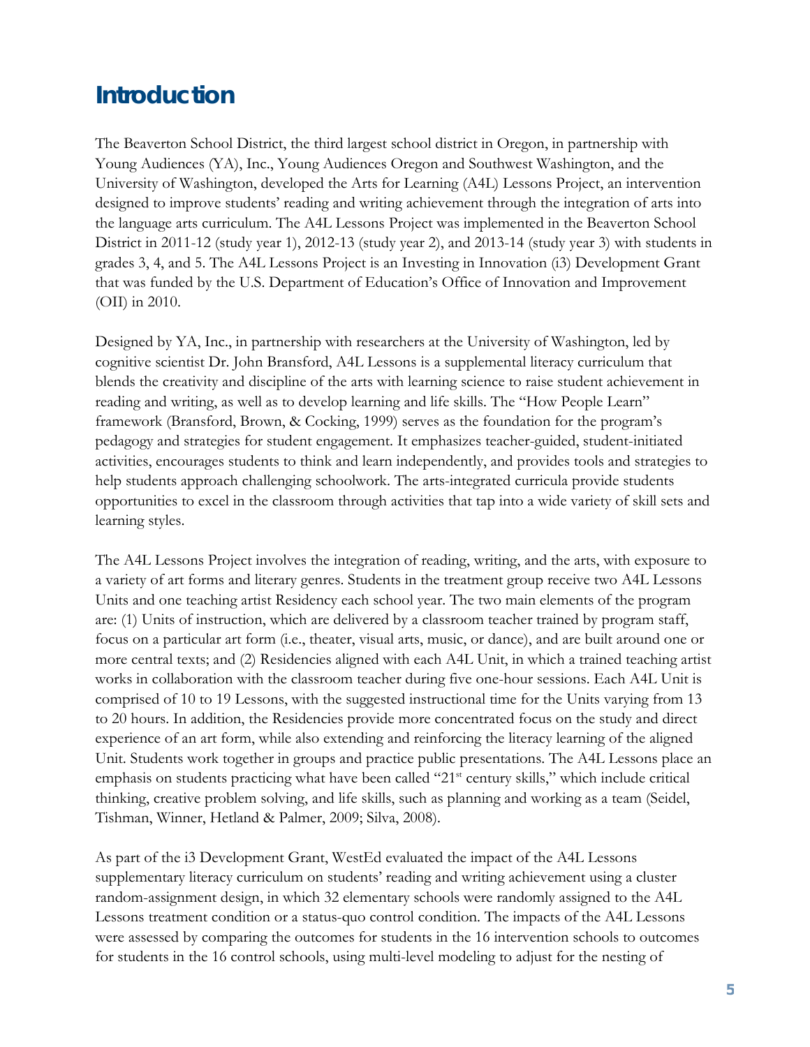# Introduction

The Beaverton School District, the third largest school district in Oregon, in partnership with Young Audiences (YA), Inc., Young Audiences Oregon and Southwest Washington, and the University of Washington, developed the Arts for Learning (A4L) Lessons Project, an intervention designed to improve students' reading and writing achievement through the integration of arts into the language arts curriculum. The A4L Lessons Project was implemented in the Beaverton School District in 2011-12 (study year 1), 2012-13 (study year 2), and 2013-14 (study year 3) with students in grades 3, 4, and 5. The A4L Lessons Project is an Investing in Innovation (i3) Development Grant that was funded by the U.S. Department of Education's Office of Innovation and Improvement (OII) in 2010.

Designed by YA, Inc., in partnership with researchers at the University of Washington, led by cognitive scientist Dr. John Bransford, A4L Lessons is a supplemental literacy curriculum that blends the creativity and discipline of the arts with learning science to raise student achievement in reading and writing, as well as to develop learning and life skills. The "How People Learn" framework (Bransford, Brown, & Cocking, 1999) serves as the foundation for the program's pedagogy and strategies for student engagement. It emphasizes teacher-guided, student-initiated activities, encourages students to think and learn independently, and provides tools and strategies to help students approach challenging schoolwork. The arts-integrated curricula provide students opportunities to excel in the classroom through activities that tap into a wide variety of skill sets and learning styles.

The A4L Lessons Project involves the integration of reading, writing, and the arts, with exposure to a variety of art forms and literary genres. Students in the treatment group receive two A4L Lessons Units and one teaching artist Residency each school year. The two main elements of the program are: (1) Units of instruction, which are delivered by a classroom teacher trained by program staff, focus on a particular art form (i.e., theater, visual arts, music, or dance), and are built around one or more central texts; and (2) Residencies aligned with each A4L Unit, in which a trained teaching artist works in collaboration with the classroom teacher during five one-hour sessions. Each A4L Unit is comprised of 10 to 19 Lessons, with the suggested instructional time for the Units varying from 13 to 20 hours. In addition, the Residencies provide more concentrated focus on the study and direct experience of an art form, while also extending and reinforcing the literacy learning of the aligned Unit. Students work together in groups and practice public presentations. The A4L Lessons place an emphasis on students practicing what have been called "21st century skills," which include critical thinking, creative problem solving, and life skills, such as planning and working as a team (Seidel, Tishman, Winner, Hetland & Palmer, 2009; Silva, 2008).

As part of the i3 Development Grant, WestEd evaluated the impact of the A4L Lessons supplementary literacy curriculum on students' reading and writing achievement using a cluster random-assignment design, in which 32 elementary schools were randomly assigned to the A4L Lessons treatment condition or a status-quo control condition. The impacts of the A4L Lessons were assessed by comparing the outcomes for students in the 16 intervention schools to outcomes for students in the 16 control schools, using multi-level modeling to adjust for the nesting of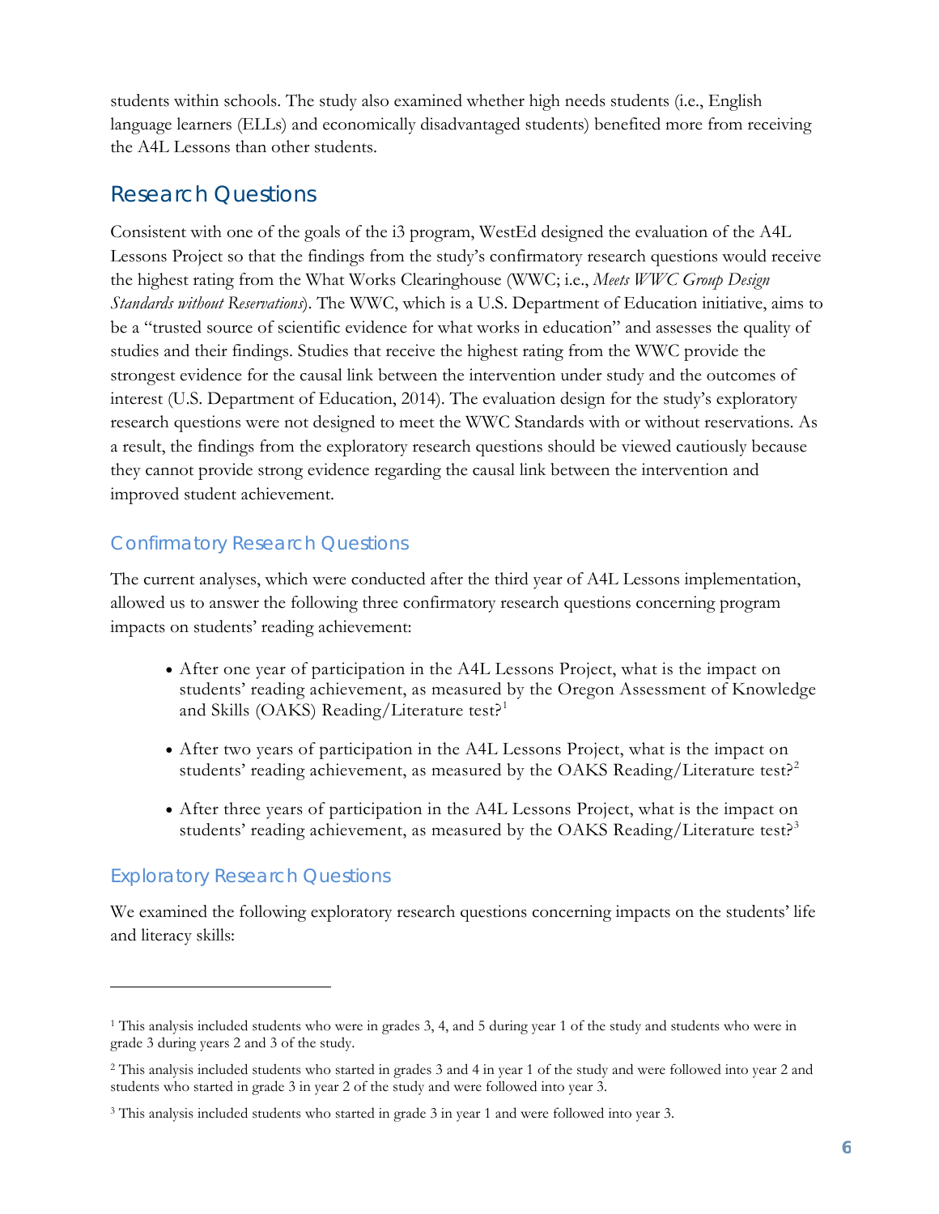students within schools. The study also examined whether high needs students (i.e., English language learners (ELLs) and economically disadvantaged students) benefited more from receiving the A4L Lessons than other students.

## Research Questions

Consistent with one of the goals of the i3 program, WestEd designed the evaluation of the A4L Lessons Project so that the findings from the study's confirmatory research questions would receive the highest rating from the What Works Clearinghouse (WWC; i.e., *Meets WWC Group Design Standards without Reservations*). The WWC, which is a U.S. Department of Education initiative, aims to be a "trusted source of scientific evidence for what works in education" and assesses the quality of studies and their findings. Studies that receive the highest rating from the WWC provide the strongest evidence for the causal link between the intervention under study and the outcomes of interest (U.S. Department of Education, 2014). The evaluation design for the study's exploratory research questions were not designed to meet the WWC Standards with or without reservations. As a result, the findings from the exploratory research questions should be viewed cautiously because they cannot provide strong evidence regarding the causal link between the intervention and improved student achievement.

### Confirmatory Research Questions

The current analyses, which were conducted after the third year of A4L Lessons implementation, allowed us to answer the following three confirmatory research questions concerning program impacts on students' reading achievement:

- After one year of participation in the A4L Lessons Project, what is the impact on students' reading achievement, as measured by the Oregon Assessment of Knowledge and Skills (OAKS) Reading/Literature test?[1]
- After two years of participation in the A4L Lessons Project, what is the impact on students' reading achievement, as measured by the OAKS Reading/Literature test?[2]
- After three years of participation in the A4L Lessons Project, what is the impact on students' reading achievement, as measured by the OAKS Reading/Literature test?[3]

### Exploratory Research Questions

We examined the following exploratory research questions concerning impacts on the students' life and literacy skills:

---

[1] This analysis included students who were in grades 3, 4, and 5 during year 1 of the study and students who were in grade 3 during years 2 and 3 of the study.

[2] This analysis included students who started in grades 3 and 4 in year 1 of the study and were followed into year 2 and students who started in grade 3 in year 2 of the study and were followed into year 3.

[3] This analysis included students who started in grade 3 in year 1 and were followed into year 3.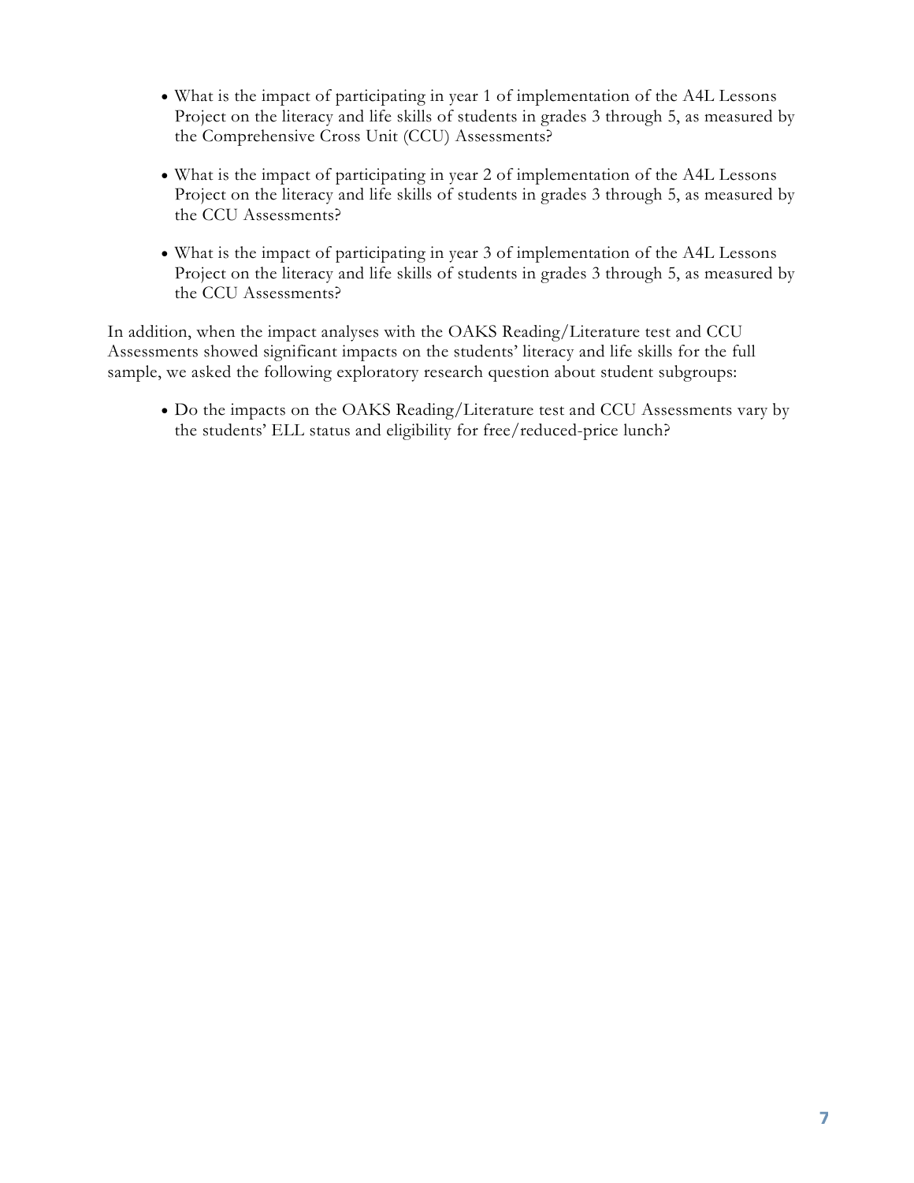- What is the impact of participating in year 1 of implementation of the A4L Lessons Project on the literacy and life skills of students in grades 3 through 5, as measured by the Comprehensive Cross Unit (CCU) Assessments?
- What is the impact of participating in year 2 of implementation of the A4L Lessons Project on the literacy and life skills of students in grades 3 through 5, as measured by the CCU Assessments?
- What is the impact of participating in year 3 of implementation of the A4L Lessons Project on the literacy and life skills of students in grades 3 through 5, as measured by the CCU Assessments?

In addition, when the impact analyses with the OAKS Reading/Literature test and CCU Assessments showed significant impacts on the students' literacy and life skills for the full sample, we asked the following exploratory research question about student subgroups:

- Do the impacts on the OAKS Reading/Literature test and CCU Assessments vary by the students' ELL status and eligibility for free/reduced-price lunch?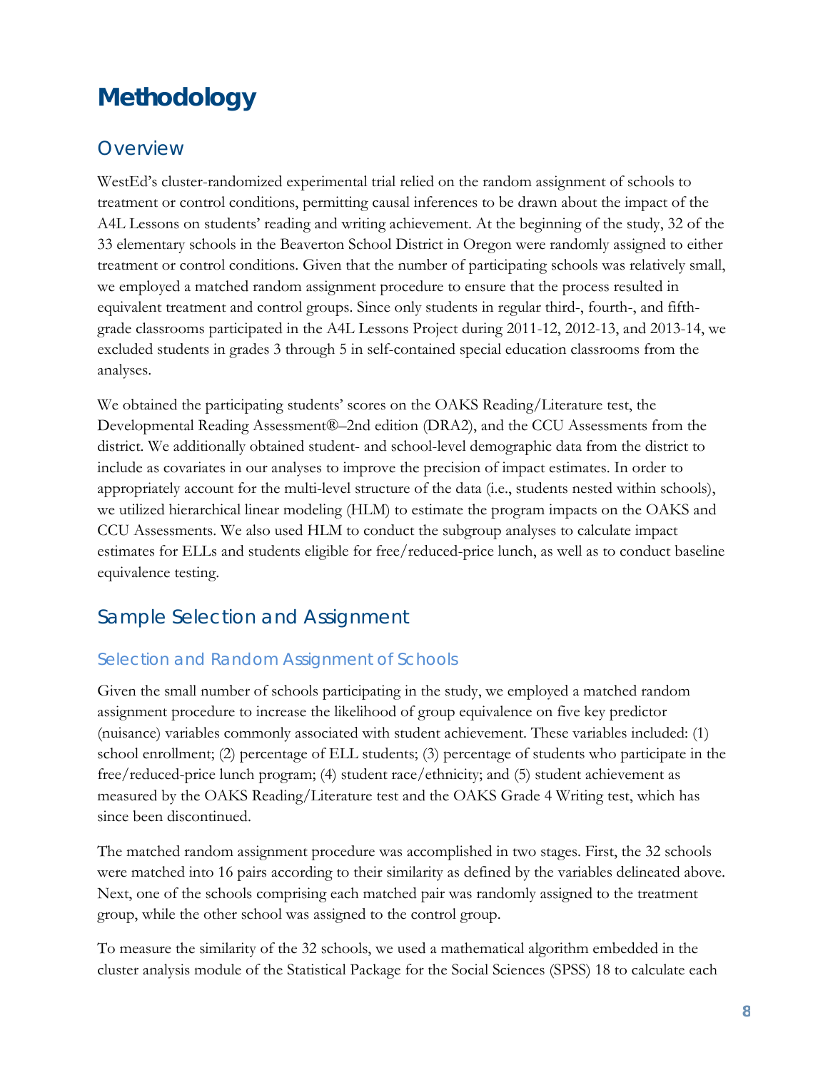# Methodology

## Overview

WestEd's cluster-randomized experimental trial relied on the random assignment of schools to treatment or control conditions, permitting causal inferences to be drawn about the impact of the A4L Lessons on students' reading and writing achievement. At the beginning of the study, 32 of the 33 elementary schools in the Beaverton School District in Oregon were randomly assigned to either treatment or control conditions. Given that the number of participating schools was relatively small, we employed a matched random assignment procedure to ensure that the process resulted in equivalent treatment and control groups. Since only students in regular third-, fourth-, and fifth-grade classrooms participated in the A4L Lessons Project during 2011-12, 2012-13, and 2013-14, we excluded students in grades 3 through 5 in self-contained special education classrooms from the analyses.

We obtained the participating students' scores on the OAKS Reading/Literature test, the Developmental Reading Assessment®–2nd edition (DRA2), and the CCU Assessments from the district. We additionally obtained student- and school-level demographic data from the district to include as covariates in our analyses to improve the precision of impact estimates. In order to appropriately account for the multi-level structure of the data (i.e., students nested within schools), we utilized hierarchical linear modeling (HLM) to estimate the program impacts on the OAKS and CCU Assessments. We also used HLM to conduct the subgroup analyses to calculate impact estimates for ELLs and students eligible for free/reduced-price lunch, as well as to conduct baseline equivalence testing.

## Sample Selection and Assignment

### Selection and Random Assignment of Schools

Given the small number of schools participating in the study, we employed a matched random assignment procedure to increase the likelihood of group equivalence on five key predictor (nuisance) variables commonly associated with student achievement. These variables included: (1) school enrollment; (2) percentage of ELL students; (3) percentage of students who participate in the free/reduced-price lunch program; (4) student race/ethnicity; and (5) student achievement as measured by the OAKS Reading/Literature test and the OAKS Grade 4 Writing test, which has since been discontinued.

The matched random assignment procedure was accomplished in two stages. First, the 32 schools were matched into 16 pairs according to their similarity as defined by the variables delineated above. Next, one of the schools comprising each matched pair was randomly assigned to the treatment group, while the other school was assigned to the control group.

To measure the similarity of the 32 schools, we used a mathematical algorithm embedded in the cluster analysis module of the Statistical Package for the Social Sciences (SPSS) 18 to calculate each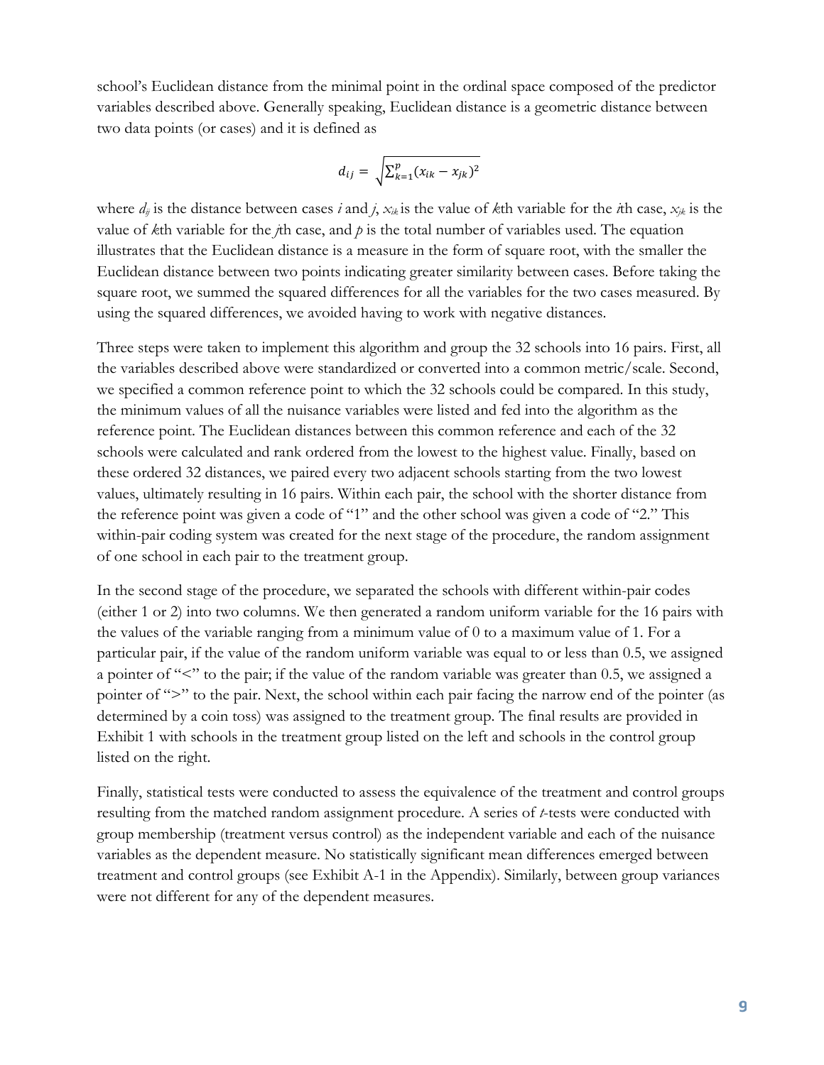school's Euclidean distance from the minimal point in the ordinal space composed of the predictor variables described above. Generally speaking, Euclidean distance is a geometric distance between two data points (or cases) and it is defined as

$$d_{ij} = \sqrt{\sum_{k=1}^{p}(x_{ik} - x_{jk})^2}$$

where $d_{ij}$ is the distance between cases $i$ and $j$, $x_{ik}$ is the value of $k$th variable for the $i$th case, $x_{jk}$ is the value of $k$th variable for the $j$th case, and $p$ is the total number of variables used. The equation illustrates that the Euclidean distance is a measure in the form of square root, with the smaller the Euclidean distance between two points indicating greater similarity between cases. Before taking the square root, we summed the squared differences for all the variables for the two cases measured. By using the squared differences, we avoided having to work with negative distances.

Three steps were taken to implement this algorithm and group the 32 schools into 16 pairs. First, all the variables described above were standardized or converted into a common metric/scale. Second, we specified a common reference point to which the 32 schools could be compared. In this study, the minimum values of all the nuisance variables were listed and fed into the algorithm as the reference point. The Euclidean distances between this common reference and each of the 32 schools were calculated and rank ordered from the lowest to the highest value. Finally, based on these ordered 32 distances, we paired every two adjacent schools starting from the two lowest values, ultimately resulting in 16 pairs. Within each pair, the school with the shorter distance from the reference point was given a code of "1" and the other school was given a code of "2." This within-pair coding system was created for the next stage of the procedure, the random assignment of one school in each pair to the treatment group.

In the second stage of the procedure, we separated the schools with different within-pair codes (either 1 or 2) into two columns. We then generated a random uniform variable for the 16 pairs with the values of the variable ranging from a minimum value of 0 to a maximum value of 1. For a particular pair, if the value of the random uniform variable was equal to or less than 0.5, we assigned a pointer of "<" to the pair; if the value of the random variable was greater than 0.5, we assigned a pointer of ">" to the pair. Next, the school within each pair facing the narrow end of the pointer (as determined by a coin toss) was assigned to the treatment group. The final results are provided in Exhibit 1 with schools in the treatment group listed on the left and schools in the control group listed on the right.

Finally, statistical tests were conducted to assess the equivalence of the treatment and control groups resulting from the matched random assignment procedure. A series of $t$-tests were conducted with group membership (treatment versus control) as the independent variable and each of the nuisance variables as the dependent measure. No statistically significant mean differences emerged between treatment and control groups (see Exhibit A-1 in the Appendix). Similarly, between group variances were not different for any of the dependent measures.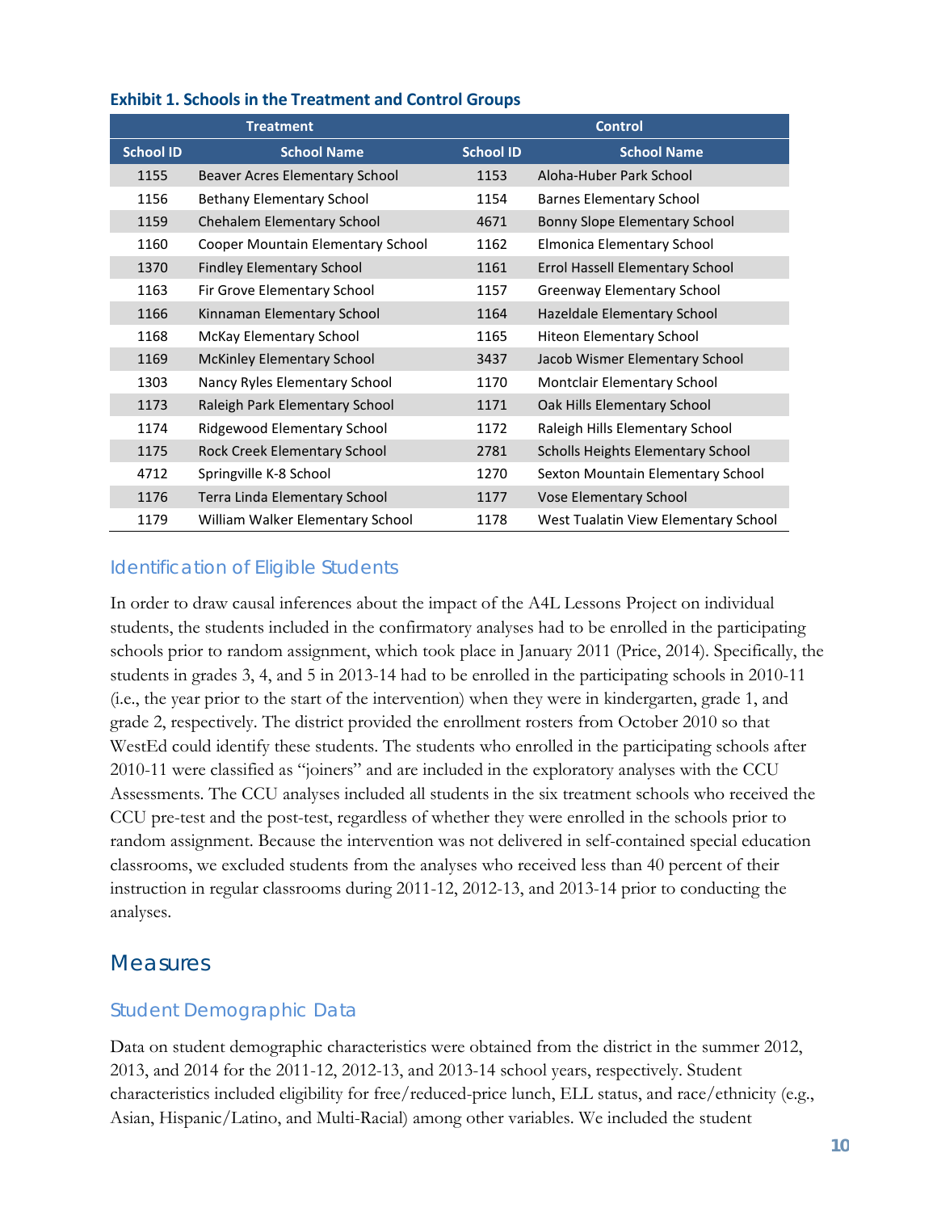**Exhibit 1. Schools in the Treatment and Control Groups**

| Treatment | | Control | |
|---|---|---|---|
| **School ID** | **School Name** | **School ID** | **School Name** |
| 1155 | Beaver Acres Elementary School | 1153 | Aloha-Huber Park School |
| 1156 | Bethany Elementary School | 1154 | Barnes Elementary School |
| 1159 | Chehalem Elementary School | 4671 | Bonny Slope Elementary School |
| 1160 | Cooper Mountain Elementary School | 1162 | Elmonica Elementary School |
| 1370 | Findley Elementary School | 1161 | Errol Hassell Elementary School |
| 1163 | Fir Grove Elementary School | 1157 | Greenway Elementary School |
| 1166 | Kinnaman Elementary School | 1164 | Hazeldale Elementary School |
| 1168 | McKay Elementary School | 1165 | Hiteon Elementary School |
| 1169 | McKinley Elementary School | 3437 | Jacob Wismer Elementary School |
| 1303 | Nancy Ryles Elementary School | 1170 | Montclair Elementary School |
| 1173 | Raleigh Park Elementary School | 1171 | Oak Hills Elementary School |
| 1174 | Ridgewood Elementary School | 1172 | Raleigh Hills Elementary School |
| 1175 | Rock Creek Elementary School | 2781 | Scholls Heights Elementary School |
| 4712 | Springville K-8 School | 1270 | Sexton Mountain Elementary School |
| 1176 | Terra Linda Elementary School | 1177 | Vose Elementary School |
| 1179 | William Walker Elementary School | 1178 | West Tualatin View Elementary School |

### Identification of Eligible Students

In order to draw causal inferences about the impact of the A4L Lessons Project on individual students, the students included in the confirmatory analyses had to be enrolled in the participating schools prior to random assignment, which took place in January 2011 (Price, 2014). Specifically, the students in grades 3, 4, and 5 in 2013-14 had to be enrolled in the participating schools in 2010-11 (i.e., the year prior to the start of the intervention) when they were in kindergarten, grade 1, and grade 2, respectively. The district provided the enrollment rosters from October 2010 so that WestEd could identify these students. The students who enrolled in the participating schools after 2010-11 were classified as "joiners" and are included in the exploratory analyses with the CCU Assessments. The CCU analyses included all students in the six treatment schools who received the CCU pre-test and the post-test, regardless of whether they were enrolled in the schools prior to random assignment. Because the intervention was not delivered in self-contained special education classrooms, we excluded students from the analyses who received less than 40 percent of their instruction in regular classrooms during 2011-12, 2012-13, and 2013-14 prior to conducting the analyses.

## Measures

### Student Demographic Data

Data on student demographic characteristics were obtained from the district in the summer 2012, 2013, and 2014 for the 2011-12, 2012-13, and 2013-14 school years, respectively. Student characteristics included eligibility for free/reduced-price lunch, ELL status, and race/ethnicity (e.g., Asian, Hispanic/Latino, and Multi-Racial) among other variables. We included the student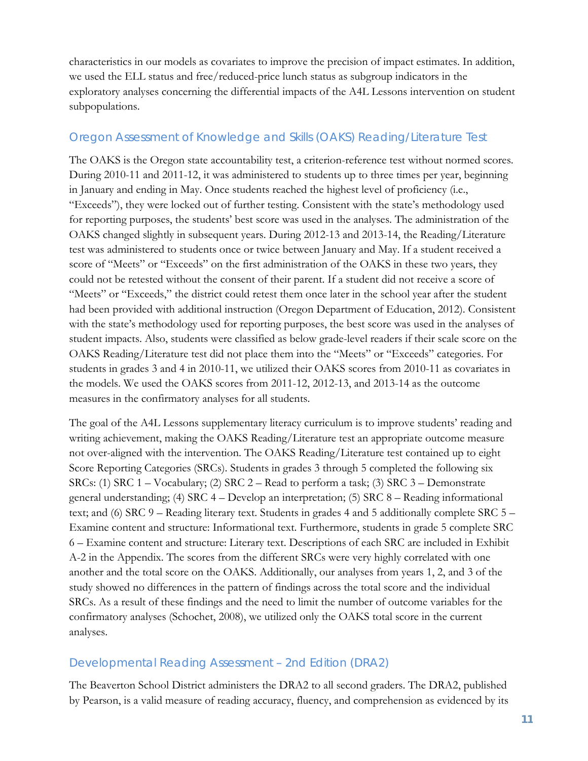characteristics in our models as covariates to improve the precision of impact estimates. In addition, we used the ELL status and free/reduced-price lunch status as subgroup indicators in the exploratory analyses concerning the differential impacts of the A4L Lessons intervention on student subpopulations.

### Oregon Assessment of Knowledge and Skills (OAKS) Reading/Literature Test

The OAKS is the Oregon state accountability test, a criterion-reference test without normed scores. During 2010-11 and 2011-12, it was administered to students up to three times per year, beginning in January and ending in May. Once students reached the highest level of proficiency (i.e., "Exceeds"), they were locked out of further testing. Consistent with the state's methodology used for reporting purposes, the students' best score was used in the analyses. The administration of the OAKS changed slightly in subsequent years. During 2012-13 and 2013-14, the Reading/Literature test was administered to students once or twice between January and May. If a student received a score of "Meets" or "Exceeds" on the first administration of the OAKS in these two years, they could not be retested without the consent of their parent. If a student did not receive a score of "Meets" or "Exceeds," the district could retest them once later in the school year after the student had been provided with additional instruction (Oregon Department of Education, 2012). Consistent with the state's methodology used for reporting purposes, the best score was used in the analyses of student impacts. Also, students were classified as below grade-level readers if their scale score on the OAKS Reading/Literature test did not place them into the "Meets" or "Exceeds" categories. For students in grades 3 and 4 in 2010-11, we utilized their OAKS scores from 2010-11 as covariates in the models. We used the OAKS scores from 2011-12, 2012-13, and 2013-14 as the outcome measures in the confirmatory analyses for all students.

The goal of the A4L Lessons supplementary literacy curriculum is to improve students' reading and writing achievement, making the OAKS Reading/Literature test an appropriate outcome measure not over-aligned with the intervention. The OAKS Reading/Literature test contained up to eight Score Reporting Categories (SRCs). Students in grades 3 through 5 completed the following six SRCs: (1) SRC 1 – Vocabulary; (2) SRC 2 – Read to perform a task; (3) SRC 3 – Demonstrate general understanding; (4) SRC 4 – Develop an interpretation; (5) SRC 8 – Reading informational text; and (6) SRC 9 – Reading literary text. Students in grades 4 and 5 additionally complete SRC 5 – Examine content and structure: Informational text. Furthermore, students in grade 5 complete SRC 6 – Examine content and structure: Literary text. Descriptions of each SRC are included in Exhibit A-2 in the Appendix. The scores from the different SRCs were very highly correlated with one another and the total score on the OAKS. Additionally, our analyses from years 1, 2, and 3 of the study showed no differences in the pattern of findings across the total score and the individual SRCs. As a result of these findings and the need to limit the number of outcome variables for the confirmatory analyses (Schochet, 2008), we utilized only the OAKS total score in the current analyses.

### Developmental Reading Assessment – 2nd Edition (DRA2)

The Beaverton School District administers the DRA2 to all second graders. The DRA2, published by Pearson, is a valid measure of reading accuracy, fluency, and comprehension as evidenced by its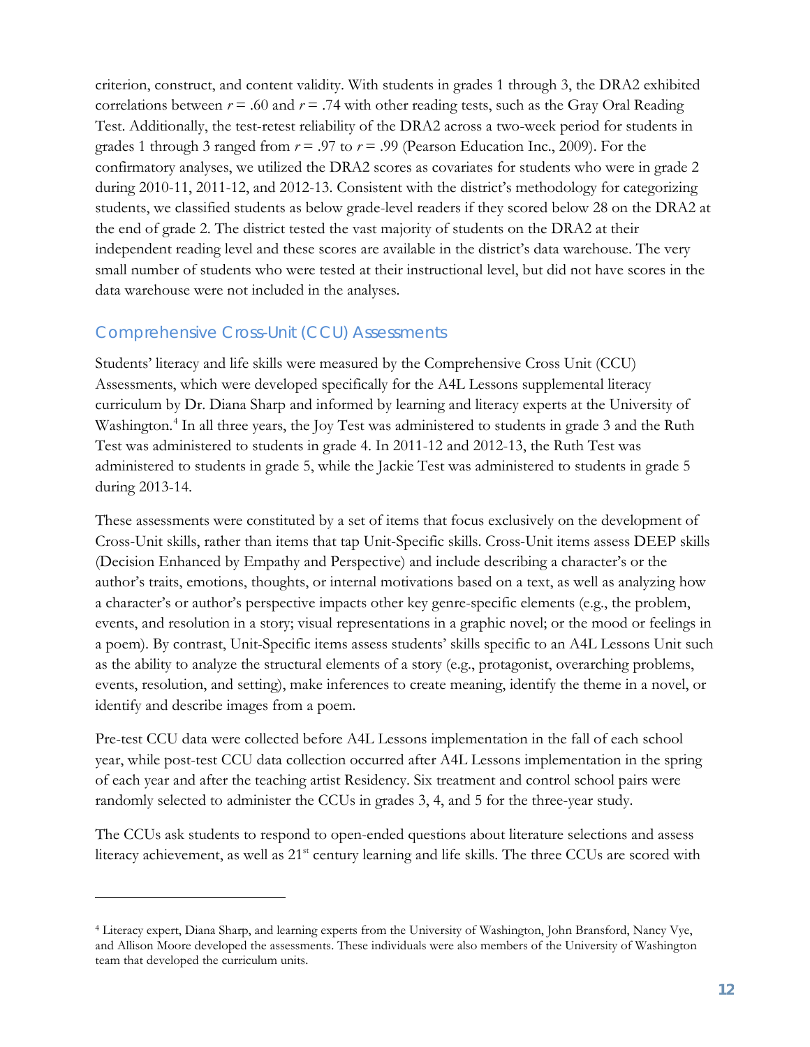criterion, construct, and content validity. With students in grades 1 through 3, the DRA2 exhibited correlations between $r = .60$ and $r = .74$ with other reading tests, such as the Gray Oral Reading Test. Additionally, the test-retest reliability of the DRA2 across a two-week period for students in grades 1 through 3 ranged from $r = .97$ to $r = .99$ (Pearson Education Inc., 2009). For the confirmatory analyses, we utilized the DRA2 scores as covariates for students who were in grade 2 during 2010-11, 2011-12, and 2012-13. Consistent with the district's methodology for categorizing students, we classified students as below grade-level readers if they scored below 28 on the DRA2 at the end of grade 2. The district tested the vast majority of students on the DRA2 at their independent reading level and these scores are available in the district's data warehouse. The very small number of students who were tested at their instructional level, but did not have scores in the data warehouse were not included in the analyses.

## Comprehensive Cross-Unit (CCU) Assessments

Students' literacy and life skills were measured by the Comprehensive Cross Unit (CCU) Assessments, which were developed specifically for the A4L Lessons supplemental literacy curriculum by Dr. Diana Sharp and informed by learning and literacy experts at the University of Washington.[4] In all three years, the Joy Test was administered to students in grade 3 and the Ruth Test was administered to students in grade 4. In 2011-12 and 2012-13, the Ruth Test was administered to students in grade 5, while the Jackie Test was administered to students in grade 5 during 2013-14.

These assessments were constituted by a set of items that focus exclusively on the development of Cross-Unit skills, rather than items that tap Unit-Specific skills. Cross-Unit items assess DEEP skills (Decision Enhanced by Empathy and Perspective) and include describing a character's or the author's traits, emotions, thoughts, or internal motivations based on a text, as well as analyzing how a character's or author's perspective impacts other key genre-specific elements (e.g., the problem, events, and resolution in a story; visual representations in a graphic novel; or the mood or feelings in a poem). By contrast, Unit-Specific items assess students' skills specific to an A4L Lessons Unit such as the ability to analyze the structural elements of a story (e.g., protagonist, overarching problems, events, resolution, and setting), make inferences to create meaning, identify the theme in a novel, or identify and describe images from a poem.

Pre-test CCU data were collected before A4L Lessons implementation in the fall of each school year, while post-test CCU data collection occurred after A4L Lessons implementation in the spring of each year and after the teaching artist Residency. Six treatment and control school pairs were randomly selected to administer the CCUs in grades 3, 4, and 5 for the three-year study.

The CCUs ask students to respond to open-ended questions about literature selections and assess literacy achievement, as well as 21st century learning and life skills. The three CCUs are scored with

---

[4] Literacy expert, Diana Sharp, and learning experts from the University of Washington, John Bransford, Nancy Vye, and Allison Moore developed the assessments. These individuals were also members of the University of Washington team that developed the curriculum units.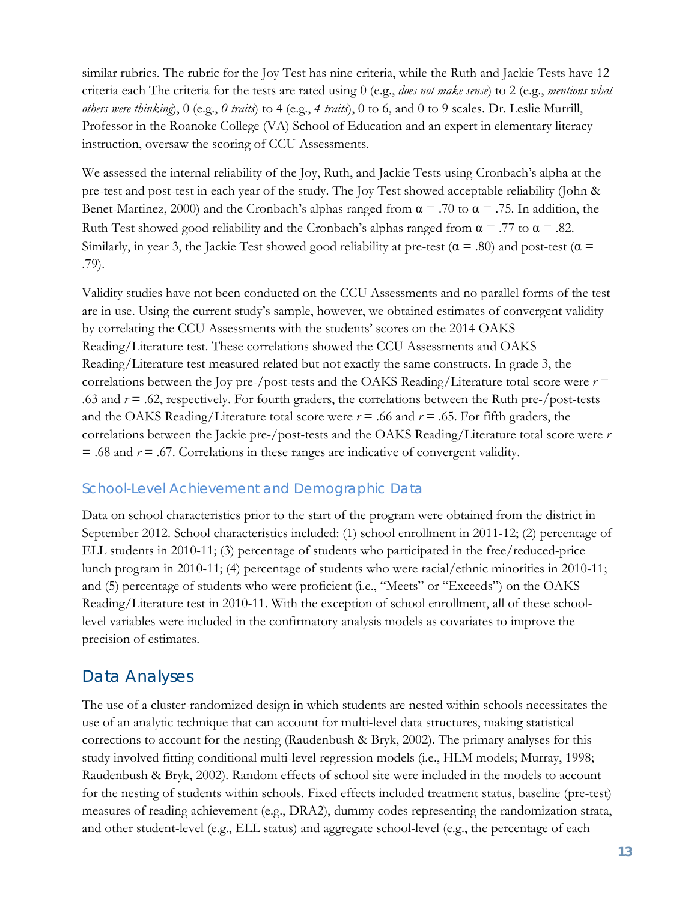similar rubrics. The rubric for the Joy Test has nine criteria, while the Ruth and Jackie Tests have 12 criteria each The criteria for the tests are rated using 0 (e.g., *does not make sense*) to 2 (e.g., *mentions what others were thinking*), 0 (e.g., *0 traits*) to 4 (e.g., *4 traits*), 0 to 6, and 0 to 9 scales. Dr. Leslie Murrill, Professor in the Roanoke College (VA) School of Education and an expert in elementary literacy instruction, oversaw the scoring of CCU Assessments.

We assessed the internal reliability of the Joy, Ruth, and Jackie Tests using Cronbach's alpha at the pre-test and post-test in each year of the study. The Joy Test showed acceptable reliability (John & Benet-Martinez, 2000) and the Cronbach's alphas ranged from $\alpha = .70$ to $\alpha = .75$. In addition, the Ruth Test showed good reliability and the Cronbach's alphas ranged from $\alpha = .77$ to $\alpha = .82$. Similarly, in year 3, the Jackie Test showed good reliability at pre-test ($\alpha = .80$) and post-test ($\alpha = .79$).

Validity studies have not been conducted on the CCU Assessments and no parallel forms of the test are in use. Using the current study's sample, however, we obtained estimates of convergent validity by correlating the CCU Assessments with the students' scores on the 2014 OAKS Reading/Literature test. These correlations showed the CCU Assessments and OAKS Reading/Literature test measured related but not exactly the same constructs. In grade 3, the correlations between the Joy pre-/post-tests and the OAKS Reading/Literature total score were $r = .63$ and $r = .62$, respectively. For fourth graders, the correlations between the Ruth pre-/post-tests and the OAKS Reading/Literature total score were $r = .66$ and $r = .65$. For fifth graders, the correlations between the Jackie pre-/post-tests and the OAKS Reading/Literature total score were $r = .68$ and $r = .67$. Correlations in these ranges are indicative of convergent validity.

### School-Level Achievement and Demographic Data

Data on school characteristics prior to the start of the program were obtained from the district in September 2012. School characteristics included: (1) school enrollment in 2011-12; (2) percentage of ELL students in 2010-11; (3) percentage of students who participated in the free/reduced-price lunch program in 2010-11; (4) percentage of students who were racial/ethnic minorities in 2010-11; and (5) percentage of students who were proficient (i.e., "Meets" or "Exceeds") on the OAKS Reading/Literature test in 2010-11. With the exception of school enrollment, all of these school-level variables were included in the confirmatory analysis models as covariates to improve the precision of estimates.

## Data Analyses

The use of a cluster-randomized design in which students are nested within schools necessitates the use of an analytic technique that can account for multi-level data structures, making statistical corrections to account for the nesting (Raudenbush & Bryk, 2002). The primary analyses for this study involved fitting conditional multi-level regression models (i.e., HLM models; Murray, 1998; Raudenbush & Bryk, 2002). Random effects of school site were included in the models to account for the nesting of students within schools. Fixed effects included treatment status, baseline (pre-test) measures of reading achievement (e.g., DRA2), dummy codes representing the randomization strata, and other student-level (e.g., ELL status) and aggregate school-level (e.g., the percentage of each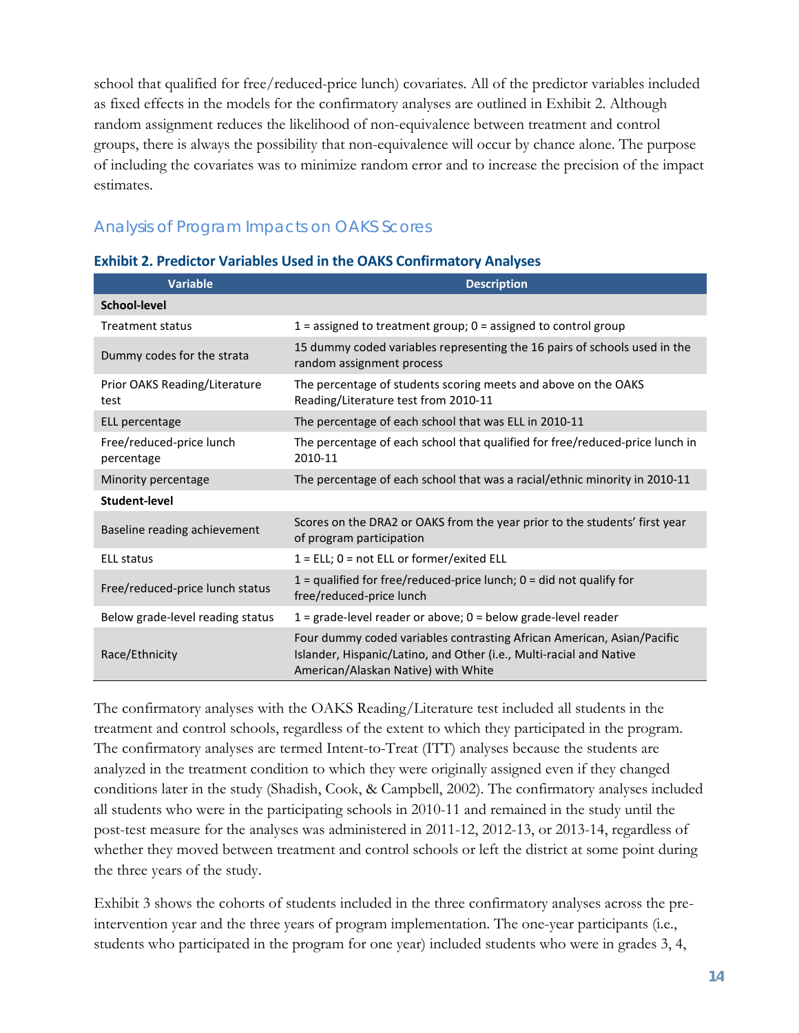school that qualified for free/reduced-price lunch) covariates. All of the predictor variables included as fixed effects in the models for the confirmatory analyses are outlined in Exhibit 2. Although random assignment reduces the likelihood of non-equivalence between treatment and control groups, there is always the possibility that non-equivalence will occur by chance alone. The purpose of including the covariates was to minimize random error and to increase the precision of the impact estimates.

## Analysis of Program Impacts on OAKS Scores

**Exhibit 2. Predictor Variables Used in the OAKS Confirmatory Analyses**

| Variable | Description |
|---|---|
| **School-level** | |
| Treatment status | 1 = assigned to treatment group; 0 = assigned to control group |
| Dummy codes for the strata | 15 dummy coded variables representing the 16 pairs of schools used in the random assignment process |
| Prior OAKS Reading/Literature test | The percentage of students scoring meets and above on the OAKS Reading/Literature test from 2010-11 |
| ELL percentage | The percentage of each school that was ELL in 2010-11 |
| Free/reduced-price lunch percentage | The percentage of each school that qualified for free/reduced-price lunch in 2010-11 |
| Minority percentage | The percentage of each school that was a racial/ethnic minority in 2010-11 |
| **Student-level** | |
| Baseline reading achievement | Scores on the DRA2 or OAKS from the year prior to the students' first year of program participation |
| ELL status | 1 = ELL; 0 = not ELL or former/exited ELL |
| Free/reduced-price lunch status | 1 = qualified for free/reduced-price lunch; 0 = did not qualify for free/reduced-price lunch |
| Below grade-level reading status | 1 = grade-level reader or above; 0 = below grade-level reader |
| Race/Ethnicity | Four dummy coded variables contrasting African American, Asian/Pacific Islander, Hispanic/Latino, and Other (i.e., Multi-racial and Native American/Alaskan Native) with White |

The confirmatory analyses with the OAKS Reading/Literature test included all students in the treatment and control schools, regardless of the extent to which they participated in the program. The confirmatory analyses are termed Intent-to-Treat (ITT) analyses because the students are analyzed in the treatment condition to which they were originally assigned even if they changed conditions later in the study (Shadish, Cook, & Campbell, 2002). The confirmatory analyses included all students who were in the participating schools in 2010-11 and remained in the study until the post-test measure for the analyses was administered in 2011-12, 2012-13, or 2013-14, regardless of whether they moved between treatment and control schools or left the district at some point during the three years of the study.

Exhibit 3 shows the cohorts of students included in the three confirmatory analyses across the pre-intervention year and the three years of program implementation. The one-year participants (i.e., students who participated in the program for one year) included students who were in grades 3, 4,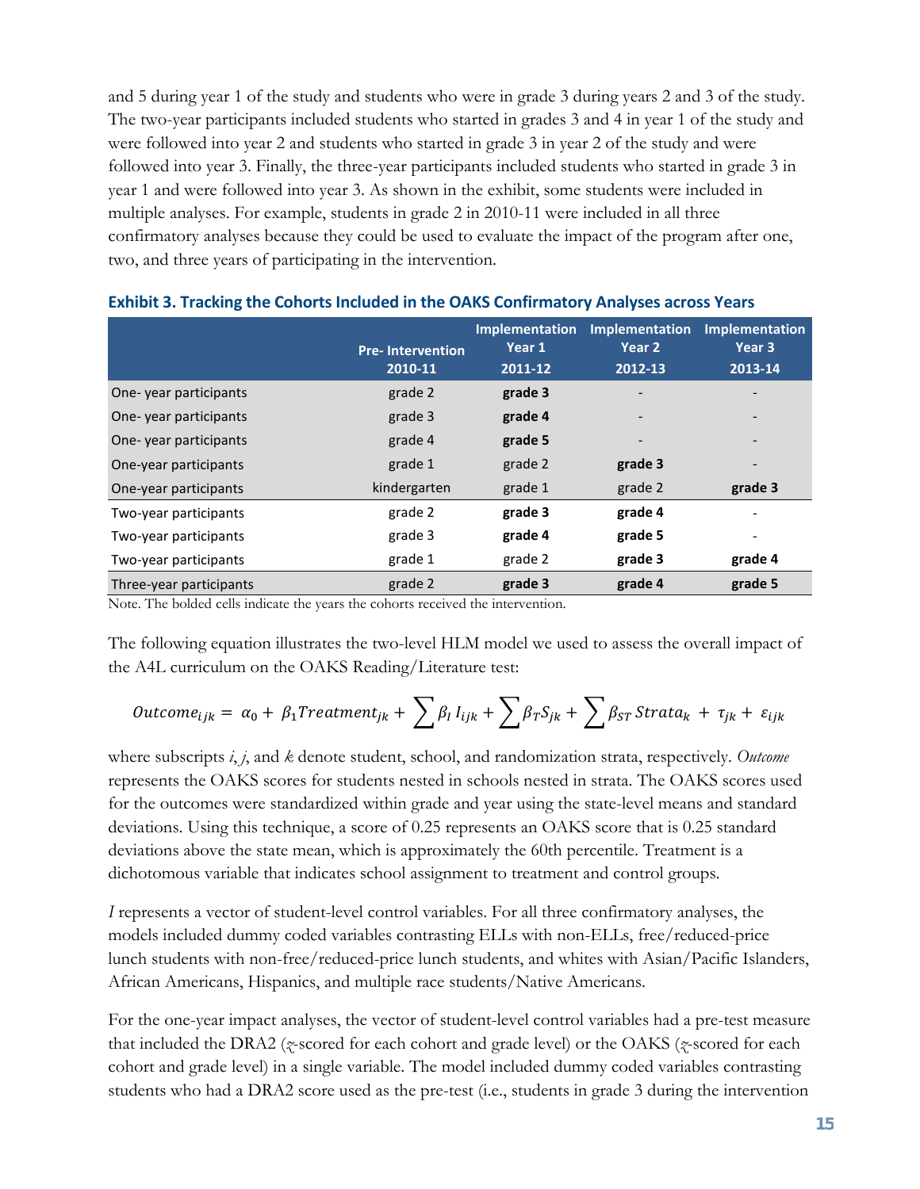and 5 during year 1 of the study and students who were in grade 3 during years 2 and 3 of the study. The two-year participants included students who started in grades 3 and 4 in year 1 of the study and were followed into year 2 and students who started in grade 3 in year 2 of the study and were followed into year 3. Finally, the three-year participants included students who started in grade 3 in year 1 and were followed into year 3. As shown in the exhibit, some students were included in multiple analyses. For example, students in grade 2 in 2010-11 were included in all three confirmatory analyses because they could be used to evaluate the impact of the program after one, two, and three years of participating in the intervention.

**Exhibit 3. Tracking the Cohorts Included in the OAKS Confirmatory Analyses across Years**

| | Pre- Intervention 2010-11 | Implementation Year 1 2011-12 | Implementation Year 2 2012-13 | Implementation Year 3 2013-14 |
|---|---|---|---|---|
| One- year participants | grade 2 | **grade 3** | - | - |
| One- year participants | grade 3 | **grade 4** | - | - |
| One- year participants | grade 4 | **grade 5** | - | - |
| One-year participants | grade 1 | grade 2 | **grade 3** | - |
| One-year participants | kindergarten | grade 1 | grade 2 | **grade 3** |
| Two-year participants | grade 2 | **grade 3** | **grade 4** | - |
| Two-year participants | grade 3 | **grade 4** | **grade 5** | - |
| Two-year participants | grade 1 | grade 2 | **grade 3** | **grade 4** |
| Three-year participants | grade 2 | **grade 3** | **grade 4** | **grade 5** |

Note. The bolded cells indicate the years the cohorts received the intervention.

The following equation illustrates the two-level HLM model we used to assess the overall impact of the A4L curriculum on the OAKS Reading/Literature test:

$$Outcome_{ijk} = \alpha_0 + \beta_1 Treatment_{jk} + \sum \beta_I I_{ijk} + \sum \beta_T S_{jk} + \sum \beta_{ST} Strata_k + \tau_{jk} + \varepsilon_{ijk}$$

where subscripts *i*, *j*, and *k* denote student, school, and randomization strata, respectively. *Outcome* represents the OAKS scores for students nested in schools nested in strata. The OAKS scores used for the outcomes were standardized within grade and year using the state-level means and standard deviations. Using this technique, a score of 0.25 represents an OAKS score that is 0.25 standard deviations above the state mean, which is approximately the 60th percentile. Treatment is a dichotomous variable that indicates school assignment to treatment and control groups.

*I* represents a vector of student-level control variables. For all three confirmatory analyses, the models included dummy coded variables contrasting ELLs with non-ELLs, free/reduced-price lunch students with non-free/reduced-price lunch students, and whites with Asian/Pacific Islanders, African Americans, Hispanics, and multiple race students/Native Americans.

For the one-year impact analyses, the vector of student-level control variables had a pre-test measure that included the DRA2 (*z*-scored for each cohort and grade level) or the OAKS (*z*-scored for each cohort and grade level) in a single variable. The model included dummy coded variables contrasting students who had a DRA2 score used as the pre-test (i.e., students in grade 3 during the intervention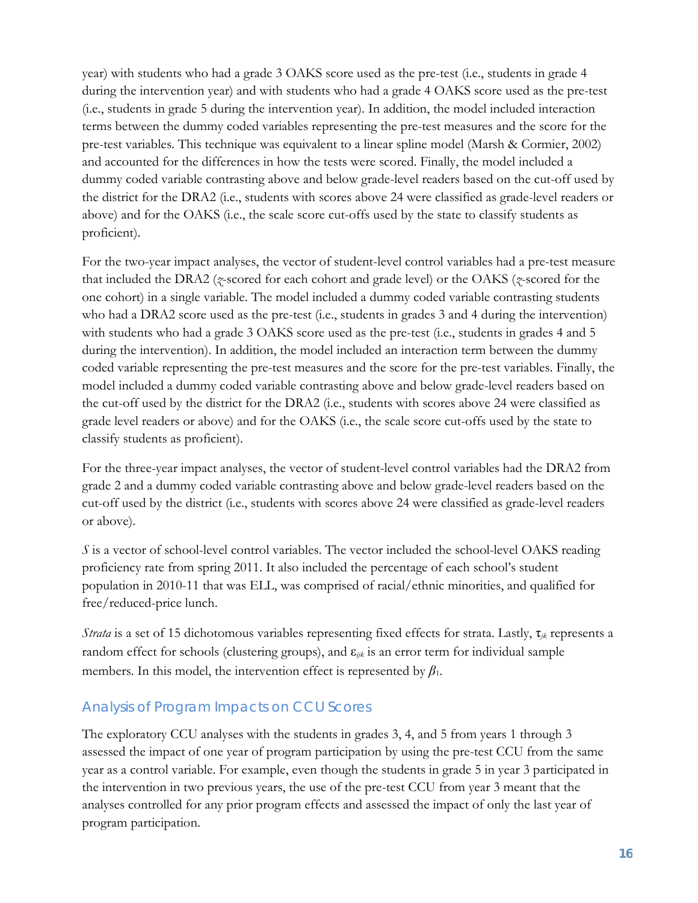year) with students who had a grade 3 OAKS score used as the pre-test (i.e., students in grade 4 during the intervention year) and with students who had a grade 4 OAKS score used as the pre-test (i.e., students in grade 5 during the intervention year). In addition, the model included interaction terms between the dummy coded variables representing the pre-test measures and the score for the pre-test variables. This technique was equivalent to a linear spline model (Marsh & Cormier, 2002) and accounted for the differences in how the tests were scored. Finally, the model included a dummy coded variable contrasting above and below grade-level readers based on the cut-off used by the district for the DRA2 (i.e., students with scores above 24 were classified as grade-level readers or above) and for the OAKS (i.e., the scale score cut-offs used by the state to classify students as proficient).

For the two-year impact analyses, the vector of student-level control variables had a pre-test measure that included the DRA2 ($z$-scored for each cohort and grade level) or the OAKS ($z$-scored for the one cohort) in a single variable. The model included a dummy coded variable contrasting students who had a DRA2 score used as the pre-test (i.e., students in grades 3 and 4 during the intervention) with students who had a grade 3 OAKS score used as the pre-test (i.e., students in grades 4 and 5 during the intervention). In addition, the model included an interaction term between the dummy coded variable representing the pre-test measures and the score for the pre-test variables. Finally, the model included a dummy coded variable contrasting above and below grade-level readers based on the cut-off used by the district for the DRA2 (i.e., students with scores above 24 were classified as grade level readers or above) and for the OAKS (i.e., the scale score cut-offs used by the state to classify students as proficient).

For the three-year impact analyses, the vector of student-level control variables had the DRA2 from grade 2 and a dummy coded variable contrasting above and below grade-level readers based on the cut-off used by the district (i.e., students with scores above 24 were classified as grade-level readers or above).

$S$ is a vector of school-level control variables. The vector included the school-level OAKS reading proficiency rate from spring 2011. It also included the percentage of each school's student population in 2010-11 that was ELL, was comprised of racial/ethnic minorities, and qualified for free/reduced-price lunch.

*Strata* is a set of 15 dichotomous variables representing fixed effects for strata. Lastly, $\tau_{jk}$ represents a random effect for schools (clustering groups), and $\varepsilon_{ijk}$ is an error term for individual sample members. In this model, the intervention effect is represented by $\beta_1$.

## Analysis of Program Impacts on CCU Scores

The exploratory CCU analyses with the students in grades 3, 4, and 5 from years 1 through 3 assessed the impact of one year of program participation by using the pre-test CCU from the same year as a control variable. For example, even though the students in grade 5 in year 3 participated in the intervention in two previous years, the use of the pre-test CCU from year 3 meant that the analyses controlled for any prior program effects and assessed the impact of only the last year of program participation.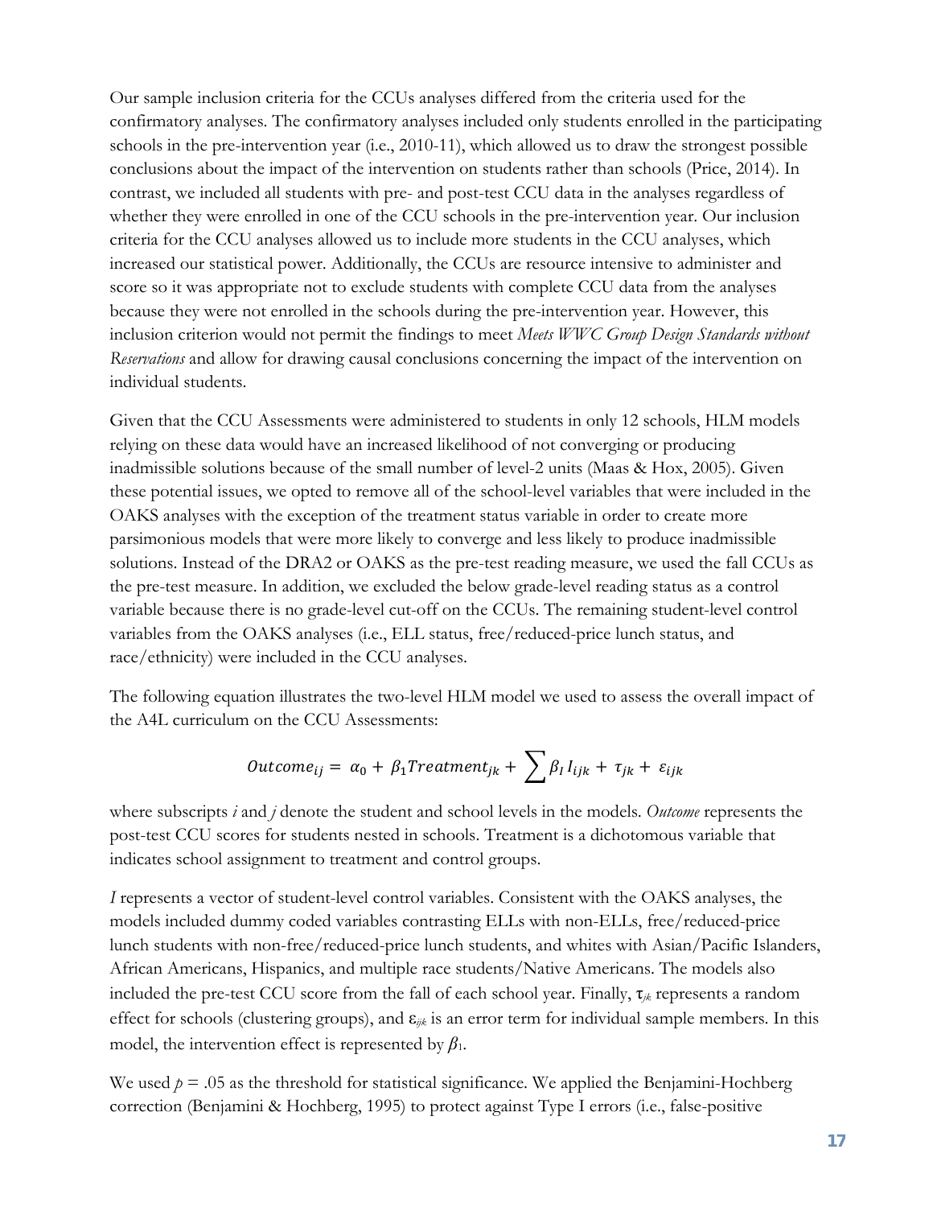Our sample inclusion criteria for the CCUs analyses differed from the criteria used for the confirmatory analyses. The confirmatory analyses included only students enrolled in the participating schools in the pre-intervention year (i.e., 2010-11), which allowed us to draw the strongest possible conclusions about the impact of the intervention on students rather than schools (Price, 2014). In contrast, we included all students with pre- and post-test CCU data in the analyses regardless of whether they were enrolled in one of the CCU schools in the pre-intervention year. Our inclusion criteria for the CCU analyses allowed us to include more students in the CCU analyses, which increased our statistical power. Additionally, the CCUs are resource intensive to administer and score so it was appropriate not to exclude students with complete CCU data from the analyses because they were not enrolled in the schools during the pre-intervention year. However, this inclusion criterion would not permit the findings to meet *Meets WWC Group Design Standards without Reservations* and allow for drawing causal conclusions concerning the impact of the intervention on individual students.

Given that the CCU Assessments were administered to students in only 12 schools, HLM models relying on these data would have an increased likelihood of not converging or producing inadmissible solutions because of the small number of level-2 units (Maas & Hox, 2005). Given these potential issues, we opted to remove all of the school-level variables that were included in the OAKS analyses with the exception of the treatment status variable in order to create more parsimonious models that were more likely to converge and less likely to produce inadmissible solutions. Instead of the DRA2 or OAKS as the pre-test reading measure, we used the fall CCUs as the pre-test measure. In addition, we excluded the below grade-level reading status as a control variable because there is no grade-level cut-off on the CCUs. The remaining student-level control variables from the OAKS analyses (i.e., ELL status, free/reduced-price lunch status, and race/ethnicity) were included in the CCU analyses.

The following equation illustrates the two-level HLM model we used to assess the overall impact of the A4L curriculum on the CCU Assessments:

$$Outcome_{ij} = \alpha_0 + \beta_1 Treatment_{jk} + \sum \beta_l I_{ijk} + \tau_{jk} + \varepsilon_{ijk}$$

where subscripts $i$ and $j$ denote the student and school levels in the models. *Outcome* represents the post-test CCU scores for students nested in schools. Treatment is a dichotomous variable that indicates school assignment to treatment and control groups.

$I$ represents a vector of student-level control variables. Consistent with the OAKS analyses, the models included dummy coded variables contrasting ELLs with non-ELLs, free/reduced-price lunch students with non-free/reduced-price lunch students, and whites with Asian/Pacific Islanders, African Americans, Hispanics, and multiple race students/Native Americans. The models also included the pre-test CCU score from the fall of each school year. Finally, $\tau_{jk}$ represents a random effect for schools (clustering groups), and $\varepsilon_{ijk}$ is an error term for individual sample members. In this model, the intervention effect is represented by $\beta_1$.

We used $p = .05$ as the threshold for statistical significance. We applied the Benjamini-Hochberg correction (Benjamini & Hochberg, 1995) to protect against Type I errors (i.e., false-positive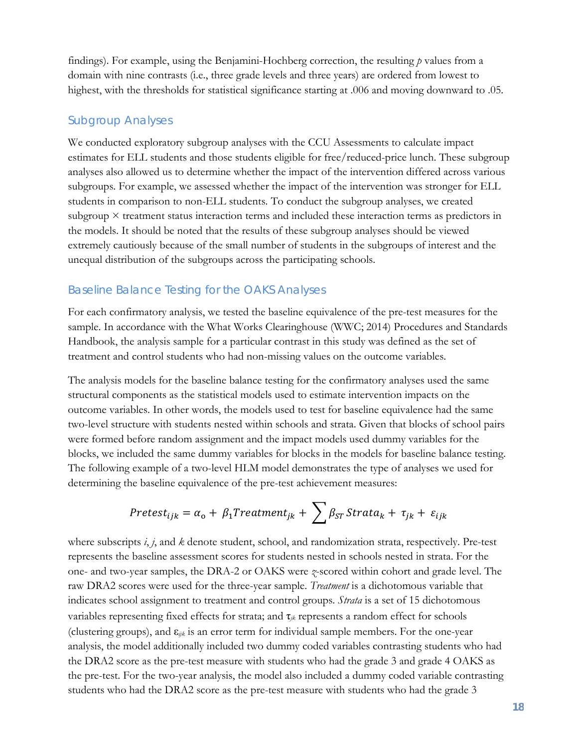findings). For example, using the Benjamini-Hochberg correction, the resulting *p* values from a domain with nine contrasts (i.e., three grade levels and three years) are ordered from lowest to highest, with the thresholds for statistical significance starting at .006 and moving downward to .05.

## Subgroup Analyses

We conducted exploratory subgroup analyses with the CCU Assessments to calculate impact estimates for ELL students and those students eligible for free/reduced-price lunch. These subgroup analyses also allowed us to determine whether the impact of the intervention differed across various subgroups. For example, we assessed whether the impact of the intervention was stronger for ELL students in comparison to non-ELL students. To conduct the subgroup analyses, we created subgroup × treatment status interaction terms and included these interaction terms as predictors in the models. It should be noted that the results of these subgroup analyses should be viewed extremely cautiously because of the small number of students in the subgroups of interest and the unequal distribution of the subgroups across the participating schools.

## Baseline Balance Testing for the OAKS Analyses

For each confirmatory analysis, we tested the baseline equivalence of the pre-test measures for the sample. In accordance with the What Works Clearinghouse (WWC; 2014) Procedures and Standards Handbook, the analysis sample for a particular contrast in this study was defined as the set of treatment and control students who had non-missing values on the outcome variables.

The analysis models for the baseline balance testing for the confirmatory analyses used the same structural components as the statistical models used to estimate intervention impacts on the outcome variables. In other words, the models used to test for baseline equivalence had the same two-level structure with students nested within schools and strata. Given that blocks of school pairs were formed before random assignment and the impact models used dummy variables for the blocks, we included the same dummy variables for blocks in the models for baseline balance testing. The following example of a two-level HLM model demonstrates the type of analyses we used for determining the baseline equivalence of the pre-test achievement measures:

$$Pretest_{ijk} = \alpha_o + \beta_1 Treatment_{jk} + \sum \beta_{ST}\, Strata_k + \tau_{jk} + \varepsilon_{ijk}$$

where subscripts *i*, *j*, and *k* denote student, school, and randomization strata, respectively. Pre-test represents the baseline assessment scores for students nested in schools nested in strata. For the one- and two-year samples, the DRA-2 or OAKS were *z*-scored within cohort and grade level. The raw DRA2 scores were used for the three-year sample. *Treatment* is a dichotomous variable that indicates school assignment to treatment and control groups. *Strata* is a set of 15 dichotomous variables representing fixed effects for strata; and $\tau_{jk}$ represents a random effect for schools (clustering groups), and $\varepsilon_{ijk}$ is an error term for individual sample members. For the one-year analysis, the model additionally included two dummy coded variables contrasting students who had the DRA2 score as the pre-test measure with students who had the grade 3 and grade 4 OAKS as the pre-test. For the two-year analysis, the model also included a dummy coded variable contrasting students who had the DRA2 score as the pre-test measure with students who had the grade 3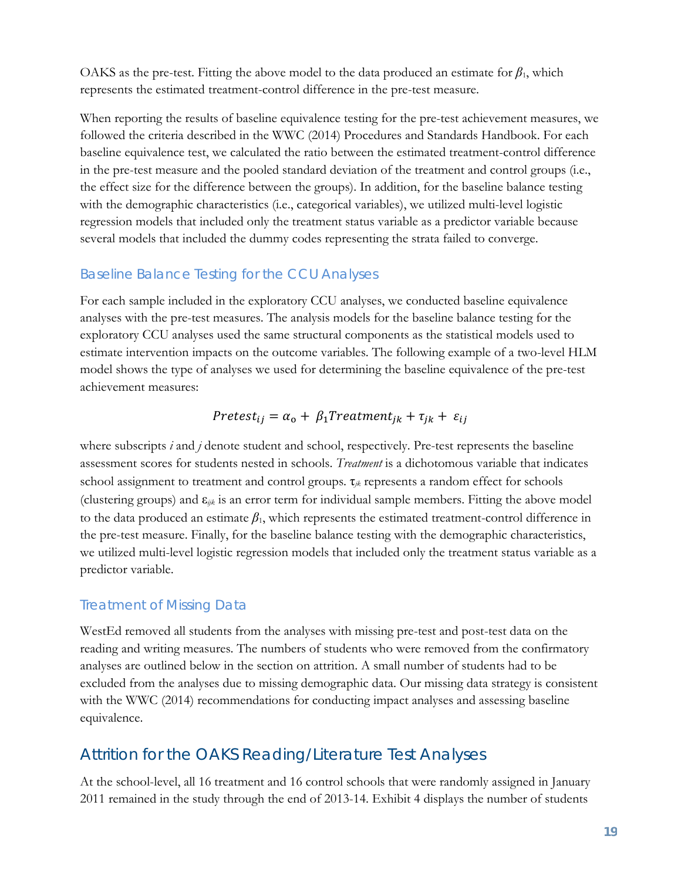OAKS as the pre-test. Fitting the above model to the data produced an estimate for $\beta_1$, which represents the estimated treatment-control difference in the pre-test measure.

When reporting the results of baseline equivalence testing for the pre-test achievement measures, we followed the criteria described in the WWC (2014) Procedures and Standards Handbook. For each baseline equivalence test, we calculated the ratio between the estimated treatment-control difference in the pre-test measure and the pooled standard deviation of the treatment and control groups (i.e., the effect size for the difference between the groups). In addition, for the baseline balance testing with the demographic characteristics (i.e., categorical variables), we utilized multi-level logistic regression models that included only the treatment status variable as a predictor variable because several models that included the dummy codes representing the strata failed to converge.

### Baseline Balance Testing for the CCU Analyses

For each sample included in the exploratory CCU analyses, we conducted baseline equivalence analyses with the pre-test measures. The analysis models for the baseline balance testing for the exploratory CCU analyses used the same structural components as the statistical models used to estimate intervention impacts on the outcome variables. The following example of a two-level HLM model shows the type of analyses we used for determining the baseline equivalence of the pre-test achievement measures:

$$Pretest_{ij} = \alpha_0 + \beta_1 Treatment_{jk} + \tau_{jk} + \varepsilon_{ij}$$

where subscripts *i* and *j* denote student and school, respectively. Pre-test represents the baseline assessment scores for students nested in schools. *Treatment* is a dichotomous variable that indicates school assignment to treatment and control groups. $\tau_{jk}$ represents a random effect for schools (clustering groups) and $\varepsilon_{ijk}$ is an error term for individual sample members. Fitting the above model to the data produced an estimate $\beta_1$, which represents the estimated treatment-control difference in the pre-test measure. Finally, for the baseline balance testing with the demographic characteristics, we utilized multi-level logistic regression models that included only the treatment status variable as a predictor variable.

### Treatment of Missing Data

WestEd removed all students from the analyses with missing pre-test and post-test data on the reading and writing measures. The numbers of students who were removed from the confirmatory analyses are outlined below in the section on attrition. A small number of students had to be excluded from the analyses due to missing demographic data. Our missing data strategy is consistent with the WWC (2014) recommendations for conducting impact analyses and assessing baseline equivalence.

## Attrition for the OAKS Reading/Literature Test Analyses

At the school-level, all 16 treatment and 16 control schools that were randomly assigned in January 2011 remained in the study through the end of 2013-14. Exhibit 4 displays the number of students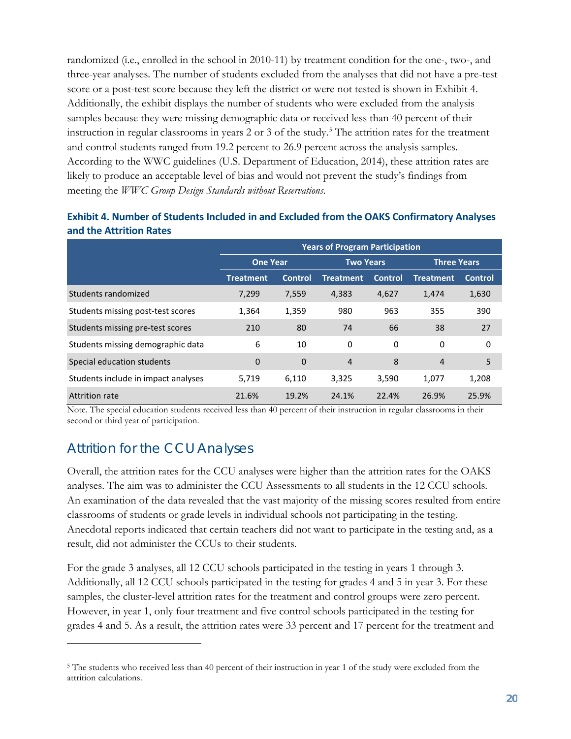randomized (i.e., enrolled in the school in 2010-11) by treatment condition for the one-, two-, and three-year analyses. The number of students excluded from the analyses that did not have a pre-test score or a post-test score because they left the district or were not tested is shown in Exhibit 4. Additionally, the exhibit displays the number of students who were excluded from the analysis samples because they were missing demographic data or received less than 40 percent of their instruction in regular classrooms in years 2 or 3 of the study.[5] The attrition rates for the treatment and control students ranged from 19.2 percent to 26.9 percent across the analysis samples. According to the WWC guidelines (U.S. Department of Education, 2014), these attrition rates are likely to produce an acceptable level of bias and would not prevent the study's findings from meeting the *WWC Group Design Standards without Reservations*.

**Exhibit 4. Number of Students Included in and Excluded from the OAKS Confirmatory Analyses and the Attrition Rates**

| | Years of Program Participation | | | | | |
|---|---|---|---|---|---|---|
| | One Year | | Two Years | | Three Years | |
| | Treatment | Control | Treatment | Control | Treatment | Control |
| Students randomized | 7,299 | 7,559 | 4,383 | 4,627 | 1,474 | 1,630 |
| Students missing post-test scores | 1,364 | 1,359 | 980 | 963 | 355 | 390 |
| Students missing pre-test scores | 210 | 80 | 74 | 66 | 38 | 27 |
| Students missing demographic data | 6 | 10 | 0 | 0 | 0 | 0 |
| Special education students | 0 | 0 | 4 | 8 | 4 | 5 |
| Students include in impact analyses | 5,719 | 6,110 | 3,325 | 3,590 | 1,077 | 1,208 |
| Attrition rate | 21.6% | 19.2% | 24.1% | 22.4% | 26.9% | 25.9% |

Note. The special education students received less than 40 percent of their instruction in regular classrooms in their second or third year of participation.

## Attrition for the CCU Analyses

Overall, the attrition rates for the CCU analyses were higher than the attrition rates for the OAKS analyses. The aim was to administer the CCU Assessments to all students in the 12 CCU schools. An examination of the data revealed that the vast majority of the missing scores resulted from entire classrooms of students or grade levels in individual schools not participating in the testing. Anecdotal reports indicated that certain teachers did not want to participate in the testing and, as a result, did not administer the CCUs to their students.

For the grade 3 analyses, all 12 CCU schools participated in the testing in years 1 through 3. Additionally, all 12 CCU schools participated in the testing for grades 4 and 5 in year 3. For these samples, the cluster-level attrition rates for the treatment and control groups were zero percent. However, in year 1, only four treatment and five control schools participated in the testing for grades 4 and 5. As a result, the attrition rates were 33 percent and 17 percent for the treatment and

[5] The students who received less than 40 percent of their instruction in year 1 of the study were excluded from the attrition calculations.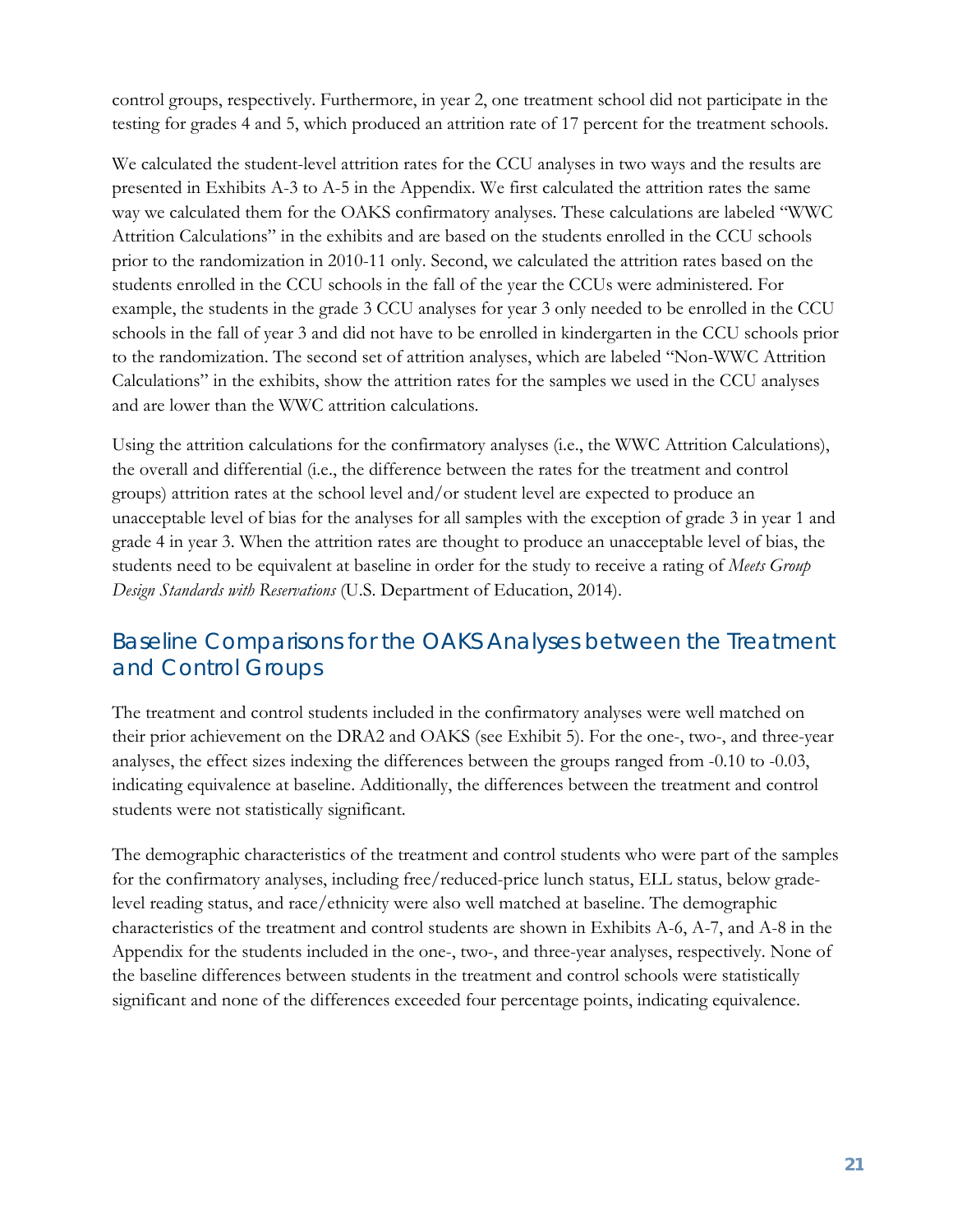control groups, respectively. Furthermore, in year 2, one treatment school did not participate in the testing for grades 4 and 5, which produced an attrition rate of 17 percent for the treatment schools.

We calculated the student-level attrition rates for the CCU analyses in two ways and the results are presented in Exhibits A-3 to A-5 in the Appendix. We first calculated the attrition rates the same way we calculated them for the OAKS confirmatory analyses. These calculations are labeled "WWC Attrition Calculations" in the exhibits and are based on the students enrolled in the CCU schools prior to the randomization in 2010-11 only. Second, we calculated the attrition rates based on the students enrolled in the CCU schools in the fall of the year the CCUs were administered. For example, the students in the grade 3 CCU analyses for year 3 only needed to be enrolled in the CCU schools in the fall of year 3 and did not have to be enrolled in kindergarten in the CCU schools prior to the randomization. The second set of attrition analyses, which are labeled "Non-WWC Attrition Calculations" in the exhibits, show the attrition rates for the samples we used in the CCU analyses and are lower than the WWC attrition calculations.

Using the attrition calculations for the confirmatory analyses (i.e., the WWC Attrition Calculations), the overall and differential (i.e., the difference between the rates for the treatment and control groups) attrition rates at the school level and/or student level are expected to produce an unacceptable level of bias for the analyses for all samples with the exception of grade 3 in year 1 and grade 4 in year 3. When the attrition rates are thought to produce an unacceptable level of bias, the students need to be equivalent at baseline in order for the study to receive a rating of *Meets Group Design Standards with Reservations* (U.S. Department of Education, 2014).

## Baseline Comparisons for the OAKS Analyses between the Treatment and Control Groups

The treatment and control students included in the confirmatory analyses were well matched on their prior achievement on the DRA2 and OAKS (see Exhibit 5). For the one-, two-, and three-year analyses, the effect sizes indexing the differences between the groups ranged from -0.10 to -0.03, indicating equivalence at baseline. Additionally, the differences between the treatment and control students were not statistically significant.

The demographic characteristics of the treatment and control students who were part of the samples for the confirmatory analyses, including free/reduced-price lunch status, ELL status, below grade-level reading status, and race/ethnicity were also well matched at baseline. The demographic characteristics of the treatment and control students are shown in Exhibits A-6, A-7, and A-8 in the Appendix for the students included in the one-, two-, and three-year analyses, respectively. None of the baseline differences between students in the treatment and control schools were statistically significant and none of the differences exceeded four percentage points, indicating equivalence.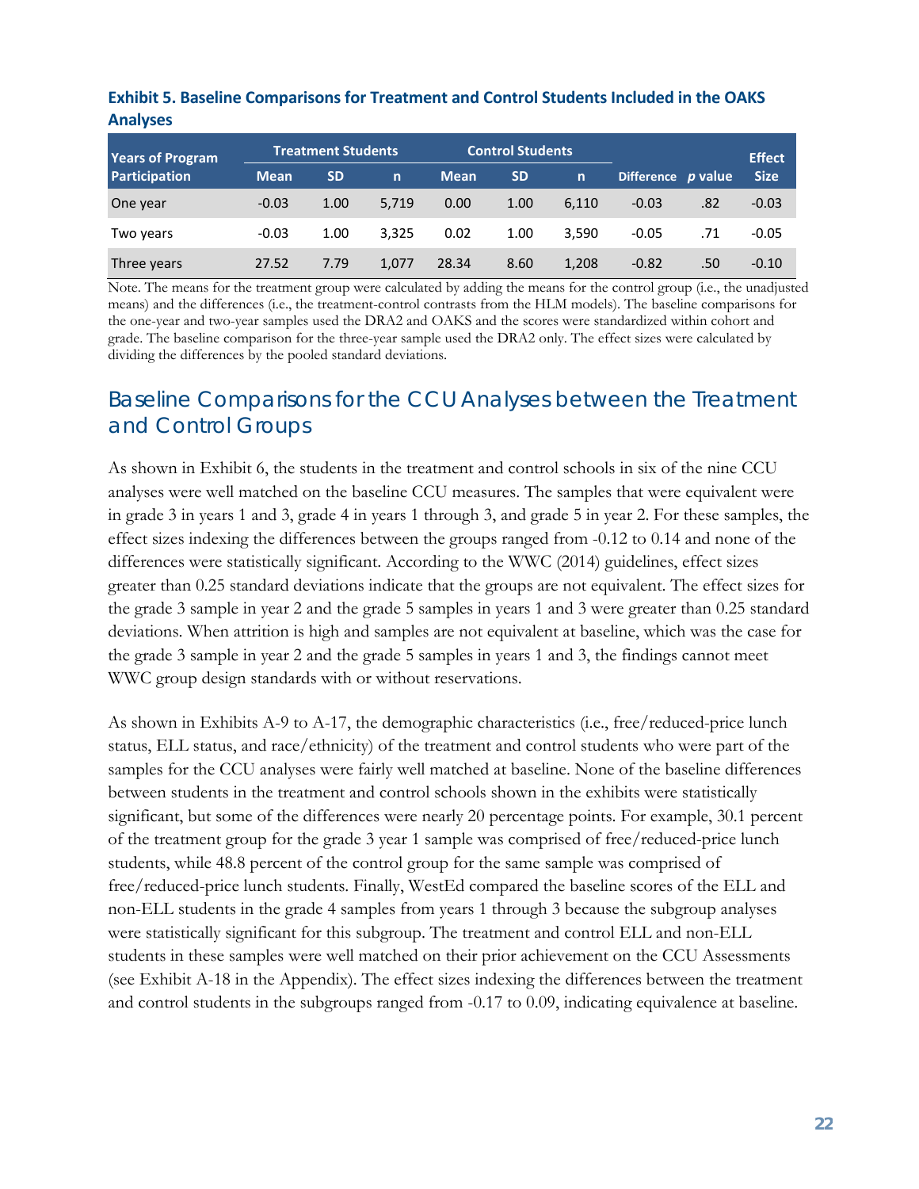**Exhibit 5. Baseline Comparisons for Treatment and Control Students Included in the OAKS Analyses**

| Years of Program Participation | Treatment Students | | | Control Students | | | Difference | *p* value | Effect Size |
|---|---|---|---|---|---|---|---|---|---|
| | Mean | SD | n | Mean | SD | n | | | |
| One year | -0.03 | 1.00 | 5,719 | 0.00 | 1.00 | 6,110 | -0.03 | .82 | -0.03 |
| Two years | -0.03 | 1.00 | 3,325 | 0.02 | 1.00 | 3,590 | -0.05 | .71 | -0.05 |
| Three years | 27.52 | 7.79 | 1,077 | 28.34 | 8.60 | 1,208 | -0.82 | .50 | -0.10 |

Note. The means for the treatment group were calculated by adding the means for the control group (i.e., the unadjusted means) and the differences (i.e., the treatment-control contrasts from the HLM models). The baseline comparisons for the one-year and two-year samples used the DRA2 and OAKS and the scores were standardized within cohort and grade. The baseline comparison for the three-year sample used the DRA2 only. The effect sizes were calculated by dividing the differences by the pooled standard deviations.

## Baseline Comparisons for the CCU Analyses between the Treatment and Control Groups

As shown in Exhibit 6, the students in the treatment and control schools in six of the nine CCU analyses were well matched on the baseline CCU measures. The samples that were equivalent were in grade 3 in years 1 and 3, grade 4 in years 1 through 3, and grade 5 in year 2. For these samples, the effect sizes indexing the differences between the groups ranged from -0.12 to 0.14 and none of the differences were statistically significant. According to the WWC (2014) guidelines, effect sizes greater than 0.25 standard deviations indicate that the groups are not equivalent. The effect sizes for the grade 3 sample in year 2 and the grade 5 samples in years 1 and 3 were greater than 0.25 standard deviations. When attrition is high and samples are not equivalent at baseline, which was the case for the grade 3 sample in year 2 and the grade 5 samples in years 1 and 3, the findings cannot meet WWC group design standards with or without reservations.

As shown in Exhibits A-9 to A-17, the demographic characteristics (i.e., free/reduced-price lunch status, ELL status, and race/ethnicity) of the treatment and control students who were part of the samples for the CCU analyses were fairly well matched at baseline. None of the baseline differences between students in the treatment and control schools shown in the exhibits were statistically significant, but some of the differences were nearly 20 percentage points. For example, 30.1 percent of the treatment group for the grade 3 year 1 sample was comprised of free/reduced-price lunch students, while 48.8 percent of the control group for the same sample was comprised of free/reduced-price lunch students. Finally, WestEd compared the baseline scores of the ELL and non-ELL students in the grade 4 samples from years 1 through 3 because the subgroup analyses were statistically significant for this subgroup. The treatment and control ELL and non-ELL students in these samples were well matched on their prior achievement on the CCU Assessments (see Exhibit A-18 in the Appendix). The effect sizes indexing the differences between the treatment and control students in the subgroups ranged from -0.17 to 0.09, indicating equivalence at baseline.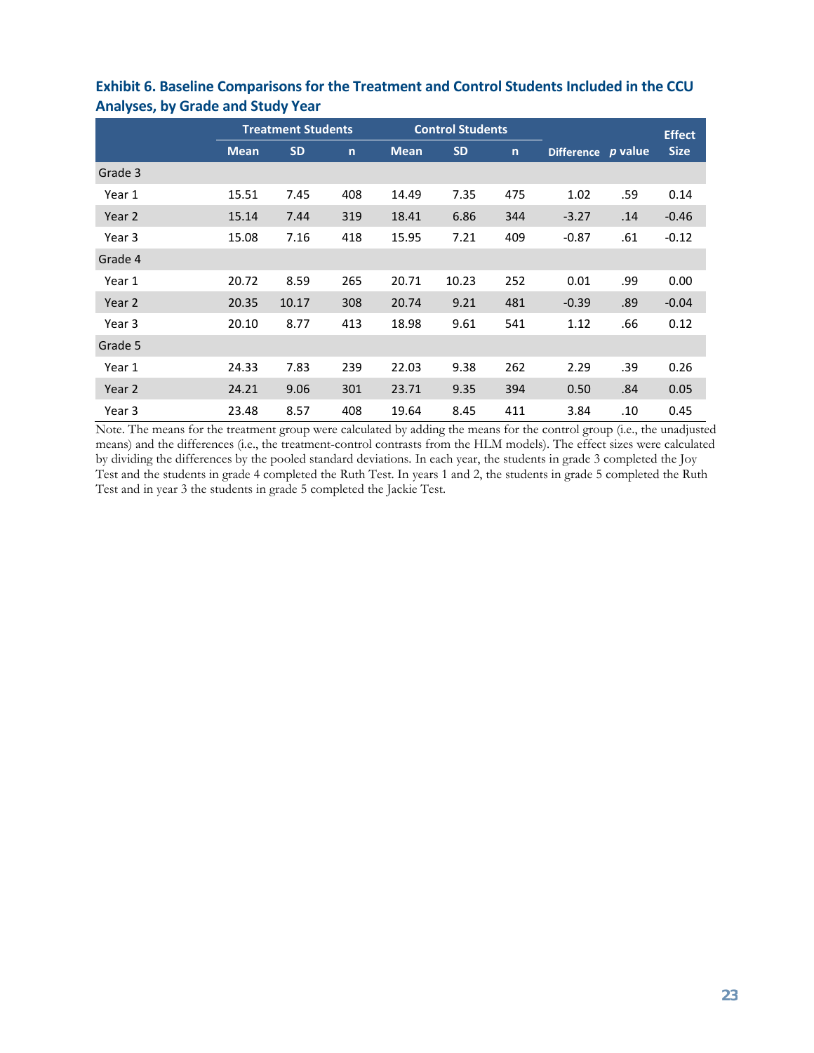**Exhibit 6. Baseline Comparisons for the Treatment and Control Students Included in the CCU Analyses, by Grade and Study Year**

| | Treatment Students | | | Control Students | | | Difference | *p* value | Effect Size |
|---|---|---|---|---|---|---|---|---|---|
| | Mean | SD | n | Mean | SD | n | | | |
| Grade 3 | | | | | | | | | |
| Year 1 | 15.51 | 7.45 | 408 | 14.49 | 7.35 | 475 | 1.02 | .59 | 0.14 |
| Year 2 | 15.14 | 7.44 | 319 | 18.41 | 6.86 | 344 | -3.27 | .14 | -0.46 |
| Year 3 | 15.08 | 7.16 | 418 | 15.95 | 7.21 | 409 | -0.87 | .61 | -0.12 |
| Grade 4 | | | | | | | | | |
| Year 1 | 20.72 | 8.59 | 265 | 20.71 | 10.23 | 252 | 0.01 | .99 | 0.00 |
| Year 2 | 20.35 | 10.17 | 308 | 20.74 | 9.21 | 481 | -0.39 | .89 | -0.04 |
| Year 3 | 20.10 | 8.77 | 413 | 18.98 | 9.61 | 541 | 1.12 | .66 | 0.12 |
| Grade 5 | | | | | | | | | |
| Year 1 | 24.33 | 7.83 | 239 | 22.03 | 9.38 | 262 | 2.29 | .39 | 0.26 |
| Year 2 | 24.21 | 9.06 | 301 | 23.71 | 9.35 | 394 | 0.50 | .84 | 0.05 |
| Year 3 | 23.48 | 8.57 | 408 | 19.64 | 8.45 | 411 | 3.84 | .10 | 0.45 |

Note. The means for the treatment group were calculated by adding the means for the control group (i.e., the unadjusted means) and the differences (i.e., the treatment-control contrasts from the HLM models). The effect sizes were calculated by dividing the differences by the pooled standard deviations. In each year, the students in grade 3 completed the Joy Test and the students in grade 4 completed the Ruth Test. In years 1 and 2, the students in grade 5 completed the Ruth Test and in year 3 the students in grade 5 completed the Jackie Test.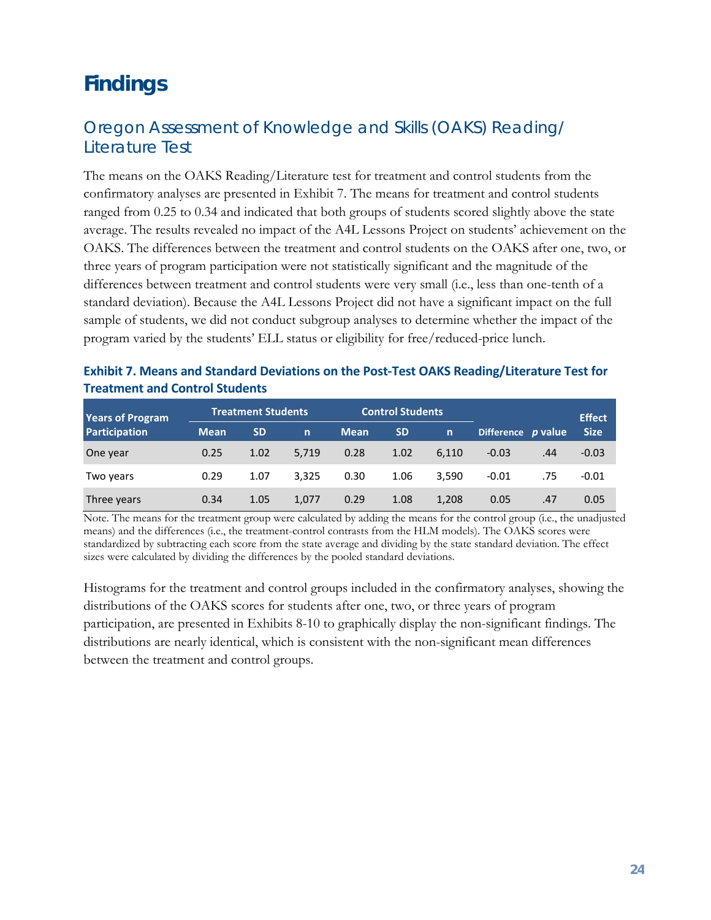# Findings

## Oregon Assessment of Knowledge and Skills (OAKS) Reading/ Literature Test

The means on the OAKS Reading/Literature test for treatment and control students from the confirmatory analyses are presented in Exhibit 7. The means for treatment and control students ranged from 0.25 to 0.34 and indicated that both groups of students scored slightly above the state average. The results revealed no impact of the A4L Lessons Project on students' achievement on the OAKS. The differences between the treatment and control students on the OAKS after one, two, or three years of program participation were not statistically significant and the magnitude of the differences between treatment and control students were very small (i.e., less than one-tenth of a standard deviation). Because the A4L Lessons Project did not have a significant impact on the full sample of students, we did not conduct subgroup analyses to determine whether the impact of the program varied by the students' ELL status or eligibility for free/reduced-price lunch.

**Exhibit 7. Means and Standard Deviations on the Post-Test OAKS Reading/Literature Test for Treatment and Control Students**

| Years of Program Participation | Treatment Students | | | Control Students | | | Difference | *p* value | Effect Size |
|---|---|---|---|---|---|---|---|---|---|
| | Mean | SD | n | Mean | SD | n | | | |
| One year | 0.25 | 1.02 | 5,719 | 0.28 | 1.02 | 6,110 | -0.03 | .44 | -0.03 |
| Two years | 0.29 | 1.07 | 3,325 | 0.30 | 1.06 | 3,590 | -0.01 | .75 | -0.01 |
| Three years | 0.34 | 1.05 | 1,077 | 0.29 | 1.08 | 1,208 | 0.05 | .47 | 0.05 |

Note. The means for the treatment group were calculated by adding the means for the control group (i.e., the unadjusted means) and the differences (i.e., the treatment-control contrasts from the HLM models). The OAKS scores were standardized by subtracting each score from the state average and dividing by the state standard deviation. The effect sizes were calculated by dividing the differences by the pooled standard deviations.

Histograms for the treatment and control groups included in the confirmatory analyses, showing the distributions of the OAKS scores for students after one, two, or three years of program participation, are presented in Exhibits 8-10 to graphically display the non-significant findings. The distributions are nearly identical, which is consistent with the non-significant mean differences between the treatment and control groups.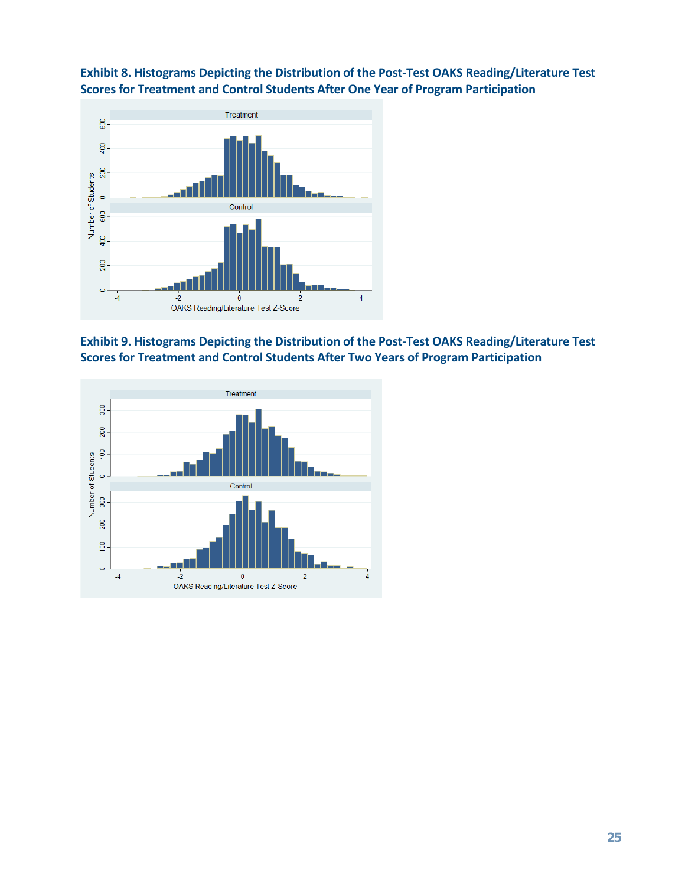**Exhibit 8. Histograms Depicting the Distribution of the Post-Test OAKS Reading/Literature Test Scores for Treatment and Control Students After One Year of Program Participation**

**Exhibit 9. Histograms Depicting the Distribution of the Post-Test OAKS Reading/Literature Test Scores for Treatment and Control Students After Two Years of Program Participation**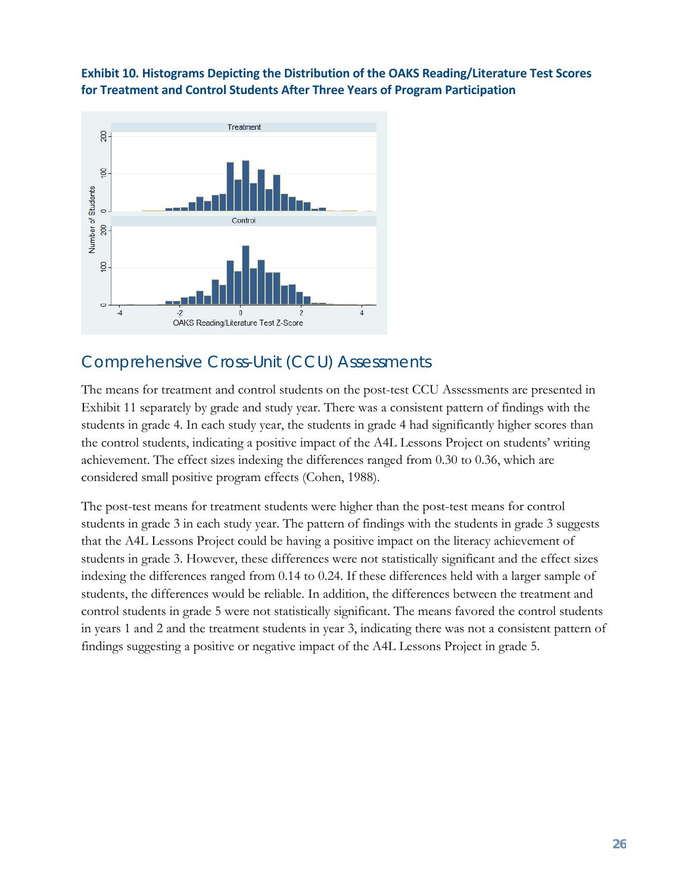**Exhibit 10. Histograms Depicting the Distribution of the OAKS Reading/Literature Test Scores for Treatment and Control Students After Three Years of Program Participation**

## Comprehensive Cross-Unit (CCU) Assessments

The means for treatment and control students on the post-test CCU Assessments are presented in Exhibit 11 separately by grade and study year. There was a consistent pattern of findings with the students in grade 4. In each study year, the students in grade 4 had significantly higher scores than the control students, indicating a positive impact of the A4L Lessons Project on students' writing achievement. The effect sizes indexing the differences ranged from 0.30 to 0.36, which are considered small positive program effects (Cohen, 1988).

The post-test means for treatment students were higher than the post-test means for control students in grade 3 in each study year. The pattern of findings with the students in grade 3 suggests that the A4L Lessons Project could be having a positive impact on the literacy achievement of students in grade 3. However, these differences were not statistically significant and the effect sizes indexing the differences ranged from 0.14 to 0.24. If these differences held with a larger sample of students, the differences would be reliable. In addition, the differences between the treatment and control students in grade 5 were not statistically significant. The means favored the control students in years 1 and 2 and the treatment students in year 3, indicating there was not a consistent pattern of findings suggesting a positive or negative impact of the A4L Lessons Project in grade 5.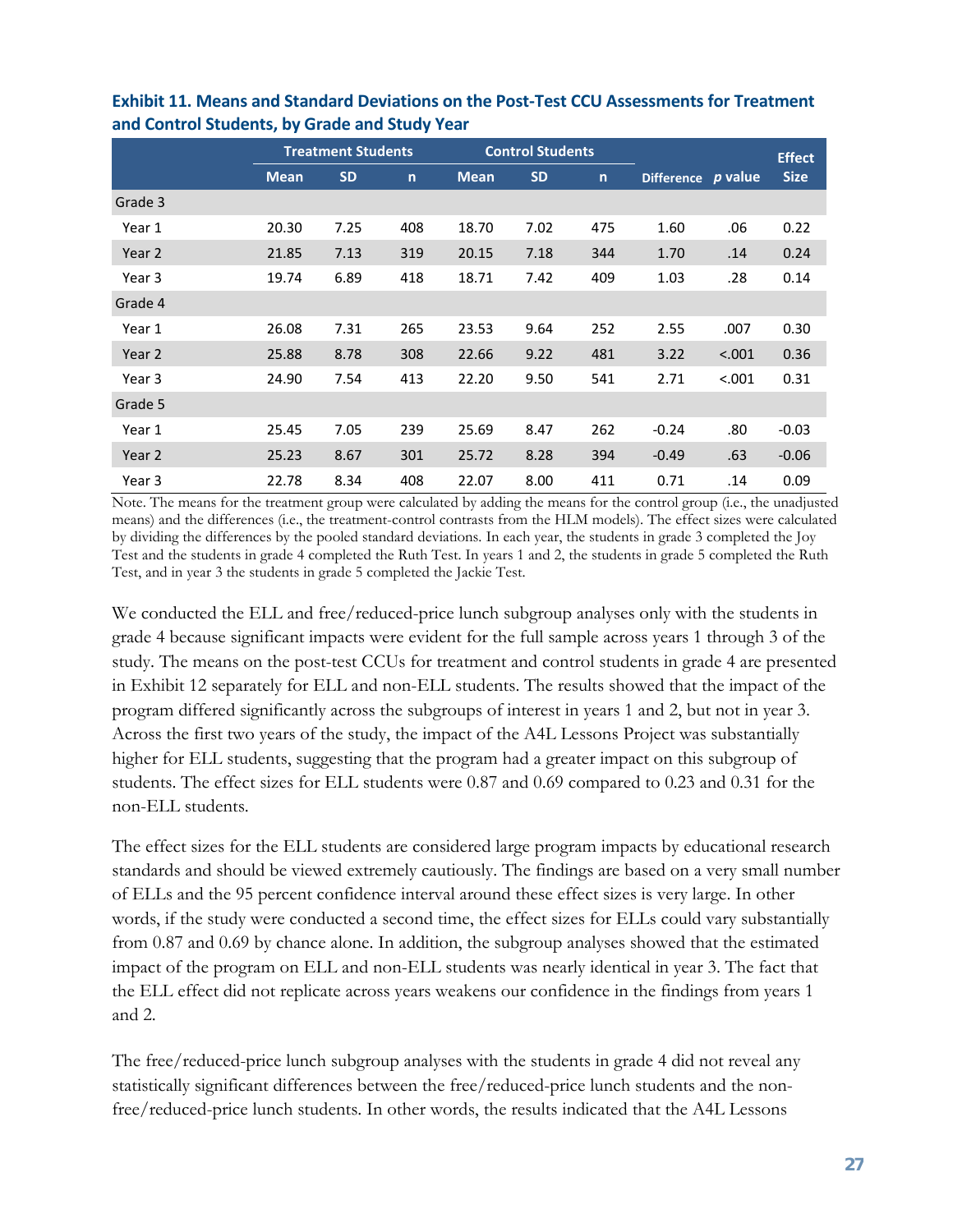**Exhibit 11. Means and Standard Deviations on the Post-Test CCU Assessments for Treatment and Control Students, by Grade and Study Year**

| | Treatment Students | | | Control Students | | | | | Effect |
|---|---|---|---|---|---|---|---|---|---|
| | Mean | SD | n | Mean | SD | n | Difference | *p* value | Size |
| Grade 3 | | | | | | | | | |
| Year 1 | 20.30 | 7.25 | 408 | 18.70 | 7.02 | 475 | 1.60 | .06 | 0.22 |
| Year 2 | 21.85 | 7.13 | 319 | 20.15 | 7.18 | 344 | 1.70 | .14 | 0.24 |
| Year 3 | 19.74 | 6.89 | 418 | 18.71 | 7.42 | 409 | 1.03 | .28 | 0.14 |
| Grade 4 | | | | | | | | | |
| Year 1 | 26.08 | 7.31 | 265 | 23.53 | 9.64 | 252 | 2.55 | .007 | 0.30 |
| Year 2 | 25.88 | 8.78 | 308 | 22.66 | 9.22 | 481 | 3.22 | <.001 | 0.36 |
| Year 3 | 24.90 | 7.54 | 413 | 22.20 | 9.50 | 541 | 2.71 | <.001 | 0.31 |
| Grade 5 | | | | | | | | | |
| Year 1 | 25.45 | 7.05 | 239 | 25.69 | 8.47 | 262 | -0.24 | .80 | -0.03 |
| Year 2 | 25.23 | 8.67 | 301 | 25.72 | 8.28 | 394 | -0.49 | .63 | -0.06 |
| Year 3 | 22.78 | 8.34 | 408 | 22.07 | 8.00 | 411 | 0.71 | .14 | 0.09 |

Note. The means for the treatment group were calculated by adding the means for the control group (i.e., the unadjusted means) and the differences (i.e., the treatment-control contrasts from the HLM models). The effect sizes were calculated by dividing the differences by the pooled standard deviations. In each year, the students in grade 3 completed the Joy Test and the students in grade 4 completed the Ruth Test. In years 1 and 2, the students in grade 5 completed the Ruth Test, and in year 3 the students in grade 5 completed the Jackie Test.

We conducted the ELL and free/reduced-price lunch subgroup analyses only with the students in grade 4 because significant impacts were evident for the full sample across years 1 through 3 of the study. The means on the post-test CCUs for treatment and control students in grade 4 are presented in Exhibit 12 separately for ELL and non-ELL students. The results showed that the impact of the program differed significantly across the subgroups of interest in years 1 and 2, but not in year 3. Across the first two years of the study, the impact of the A4L Lessons Project was substantially higher for ELL students, suggesting that the program had a greater impact on this subgroup of students. The effect sizes for ELL students were 0.87 and 0.69 compared to 0.23 and 0.31 for the non-ELL students.

The effect sizes for the ELL students are considered large program impacts by educational research standards and should be viewed extremely cautiously. The findings are based on a very small number of ELLs and the 95 percent confidence interval around these effect sizes is very large. In other words, if the study were conducted a second time, the effect sizes for ELLs could vary substantially from 0.87 and 0.69 by chance alone. In addition, the subgroup analyses showed that the estimated impact of the program on ELL and non-ELL students was nearly identical in year 3. The fact that the ELL effect did not replicate across years weakens our confidence in the findings from years 1 and 2.

The free/reduced-price lunch subgroup analyses with the students in grade 4 did not reveal any statistically significant differences between the free/reduced-price lunch students and the non-free/reduced-price lunch students. In other words, the results indicated that the A4L Lessons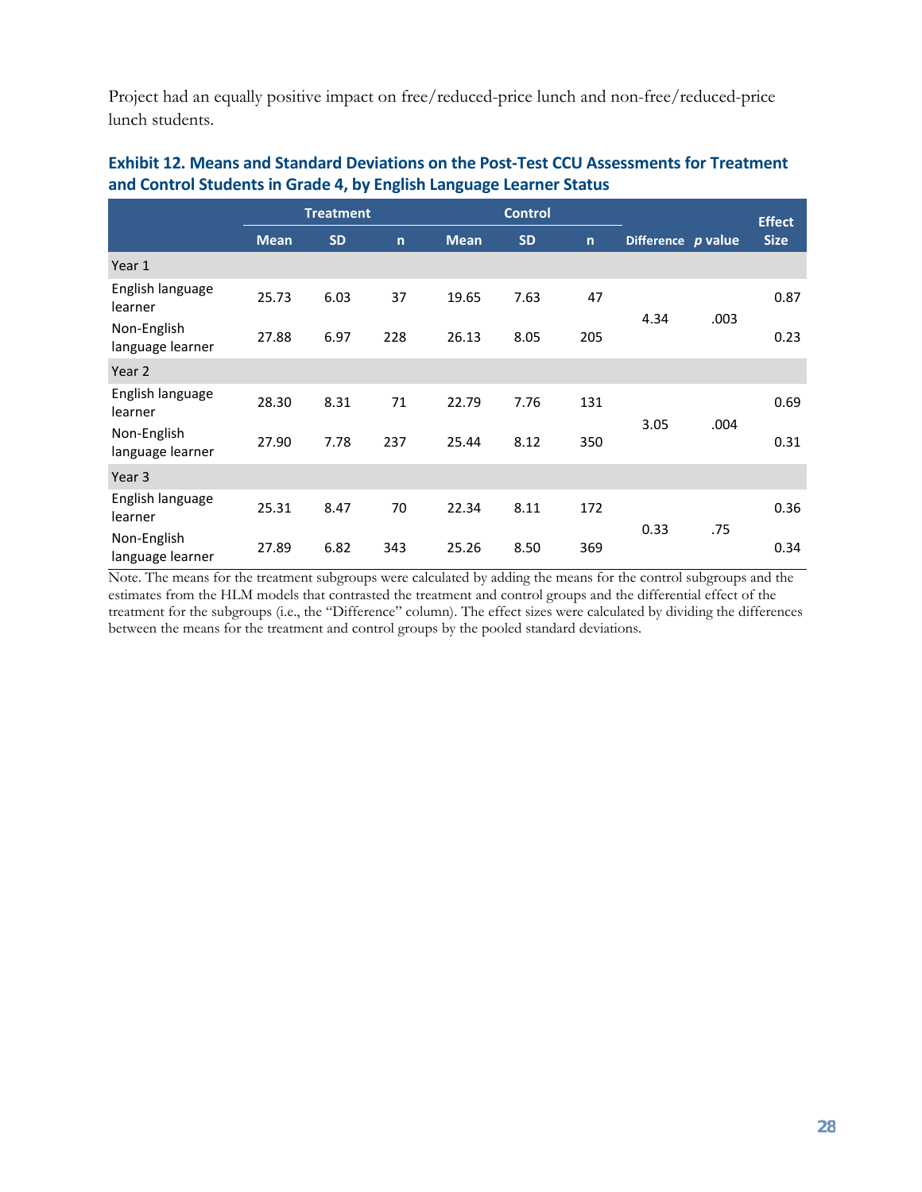Project had an equally positive impact on free/reduced-price lunch and non-free/reduced-price lunch students.

**Exhibit 12. Means and Standard Deviations on the Post-Test CCU Assessments for Treatment and Control Students in Grade 4, by English Language Learner Status**

| | Treatment | | | Control | | | | | Effect |
|---|---|---|---|---|---|---|---|---|---|
| | Mean | SD | n | Mean | SD | n | Difference | *p* value | Size |
| Year 1 | | | | | | | | | |
| English language learner | 25.73 | 6.03 | 37 | 19.65 | 7.63 | 47 | 4.34 | .003 | 0.87 |
| Non-English language learner | 27.88 | 6.97 | 228 | 26.13 | 8.05 | 205 | | | 0.23 |
| Year 2 | | | | | | | | | |
| English language learner | 28.30 | 8.31 | 71 | 22.79 | 7.76 | 131 | 3.05 | .004 | 0.69 |
| Non-English language learner | 27.90 | 7.78 | 237 | 25.44 | 8.12 | 350 | | | 0.31 |
| Year 3 | | | | | | | | | |
| English language learner | 25.31 | 8.47 | 70 | 22.34 | 8.11 | 172 | 0.33 | .75 | 0.36 |
| Non-English language learner | 27.89 | 6.82 | 343 | 25.26 | 8.50 | 369 | | | 0.34 |

Note. The means for the treatment subgroups were calculated by adding the means for the control subgroups and the estimates from the HLM models that contrasted the treatment and control groups and the differential effect of the treatment for the subgroups (i.e., the "Difference" column). The effect sizes were calculated by dividing the differences between the means for the treatment and control groups by the pooled standard deviations.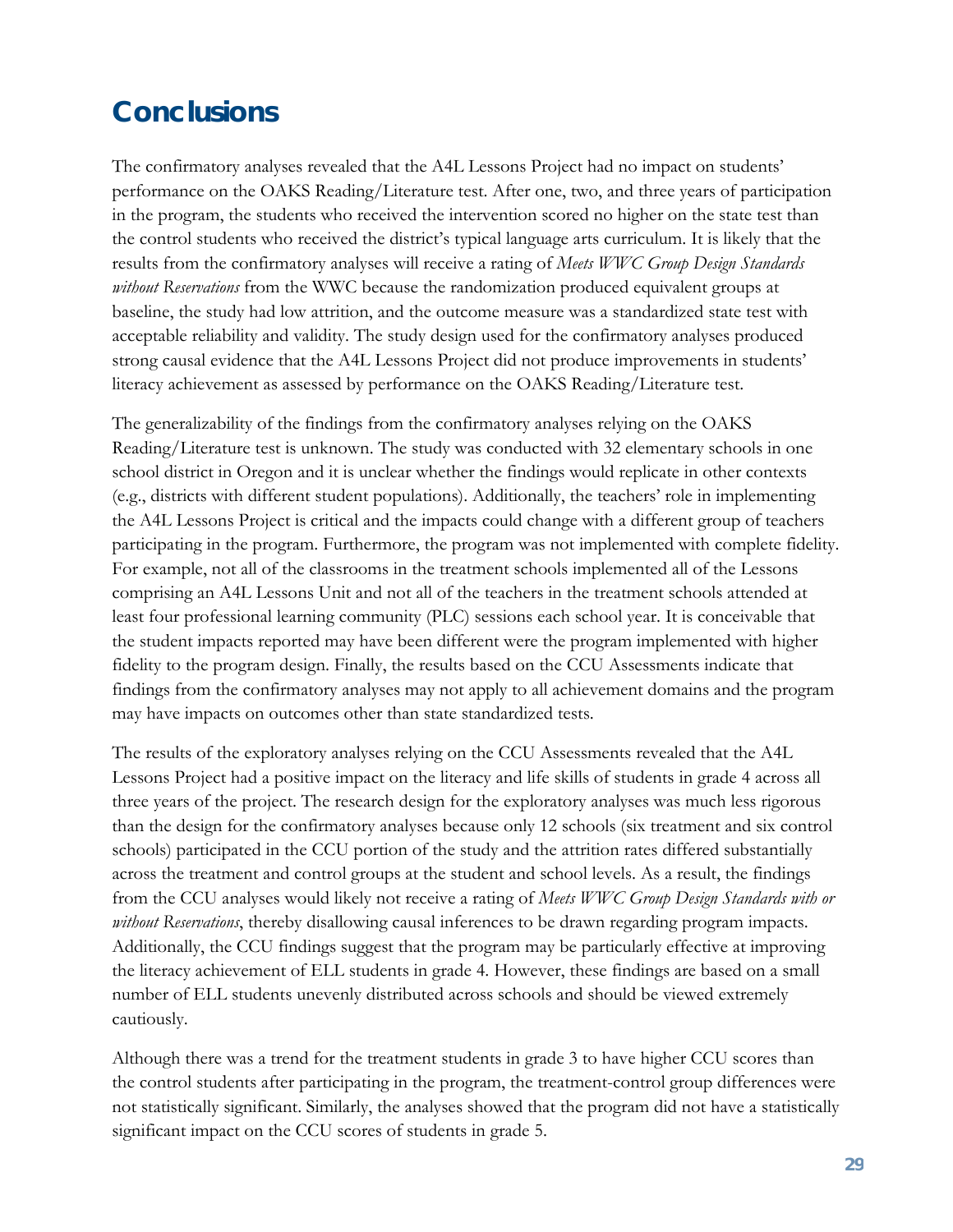## Conclusions

The confirmatory analyses revealed that the A4L Lessons Project had no impact on students' performance on the OAKS Reading/Literature test. After one, two, and three years of participation in the program, the students who received the intervention scored no higher on the state test than the control students who received the district's typical language arts curriculum. It is likely that the results from the confirmatory analyses will receive a rating of *Meets WWC Group Design Standards without Reservations* from the WWC because the randomization produced equivalent groups at baseline, the study had low attrition, and the outcome measure was a standardized state test with acceptable reliability and validity. The study design used for the confirmatory analyses produced strong causal evidence that the A4L Lessons Project did not produce improvements in students' literacy achievement as assessed by performance on the OAKS Reading/Literature test.

The generalizability of the findings from the confirmatory analyses relying on the OAKS Reading/Literature test is unknown. The study was conducted with 32 elementary schools in one school district in Oregon and it is unclear whether the findings would replicate in other contexts (e.g., districts with different student populations). Additionally, the teachers' role in implementing the A4L Lessons Project is critical and the impacts could change with a different group of teachers participating in the program. Furthermore, the program was not implemented with complete fidelity. For example, not all of the classrooms in the treatment schools implemented all of the Lessons comprising an A4L Lessons Unit and not all of the teachers in the treatment schools attended at least four professional learning community (PLC) sessions each school year. It is conceivable that the student impacts reported may have been different were the program implemented with higher fidelity to the program design. Finally, the results based on the CCU Assessments indicate that findings from the confirmatory analyses may not apply to all achievement domains and the program may have impacts on outcomes other than state standardized tests.

The results of the exploratory analyses relying on the CCU Assessments revealed that the A4L Lessons Project had a positive impact on the literacy and life skills of students in grade 4 across all three years of the project. The research design for the exploratory analyses was much less rigorous than the design for the confirmatory analyses because only 12 schools (six treatment and six control schools) participated in the CCU portion of the study and the attrition rates differed substantially across the treatment and control groups at the student and school levels. As a result, the findings from the CCU analyses would likely not receive a rating of *Meets WWC Group Design Standards with or without Reservations*, thereby disallowing causal inferences to be drawn regarding program impacts. Additionally, the CCU findings suggest that the program may be particularly effective at improving the literacy achievement of ELL students in grade 4. However, these findings are based on a small number of ELL students unevenly distributed across schools and should be viewed extremely cautiously.

Although there was a trend for the treatment students in grade 3 to have higher CCU scores than the control students after participating in the program, the treatment-control group differences were not statistically significant. Similarly, the analyses showed that the program did not have a statistically significant impact on the CCU scores of students in grade 5.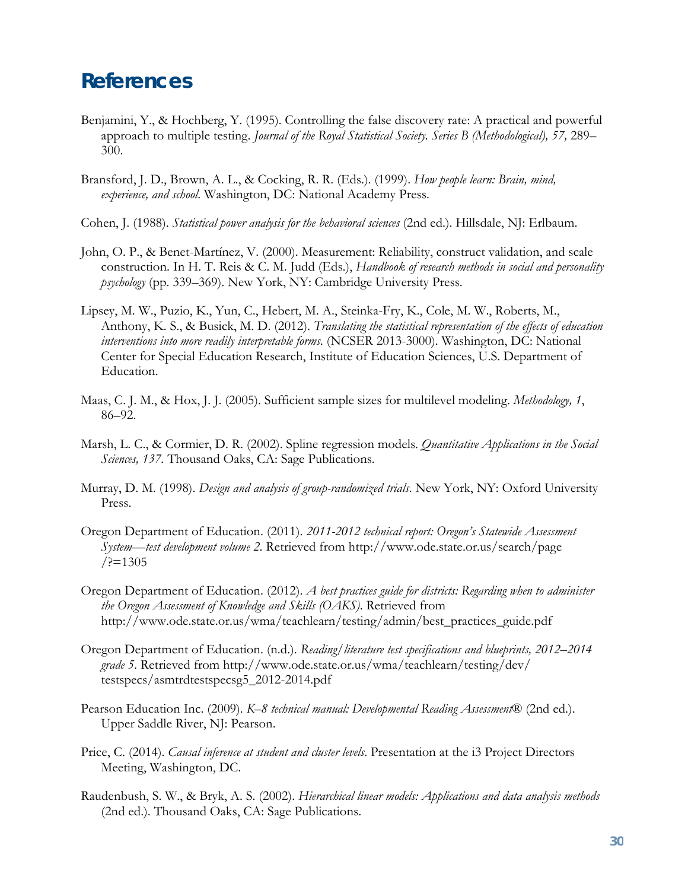# References

Benjamini, Y., & Hochberg, Y. (1995). Controlling the false discovery rate: A practical and powerful approach to multiple testing. *Journal of the Royal Statistical Society. Series B (Methodological), 57,* 289–300.

Bransford, J. D., Brown, A. L., & Cocking, R. R. (Eds.). (1999). *How people learn: Brain, mind, experience, and school*. Washington, DC: National Academy Press.

Cohen, J. (1988). *Statistical power analysis for the behavioral sciences* (2nd ed.). Hillsdale, NJ: Erlbaum.

John, O. P., & Benet-Martínez, V. (2000). Measurement: Reliability, construct validation, and scale construction. In H. T. Reis & C. M. Judd (Eds.), *Handbook of research methods in social and personality psychology* (pp. 339–369). New York, NY: Cambridge University Press.

Lipsey, M. W., Puzio, K., Yun, C., Hebert, M. A., Steinka-Fry, K., Cole, M. W., Roberts, M., Anthony, K. S., & Busick, M. D. (2012). *Translating the statistical representation of the effects of education interventions into more readily interpretable forms.* (NCSER 2013-3000). Washington, DC: National Center for Special Education Research, Institute of Education Sciences, U.S. Department of Education.

Maas, C. J. M., & Hox, J. J. (2005). Sufficient sample sizes for multilevel modeling. *Methodology, 1*, 86–92.

Marsh, L. C., & Cormier, D. R. (2002). Spline regression models. *Quantitative Applications in the Social Sciences, 137*. Thousand Oaks, CA: Sage Publications.

Murray, D. M. (1998). *Design and analysis of group-randomized trials*. New York, NY: Oxford University Press.

Oregon Department of Education. (2011). *2011-2012 technical report: Oregon's Statewide Assessment System—test development volume 2*. Retrieved from http://www.ode.state.or.us/search/page/?=1305

Oregon Department of Education. (2012). *A best practices guide for districts: Regarding when to administer the Oregon Assessment of Knowledge and Skills (OAKS)*. Retrieved from http://www.ode.state.or.us/wma/teachlearn/testing/admin/best_practices_guide.pdf

Oregon Department of Education. (n.d.). *Reading/literature test specifications and blueprints, 2012–2014 grade 5*. Retrieved from http://www.ode.state.or.us/wma/teachlearn/testing/dev/testspecs/asmtrdtestspecsg5_2012-2014.pdf

Pearson Education Inc. (2009). *K–8 technical manual: Developmental Reading Assessment®* (2nd ed.). Upper Saddle River, NJ: Pearson.

Price, C. (2014). *Causal inference at student and cluster levels*. Presentation at the i3 Project Directors Meeting, Washington, DC.

Raudenbush, S. W., & Bryk, A. S. (2002). *Hierarchical linear models: Applications and data analysis methods* (2nd ed.). Thousand Oaks, CA: Sage Publications.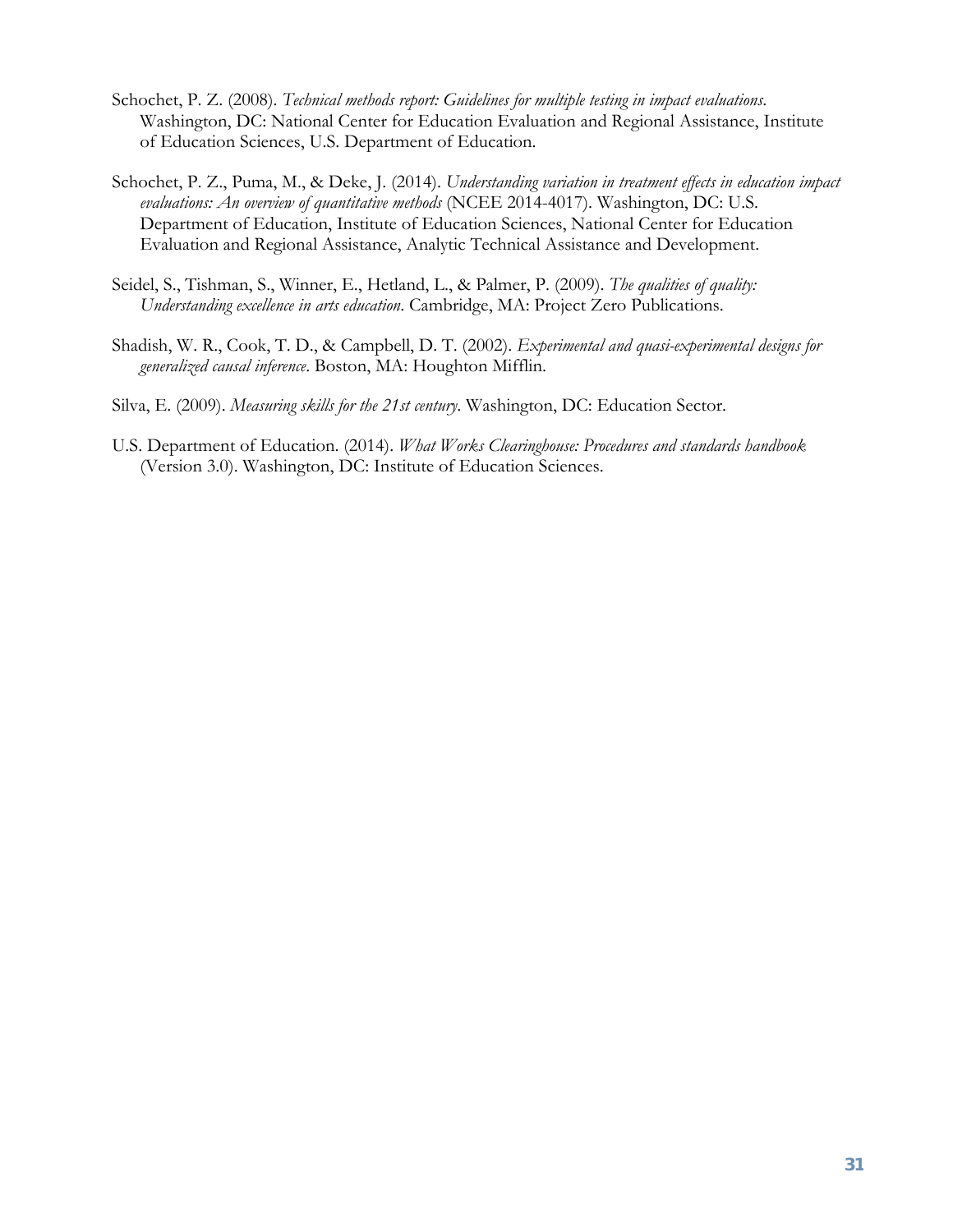Schochet, P. Z. (2008). *Technical methods report: Guidelines for multiple testing in impact evaluations*. Washington, DC: National Center for Education Evaluation and Regional Assistance, Institute of Education Sciences, U.S. Department of Education.

Schochet, P. Z., Puma, M., & Deke, J. (2014). *Understanding variation in treatment effects in education impact evaluations: An overview of quantitative methods* (NCEE 2014-4017). Washington, DC: U.S. Department of Education, Institute of Education Sciences, National Center for Education Evaluation and Regional Assistance, Analytic Technical Assistance and Development.

Seidel, S., Tishman, S., Winner, E., Hetland, L., & Palmer, P. (2009). *The qualities of quality: Understanding excellence in arts education*. Cambridge, MA: Project Zero Publications.

Shadish, W. R., Cook, T. D., & Campbell, D. T. (2002). *Experimental and quasi-experimental designs for generalized causal inference*. Boston, MA: Houghton Mifflin.

Silva, E. (2009). *Measuring skills for the 21st century*. Washington, DC: Education Sector.

U.S. Department of Education. (2014). *What Works Clearinghouse: Procedures and standards handbook* (Version 3.0). Washington, DC: Institute of Education Sciences.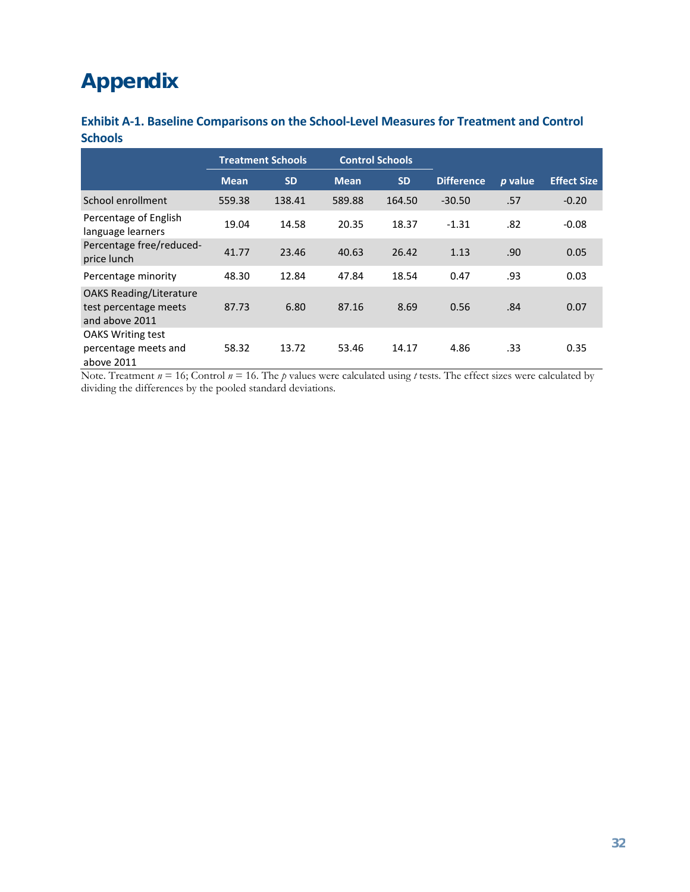# Appendix

### Exhibit A-1. Baseline Comparisons on the School-Level Measures for Treatment and Control Schools

| | Treatment Schools | | Control Schools | | | | |
|---|---|---|---|---|---|---|---|
| | Mean | SD | Mean | SD | Difference | *p* value | Effect Size |
| School enrollment | 559.38 | 138.41 | 589.88 | 164.50 | -30.50 | .57 | -0.20 |
| Percentage of English language learners | 19.04 | 14.58 | 20.35 | 18.37 | -1.31 | .82 | -0.08 |
| Percentage free/reduced-price lunch | 41.77 | 23.46 | 40.63 | 26.42 | 1.13 | .90 | 0.05 |
| Percentage minority | 48.30 | 12.84 | 47.84 | 18.54 | 0.47 | .93 | 0.03 |
| OAKS Reading/Literature test percentage meets and above 2011 | 87.73 | 6.80 | 87.16 | 8.69 | 0.56 | .84 | 0.07 |
| OAKS Writing test percentage meets and above 2011 | 58.32 | 13.72 | 53.46 | 14.17 | 4.86 | .33 | 0.35 |

Note. Treatment $n$ = 16; Control $n$ = 16. The $p$ values were calculated using $t$ tests. The effect sizes were calculated by dividing the differences by the pooled standard deviations.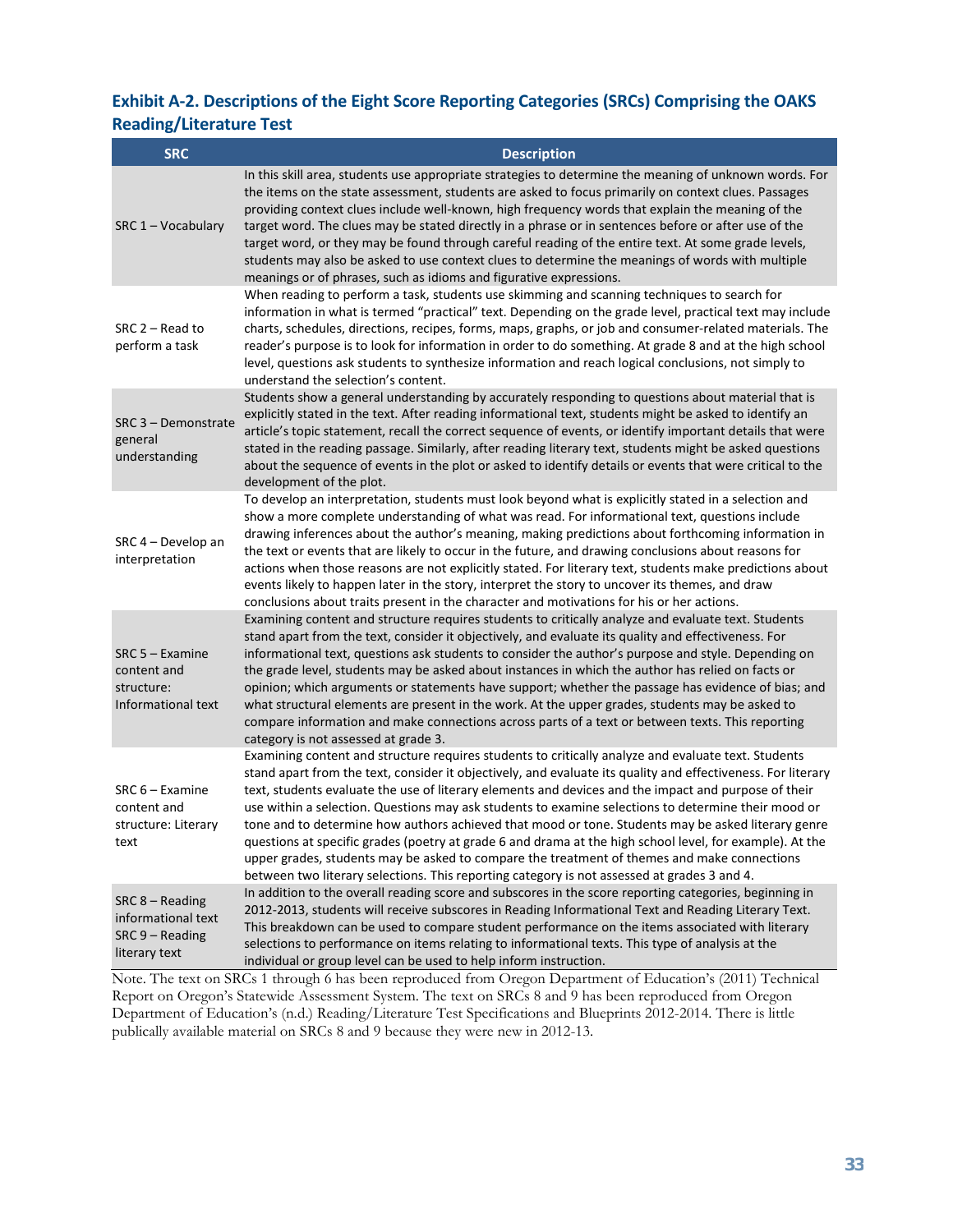### Exhibit A-2. Descriptions of the Eight Score Reporting Categories (SRCs) Comprising the OAKS Reading/Literature Test

| SRC | Description |
|---|---|
| SRC 1 – Vocabulary | In this skill area, students use appropriate strategies to determine the meaning of unknown words. For the items on the state assessment, students are asked to focus primarily on context clues. Passages providing context clues include well-known, high frequency words that explain the meaning of the target word. The clues may be stated directly in a phrase or in sentences before or after use of the target word, or they may be found through careful reading of the entire text. At some grade levels, students may also be asked to use context clues to determine the meanings of words with multiple meanings or of phrases, such as idioms and figurative expressions. |
| SRC 2 – Read to perform a task | When reading to perform a task, students use skimming and scanning techniques to search for information in what is termed "practical" text. Depending on the grade level, practical text may include charts, schedules, directions, recipes, forms, maps, graphs, or job and consumer-related materials. The reader's purpose is to look for information in order to do something. At grade 8 and at the high school level, questions ask students to synthesize information and reach logical conclusions, not simply to understand the selection's content. |
| SRC 3 – Demonstrate general understanding | Students show a general understanding by accurately responding to questions about material that is explicitly stated in the text. After reading informational text, students might be asked to identify an article's topic statement, recall the correct sequence of events, or identify important details that were stated in the reading passage. Similarly, after reading literary text, students might be asked questions about the sequence of events in the plot or asked to identify details or events that were critical to the development of the plot. |
| SRC 4 – Develop an interpretation | To develop an interpretation, students must look beyond what is explicitly stated in a selection and show a more complete understanding of what was read. For informational text, questions include drawing inferences about the author's meaning, making predictions about forthcoming information in the text or events that are likely to occur in the future, and drawing conclusions about reasons for actions when those reasons are not explicitly stated. For literary text, students make predictions about events likely to happen later in the story, interpret the story to uncover its themes, and draw conclusions about traits present in the character and motivations for his or her actions. |
| SRC 5 – Examine content and structure: Informational text | Examining content and structure requires students to critically analyze and evaluate text. Students stand apart from the text, consider it objectively, and evaluate its quality and effectiveness. For informational text, questions ask students to consider the author's purpose and style. Depending on the grade level, students may be asked about instances in which the author has relied on facts or opinion; which arguments or statements have support; whether the passage has evidence of bias; and what structural elements are present in the work. At the upper grades, students may be asked to compare information and make connections across parts of a text or between texts. This reporting category is not assessed at grade 3. |
| SRC 6 – Examine content and structure: Literary text | Examining content and structure requires students to critically analyze and evaluate text. Students stand apart from the text, consider it objectively, and evaluate its quality and effectiveness. For literary text, students evaluate the use of literary elements and devices and the impact and purpose of their use within a selection. Questions may ask students to examine selections to determine their mood or tone and to determine how authors achieved that mood or tone. Students may be asked literary genre questions at specific grades (poetry at grade 6 and drama at the high school level, for example). At the upper grades, students may be asked to compare the treatment of themes and make connections between two literary selections. This reporting category is not assessed at grades 3 and 4. |
| SRC 8 – Reading informational text<br>SRC 9 – Reading literary text | In addition to the overall reading score and subscores in the score reporting categories, beginning in 2012-2013, students will receive subscores in Reading Informational Text and Reading Literary Text. This breakdown can be used to compare student performance on the items associated with literary selections to performance on items relating to informational texts. This type of analysis at the individual or group level can be used to help inform instruction. |

Note. The text on SRCs 1 through 6 has been reproduced from Oregon Department of Education's (2011) Technical Report on Oregon's Statewide Assessment System. The text on SRCs 8 and 9 has been reproduced from Oregon Department of Education's (n.d.) Reading/Literature Test Specifications and Blueprints 2012-2014. There is little publically available material on SRCs 8 and 9 because they were new in 2012-13.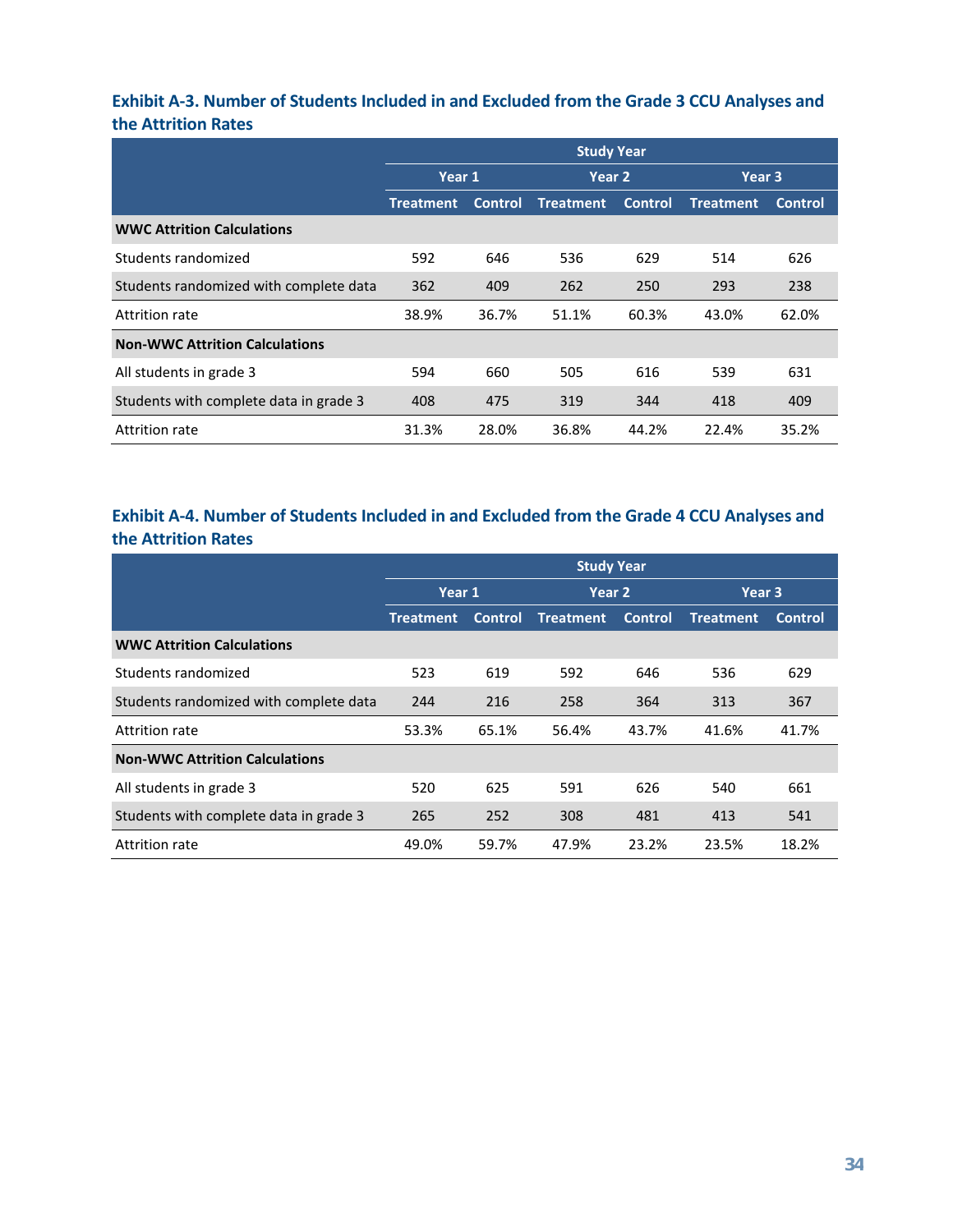### Exhibit A-3. Number of Students Included in and Excluded from the Grade 3 CCU Analyses and the Attrition Rates

| | Study Year | | | | | |
|---|---|---|---|---|---|---|
| | Year 1 | | Year 2 | | Year 3 | |
| | Treatment | Control | Treatment | Control | Treatment | Control |
| **WWC Attrition Calculations** | | | | | | |
| Students randomized | 592 | 646 | 536 | 629 | 514 | 626 |
| Students randomized with complete data | 362 | 409 | 262 | 250 | 293 | 238 |
| Attrition rate | 38.9% | 36.7% | 51.1% | 60.3% | 43.0% | 62.0% |
| **Non-WWC Attrition Calculations** | | | | | | |
| All students in grade 3 | 594 | 660 | 505 | 616 | 539 | 631 |
| Students with complete data in grade 3 | 408 | 475 | 319 | 344 | 418 | 409 |
| Attrition rate | 31.3% | 28.0% | 36.8% | 44.2% | 22.4% | 35.2% |

### Exhibit A-4. Number of Students Included in and Excluded from the Grade 4 CCU Analyses and the Attrition Rates

| | Study Year | | | | | |
|---|---|---|---|---|---|---|
| | Year 1 | | Year 2 | | Year 3 | |
| | Treatment | Control | Treatment | Control | Treatment | Control |
| **WWC Attrition Calculations** | | | | | | |
| Students randomized | 523 | 619 | 592 | 646 | 536 | 629 |
| Students randomized with complete data | 244 | 216 | 258 | 364 | 313 | 367 |
| Attrition rate | 53.3% | 65.1% | 56.4% | 43.7% | 41.6% | 41.7% |
| **Non-WWC Attrition Calculations** | | | | | | |
| All students in grade 3 | 520 | 625 | 591 | 626 | 540 | 661 |
| Students with complete data in grade 3 | 265 | 252 | 308 | 481 | 413 | 541 |
| Attrition rate | 49.0% | 59.7% | 47.9% | 23.2% | 23.5% | 18.2% |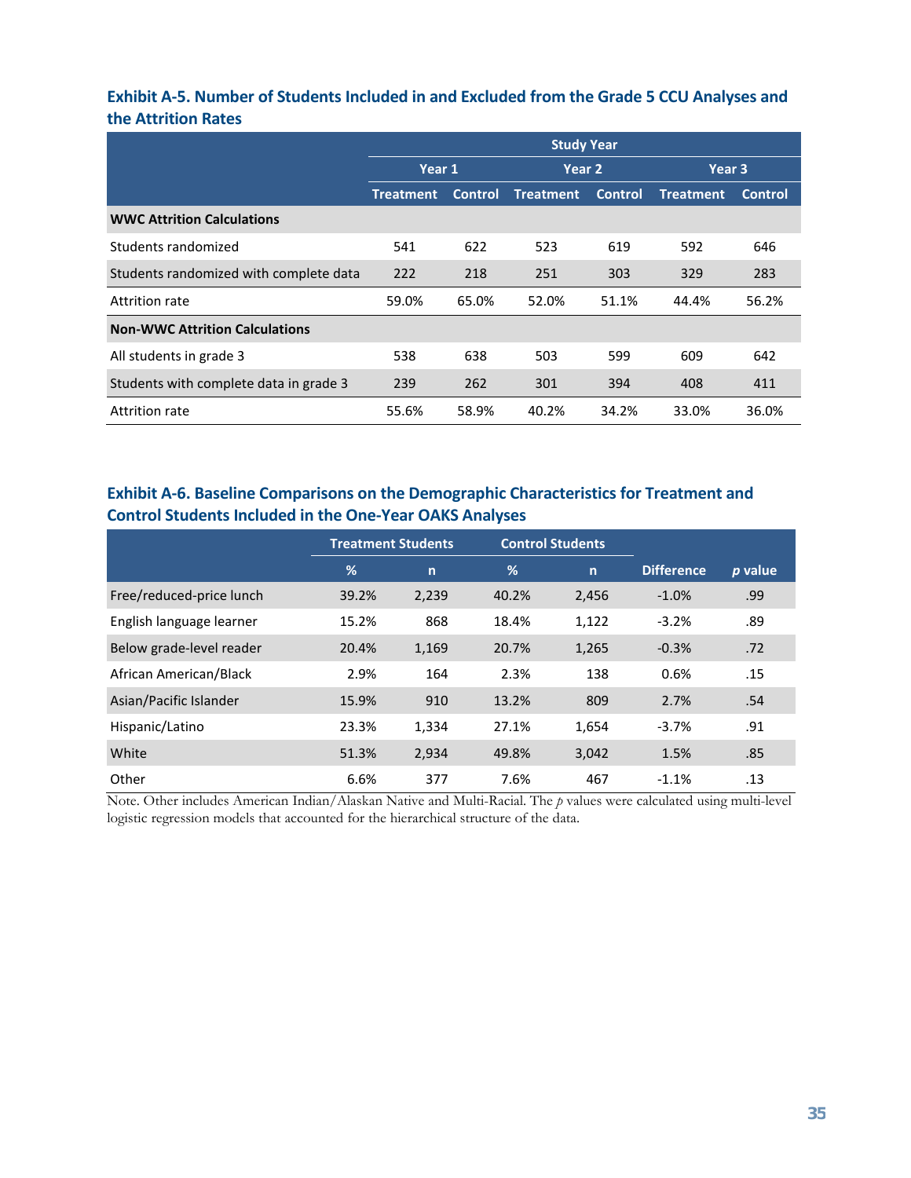### Exhibit A-5. Number of Students Included in and Excluded from the Grade 5 CCU Analyses and the Attrition Rates

| | Study Year | | | | | |
|---|---|---|---|---|---|---|
| | Year 1 | | Year 2 | | Year 3 | |
| | Treatment | Control | Treatment | Control | Treatment | Control |
| **WWC Attrition Calculations** | | | | | | |
| Students randomized | 541 | 622 | 523 | 619 | 592 | 646 |
| Students randomized with complete data | 222 | 218 | 251 | 303 | 329 | 283 |
| Attrition rate | 59.0% | 65.0% | 52.0% | 51.1% | 44.4% | 56.2% |
| **Non-WWC Attrition Calculations** | | | | | | |
| All students in grade 3 | 538 | 638 | 503 | 599 | 609 | 642 |
| Students with complete data in grade 3 | 239 | 262 | 301 | 394 | 408 | 411 |
| Attrition rate | 55.6% | 58.9% | 40.2% | 34.2% | 33.0% | 36.0% |

### Exhibit A-6. Baseline Comparisons on the Demographic Characteristics for Treatment and Control Students Included in the One-Year OAKS Analyses

| | Treatment Students | | Control Students | | | |
|---|---|---|---|---|---|---|
| | % | n | % | n | Difference | *p* value |
| Free/reduced-price lunch | 39.2% | 2,239 | 40.2% | 2,456 | -1.0% | .99 |
| English language learner | 15.2% | 868 | 18.4% | 1,122 | -3.2% | .89 |
| Below grade-level reader | 20.4% | 1,169 | 20.7% | 1,265 | -0.3% | .72 |
| African American/Black | 2.9% | 164 | 2.3% | 138 | 0.6% | .15 |
| Asian/Pacific Islander | 15.9% | 910 | 13.2% | 809 | 2.7% | .54 |
| Hispanic/Latino | 23.3% | 1,334 | 27.1% | 1,654 | -3.7% | .91 |
| White | 51.3% | 2,934 | 49.8% | 3,042 | 1.5% | .85 |
| Other | 6.6% | 377 | 7.6% | 467 | -1.1% | .13 |

Note. Other includes American Indian/Alaskan Native and Multi-Racial. The *p* values were calculated using multi-level logistic regression models that accounted for the hierarchical structure of the data.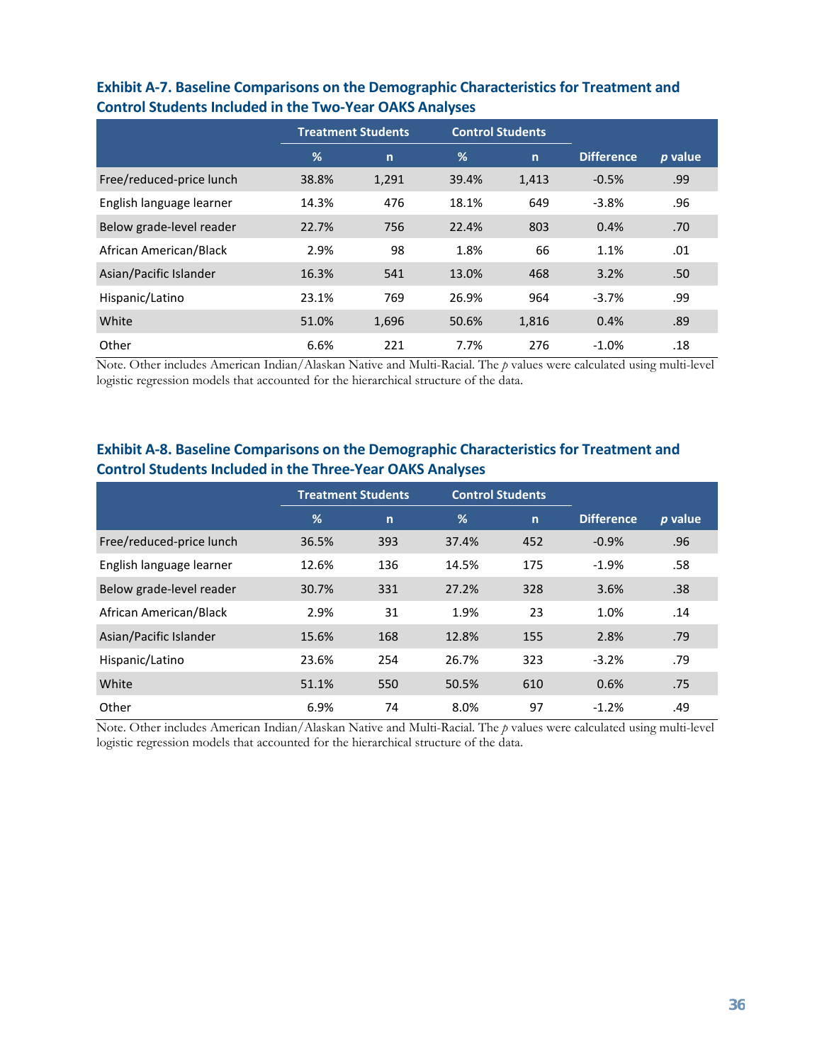### Exhibit A-7. Baseline Comparisons on the Demographic Characteristics for Treatment and Control Students Included in the Two-Year OAKS Analyses

| | Treatment Students | | Control Students | | | |
|---|---|---|---|---|---|---|
| | % | n | % | n | Difference | *p* value |
| Free/reduced-price lunch | 38.8% | 1,291 | 39.4% | 1,413 | -0.5% | .99 |
| English language learner | 14.3% | 476 | 18.1% | 649 | -3.8% | .96 |
| Below grade-level reader | 22.7% | 756 | 22.4% | 803 | 0.4% | .70 |
| African American/Black | 2.9% | 98 | 1.8% | 66 | 1.1% | .01 |
| Asian/Pacific Islander | 16.3% | 541 | 13.0% | 468 | 3.2% | .50 |
| Hispanic/Latino | 23.1% | 769 | 26.9% | 964 | -3.7% | .99 |
| White | 51.0% | 1,696 | 50.6% | 1,816 | 0.4% | .89 |
| Other | 6.6% | 221 | 7.7% | 276 | -1.0% | .18 |

Note. Other includes American Indian/Alaskan Native and Multi-Racial. The *p* values were calculated using multi-level logistic regression models that accounted for the hierarchical structure of the data.

### Exhibit A-8. Baseline Comparisons on the Demographic Characteristics for Treatment and Control Students Included in the Three-Year OAKS Analyses

| | Treatment Students | | Control Students | | | |
|---|---|---|---|---|---|---|
| | % | n | % | n | Difference | *p* value |
| Free/reduced-price lunch | 36.5% | 393 | 37.4% | 452 | -0.9% | .96 |
| English language learner | 12.6% | 136 | 14.5% | 175 | -1.9% | .58 |
| Below grade-level reader | 30.7% | 331 | 27.2% | 328 | 3.6% | .38 |
| African American/Black | 2.9% | 31 | 1.9% | 23 | 1.0% | .14 |
| Asian/Pacific Islander | 15.6% | 168 | 12.8% | 155 | 2.8% | .79 |
| Hispanic/Latino | 23.6% | 254 | 26.7% | 323 | -3.2% | .79 |
| White | 51.1% | 550 | 50.5% | 610 | 0.6% | .75 |
| Other | 6.9% | 74 | 8.0% | 97 | -1.2% | .49 |

Note. Other includes American Indian/Alaskan Native and Multi-Racial. The *p* values were calculated using multi-level logistic regression models that accounted for the hierarchical structure of the data.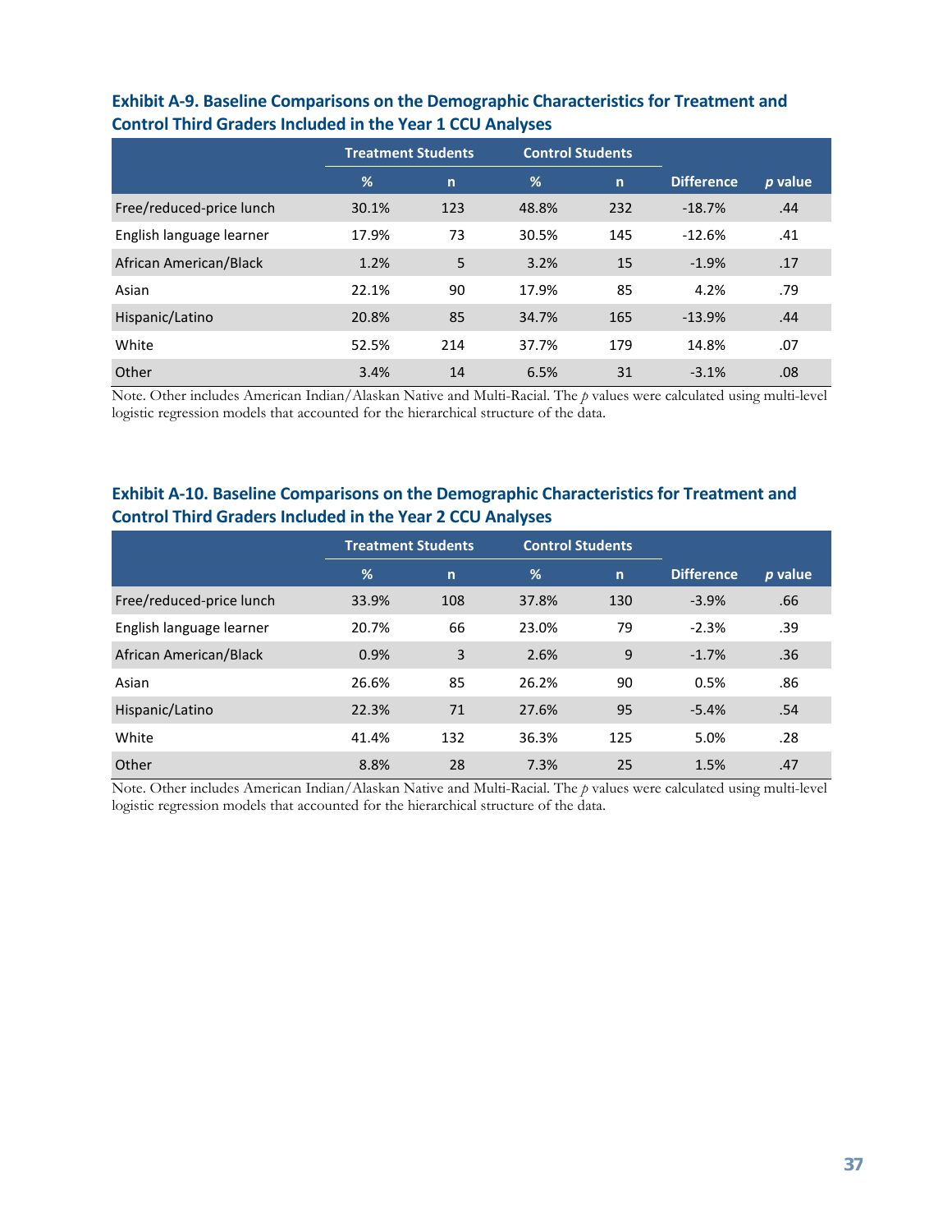### Exhibit A-9. Baseline Comparisons on the Demographic Characteristics for Treatment and Control Third Graders Included in the Year 1 CCU Analyses

| | Treatment Students | | Control Students | | | |
|---|---|---|---|---|---|---|
| | % | n | % | n | Difference | *p* value |
| Free/reduced-price lunch | 30.1% | 123 | 48.8% | 232 | -18.7% | .44 |
| English language learner | 17.9% | 73 | 30.5% | 145 | -12.6% | .41 |
| African American/Black | 1.2% | 5 | 3.2% | 15 | -1.9% | .17 |
| Asian | 22.1% | 90 | 17.9% | 85 | 4.2% | .79 |
| Hispanic/Latino | 20.8% | 85 | 34.7% | 165 | -13.9% | .44 |
| White | 52.5% | 214 | 37.7% | 179 | 14.8% | .07 |
| Other | 3.4% | 14 | 6.5% | 31 | -3.1% | .08 |

Note. Other includes American Indian/Alaskan Native and Multi-Racial. The *p* values were calculated using multi-level logistic regression models that accounted for the hierarchical structure of the data.

### Exhibit A-10. Baseline Comparisons on the Demographic Characteristics for Treatment and Control Third Graders Included in the Year 2 CCU Analyses

| | Treatment Students | | Control Students | | | |
|---|---|---|---|---|---|---|
| | % | n | % | n | Difference | *p* value |
| Free/reduced-price lunch | 33.9% | 108 | 37.8% | 130 | -3.9% | .66 |
| English language learner | 20.7% | 66 | 23.0% | 79 | -2.3% | .39 |
| African American/Black | 0.9% | 3 | 2.6% | 9 | -1.7% | .36 |
| Asian | 26.6% | 85 | 26.2% | 90 | 0.5% | .86 |
| Hispanic/Latino | 22.3% | 71 | 27.6% | 95 | -5.4% | .54 |
| White | 41.4% | 132 | 36.3% | 125 | 5.0% | .28 |
| Other | 8.8% | 28 | 7.3% | 25 | 1.5% | .47 |

Note. Other includes American Indian/Alaskan Native and Multi-Racial. The *p* values were calculated using multi-level logistic regression models that accounted for the hierarchical structure of the data.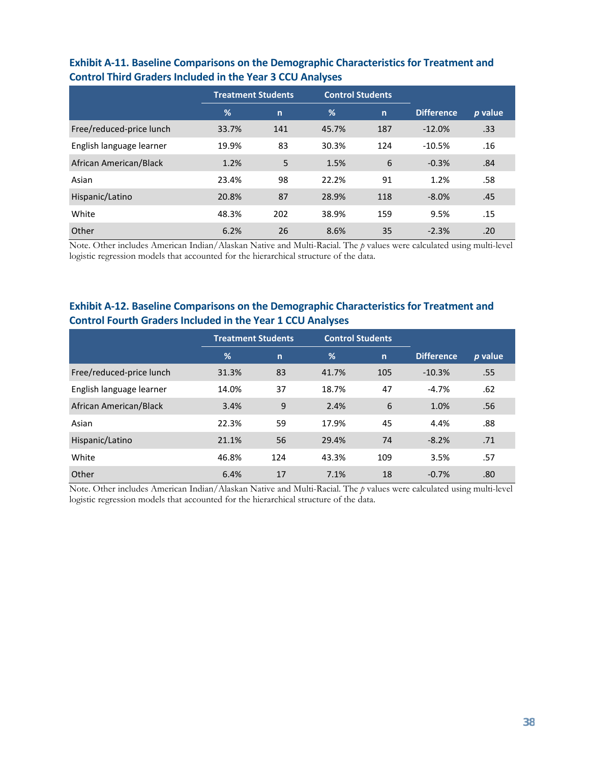### Exhibit A-11. Baseline Comparisons on the Demographic Characteristics for Treatment and Control Third Graders Included in the Year 3 CCU Analyses

| | Treatment Students | | Control Students | | | |
|---|---|---|---|---|---|---|
| | % | n | % | n | Difference | *p* value |
| Free/reduced-price lunch | 33.7% | 141 | 45.7% | 187 | -12.0% | .33 |
| English language learner | 19.9% | 83 | 30.3% | 124 | -10.5% | .16 |
| African American/Black | 1.2% | 5 | 1.5% | 6 | -0.3% | .84 |
| Asian | 23.4% | 98 | 22.2% | 91 | 1.2% | .58 |
| Hispanic/Latino | 20.8% | 87 | 28.9% | 118 | -8.0% | .45 |
| White | 48.3% | 202 | 38.9% | 159 | 9.5% | .15 |
| Other | 6.2% | 26 | 8.6% | 35 | -2.3% | .20 |

Note. Other includes American Indian/Alaskan Native and Multi-Racial. The *p* values were calculated using multi-level logistic regression models that accounted for the hierarchical structure of the data.

### Exhibit A-12. Baseline Comparisons on the Demographic Characteristics for Treatment and Control Fourth Graders Included in the Year 1 CCU Analyses

| | Treatment Students | | Control Students | | | |
|---|---|---|---|---|---|---|
| | % | n | % | n | Difference | *p* value |
| Free/reduced-price lunch | 31.3% | 83 | 41.7% | 105 | -10.3% | .55 |
| English language learner | 14.0% | 37 | 18.7% | 47 | -4.7% | .62 |
| African American/Black | 3.4% | 9 | 2.4% | 6 | 1.0% | .56 |
| Asian | 22.3% | 59 | 17.9% | 45 | 4.4% | .88 |
| Hispanic/Latino | 21.1% | 56 | 29.4% | 74 | -8.2% | .71 |
| White | 46.8% | 124 | 43.3% | 109 | 3.5% | .57 |
| Other | 6.4% | 17 | 7.1% | 18 | -0.7% | .80 |

Note. Other includes American Indian/Alaskan Native and Multi-Racial. The *p* values were calculated using multi-level logistic regression models that accounted for the hierarchical structure of the data.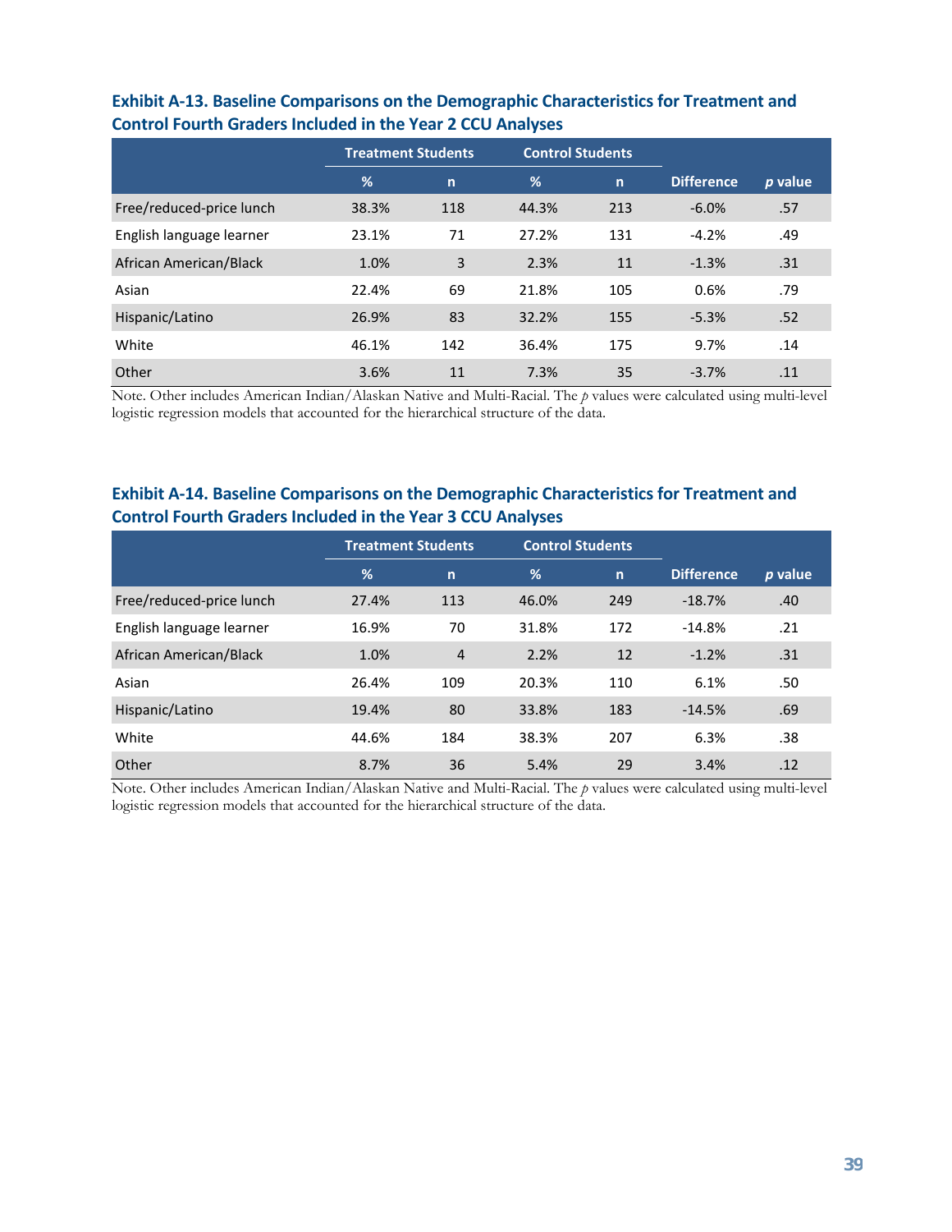**Exhibit A-13. Baseline Comparisons on the Demographic Characteristics for Treatment and Control Fourth Graders Included in the Year 2 CCU Analyses**

| | Treatment Students | | Control Students | | | |
|---|---|---|---|---|---|---|
| | % | n | % | n | Difference | *p* value |
| Free/reduced-price lunch | 38.3% | 118 | 44.3% | 213 | -6.0% | .57 |
| English language learner | 23.1% | 71 | 27.2% | 131 | -4.2% | .49 |
| African American/Black | 1.0% | 3 | 2.3% | 11 | -1.3% | .31 |
| Asian | 22.4% | 69 | 21.8% | 105 | 0.6% | .79 |
| Hispanic/Latino | 26.9% | 83 | 32.2% | 155 | -5.3% | .52 |
| White | 46.1% | 142 | 36.4% | 175 | 9.7% | .14 |
| Other | 3.6% | 11 | 7.3% | 35 | -3.7% | .11 |

Note. Other includes American Indian/Alaskan Native and Multi-Racial. The *p* values were calculated using multi-level logistic regression models that accounted for the hierarchical structure of the data.

**Exhibit A-14. Baseline Comparisons on the Demographic Characteristics for Treatment and Control Fourth Graders Included in the Year 3 CCU Analyses**

| | Treatment Students | | Control Students | | | |
|---|---|---|---|---|---|---|
| | % | n | % | n | Difference | *p* value |
| Free/reduced-price lunch | 27.4% | 113 | 46.0% | 249 | -18.7% | .40 |
| English language learner | 16.9% | 70 | 31.8% | 172 | -14.8% | .21 |
| African American/Black | 1.0% | 4 | 2.2% | 12 | -1.2% | .31 |
| Asian | 26.4% | 109 | 20.3% | 110 | 6.1% | .50 |
| Hispanic/Latino | 19.4% | 80 | 33.8% | 183 | -14.5% | .69 |
| White | 44.6% | 184 | 38.3% | 207 | 6.3% | .38 |
| Other | 8.7% | 36 | 5.4% | 29 | 3.4% | .12 |

Note. Other includes American Indian/Alaskan Native and Multi-Racial. The *p* values were calculated using multi-level logistic regression models that accounted for the hierarchical structure of the data.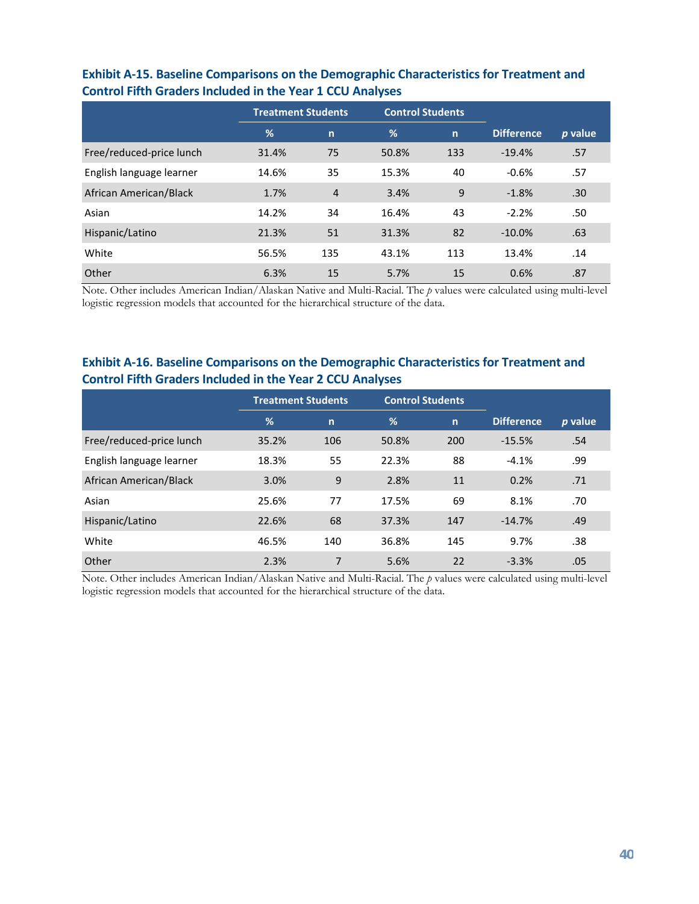### Exhibit A-15. Baseline Comparisons on the Demographic Characteristics for Treatment and Control Fifth Graders Included in the Year 1 CCU Analyses

| | Treatment Students | | Control Students | | | |
|---|---|---|---|---|---|---|
| | % | n | % | n | Difference | *p* value |
| Free/reduced-price lunch | 31.4% | 75 | 50.8% | 133 | -19.4% | .57 |
| English language learner | 14.6% | 35 | 15.3% | 40 | -0.6% | .57 |
| African American/Black | 1.7% | 4 | 3.4% | 9 | -1.8% | .30 |
| Asian | 14.2% | 34 | 16.4% | 43 | -2.2% | .50 |
| Hispanic/Latino | 21.3% | 51 | 31.3% | 82 | -10.0% | .63 |
| White | 56.5% | 135 | 43.1% | 113 | 13.4% | .14 |
| Other | 6.3% | 15 | 5.7% | 15 | 0.6% | .87 |

Note. Other includes American Indian/Alaskan Native and Multi-Racial. The *p* values were calculated using multi-level logistic regression models that accounted for the hierarchical structure of the data.

### Exhibit A-16. Baseline Comparisons on the Demographic Characteristics for Treatment and Control Fifth Graders Included in the Year 2 CCU Analyses

| | Treatment Students | | Control Students | | | |
|---|---|---|---|---|---|---|
| | % | n | % | n | Difference | *p* value |
| Free/reduced-price lunch | 35.2% | 106 | 50.8% | 200 | -15.5% | .54 |
| English language learner | 18.3% | 55 | 22.3% | 88 | -4.1% | .99 |
| African American/Black | 3.0% | 9 | 2.8% | 11 | 0.2% | .71 |
| Asian | 25.6% | 77 | 17.5% | 69 | 8.1% | .70 |
| Hispanic/Latino | 22.6% | 68 | 37.3% | 147 | -14.7% | .49 |
| White | 46.5% | 140 | 36.8% | 145 | 9.7% | .38 |
| Other | 2.3% | 7 | 5.6% | 22 | -3.3% | .05 |

Note. Other includes American Indian/Alaskan Native and Multi-Racial. The *p* values were calculated using multi-level logistic regression models that accounted for the hierarchical structure of the data.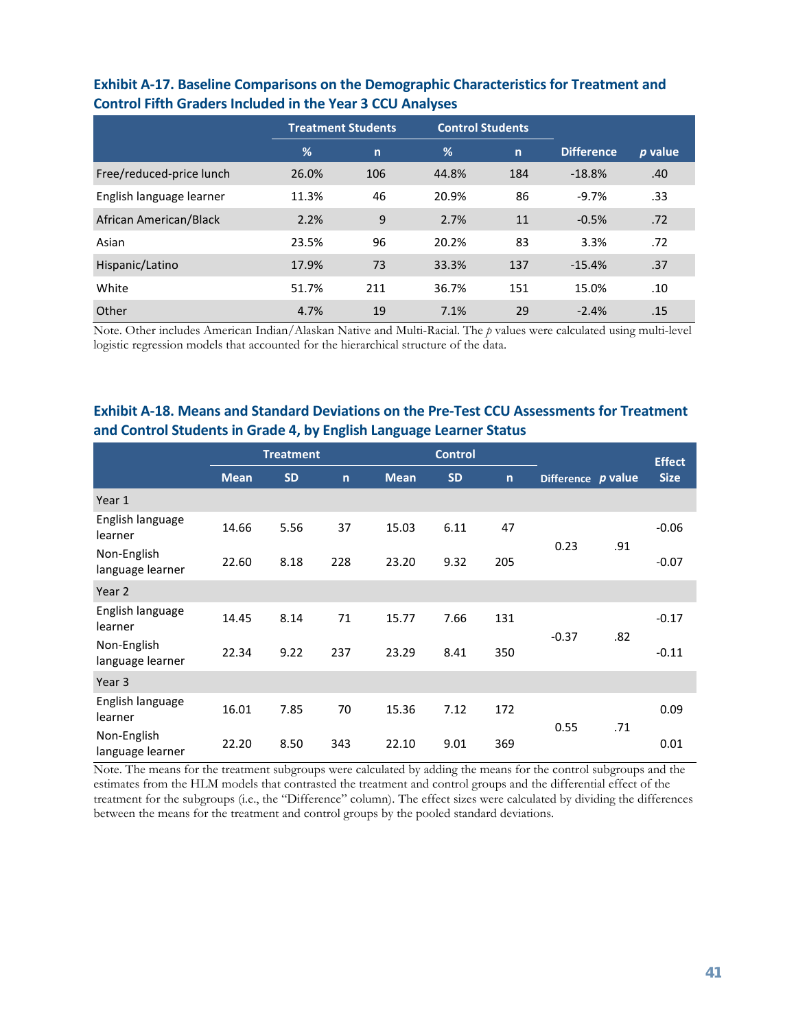### Exhibit A-17. Baseline Comparisons on the Demographic Characteristics for Treatment and Control Fifth Graders Included in the Year 3 CCU Analyses

| | Treatment Students | | Control Students | | | |
|---|---|---|---|---|---|---|
| | % | n | % | n | Difference | *p* value |
| Free/reduced-price lunch | 26.0% | 106 | 44.8% | 184 | -18.8% | .40 |
| English language learner | 11.3% | 46 | 20.9% | 86 | -9.7% | .33 |
| African American/Black | 2.2% | 9 | 2.7% | 11 | -0.5% | .72 |
| Asian | 23.5% | 96 | 20.2% | 83 | 3.3% | .72 |
| Hispanic/Latino | 17.9% | 73 | 33.3% | 137 | -15.4% | .37 |
| White | 51.7% | 211 | 36.7% | 151 | 15.0% | .10 |
| Other | 4.7% | 19 | 7.1% | 29 | -2.4% | .15 |

Note. Other includes American Indian/Alaskan Native and Multi-Racial. The *p* values were calculated using multi-level logistic regression models that accounted for the hierarchical structure of the data.

### Exhibit A-18. Means and Standard Deviations on the Pre-Test CCU Assessments for Treatment and Control Students in Grade 4, by English Language Learner Status

| | Treatment | | | Control | | | | | |
|---|---|---|---|---|---|---|---|---|---|
| | Mean | SD | n | Mean | SD | n | Difference | *p* value | Effect Size |
| Year 1 | | | | | | | | | |
| English language learner | 14.66 | 5.56 | 37 | 15.03 | 6.11 | 47 | 0.23 | .91 | -0.06 |
| Non-English language learner | 22.60 | 8.18 | 228 | 23.20 | 9.32 | 205 | | | -0.07 |
| Year 2 | | | | | | | | | |
| English language learner | 14.45 | 8.14 | 71 | 15.77 | 7.66 | 131 | -0.37 | .82 | -0.17 |
| Non-English language learner | 22.34 | 9.22 | 237 | 23.29 | 8.41 | 350 | | | -0.11 |
| Year 3 | | | | | | | | | |
| English language learner | 16.01 | 7.85 | 70 | 15.36 | 7.12 | 172 | 0.55 | .71 | 0.09 |
| Non-English language learner | 22.20 | 8.50 | 343 | 22.10 | 9.01 | 369 | | | 0.01 |

Note. The means for the treatment subgroups were calculated by adding the means for the control subgroups and the estimates from the HLM models that contrasted the treatment and control groups and the differential effect of the treatment for the subgroups (i.e., the "Difference" column). The effect sizes were calculated by dividing the differences between the means for the treatment and control groups by the pooled standard deviations.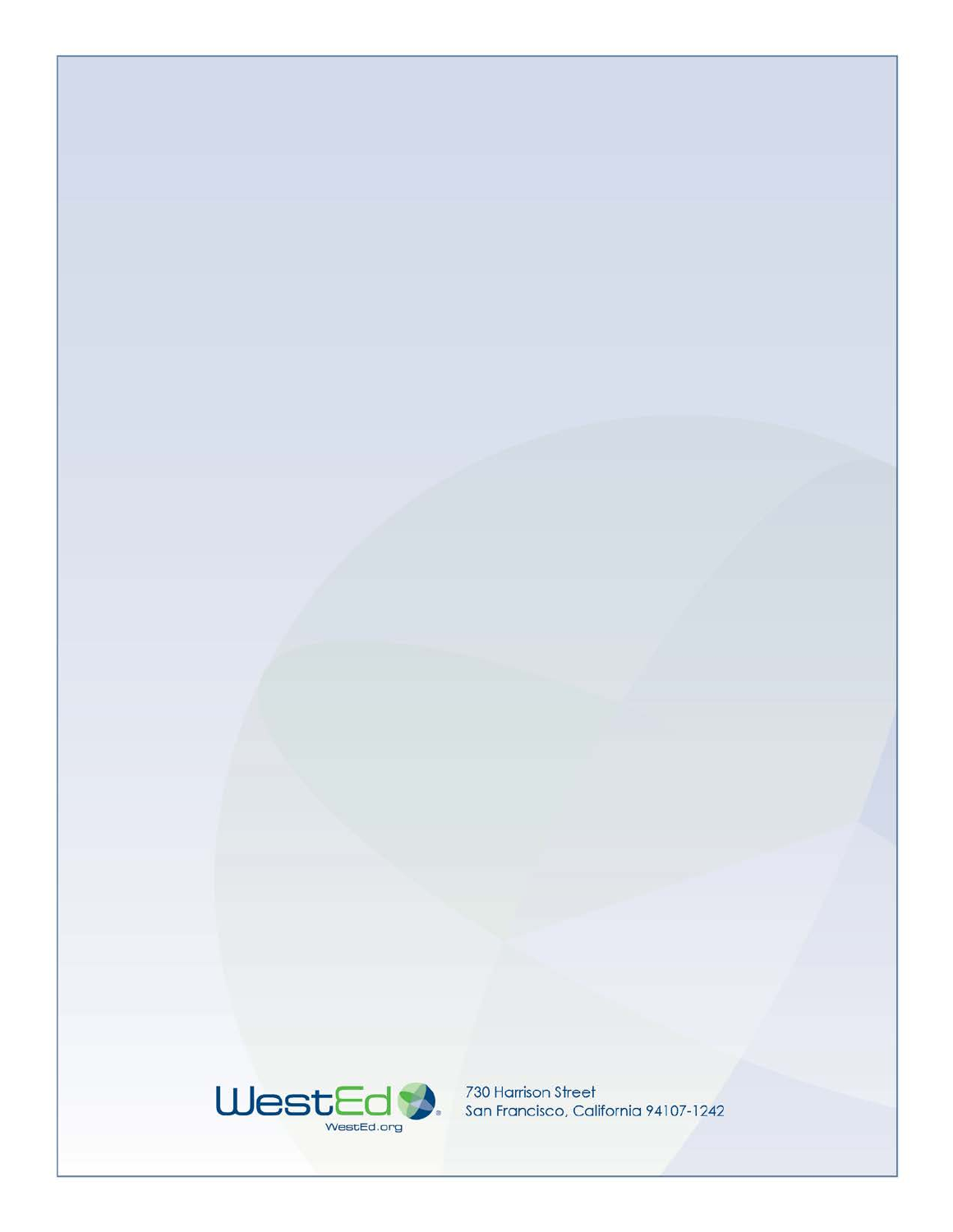WestEd

WestEd.org

730 Harrison Street
San Francisco, California 94107-1242